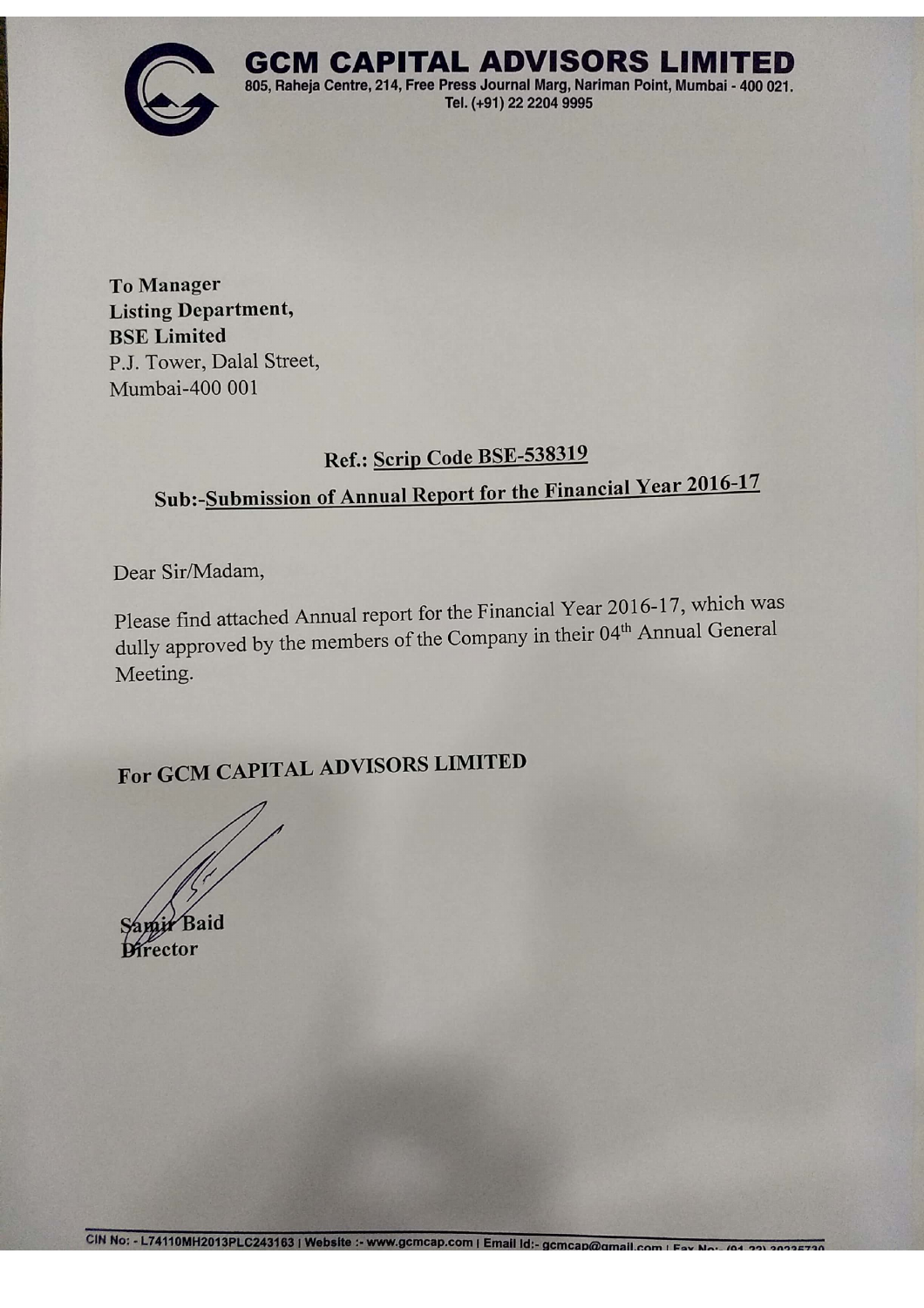# GCM CAPITAL ADVISORS LIMITED

805, Raheja Centre, 214, Free Press Journal Marg, Nariman Point, Mumbai - 400 021.
Tel. (+91) 22 2204 9995

**To Manager**
**Listing Department,**
**BSE Limited**
P.J. Tower, Dalal Street,
Mumbai-400 001

**Ref.: Scrip Code BSE-538319**

**Sub:-Submission of Annual Report for the Financial Year 2016-17**

Dear Sir/Madam,

Please find attached Annual report for the Financial Year 2016-17, which was dully approved by the members of the Company in their 04th Annual General Meeting.

**For GCM CAPITAL ADVISORS LIMITED**

**Samir Baid**
**Director**

CIN No: - L74110MH2013PLC243163 | Website :- www.gcmcap.com | Email Id:- gcmcap@gmail.com | Fax No:- (91 22) 30235730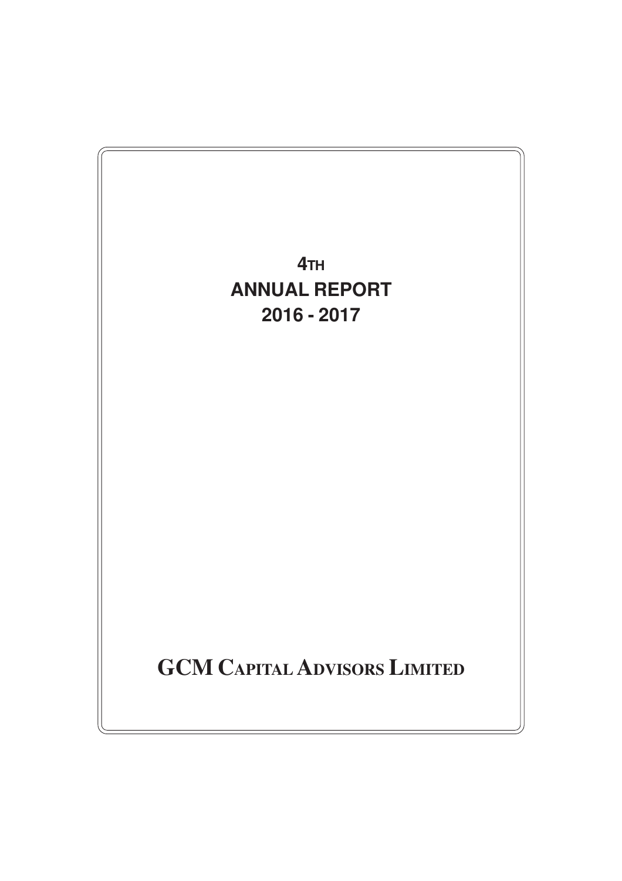# 4TH
# ANNUAL REPORT
# 2016 - 2017

# GCM CAPITAL ADVISORS LIMITED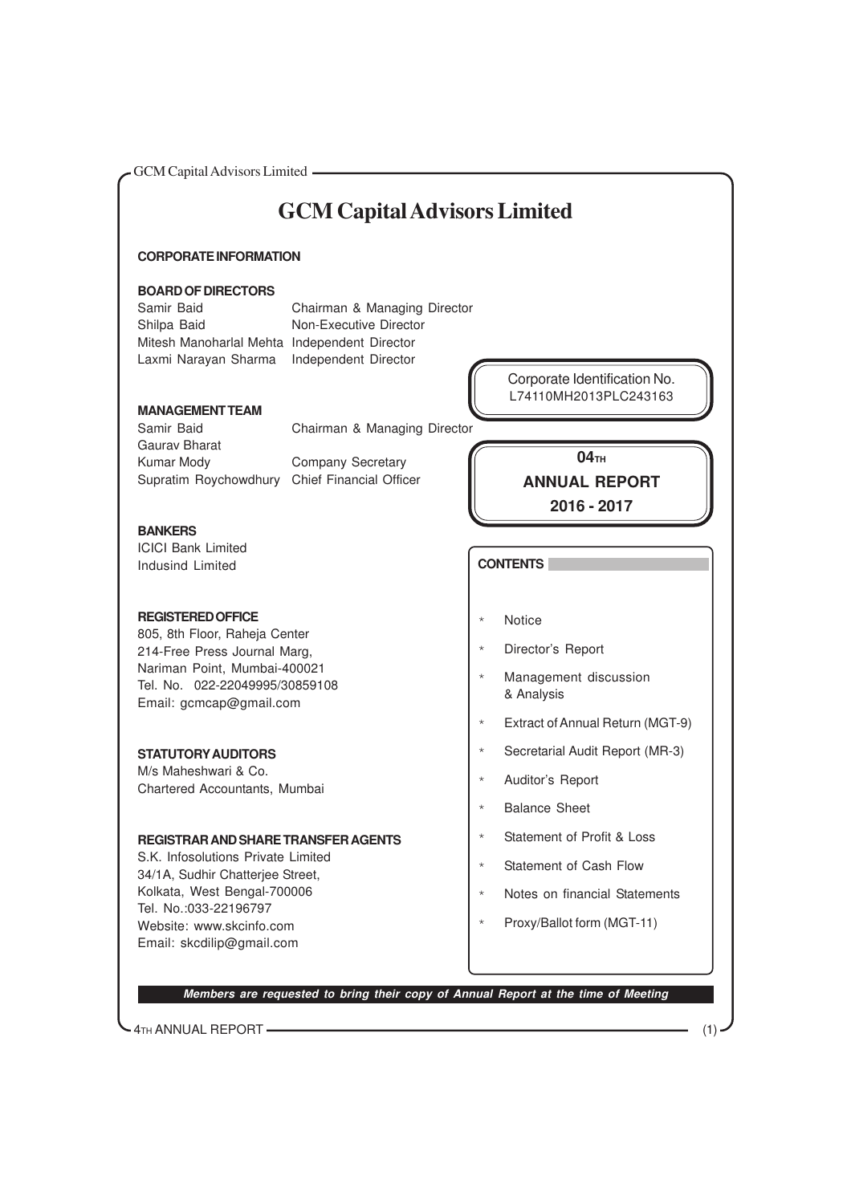# GCM Capital Advisors Limited

## CORPORATE INFORMATION

### BOARD OF DIRECTORS

| | |
|---|---|
| Samir Baid | Chairman & Managing Director |
| Shilpa Baid | Non-Executive Director |
| Mitesh Manoharlal Mehta | Independent Director |
| Laxmi Narayan Sharma | Independent Director |

Corporate Identification No.
L74110MH2013PLC243163

### MANAGEMENT TEAM

| | |
|---|---|
| Samir Baid | Chairman & Managing Director |
| Gaurav Bharat | |
| Kumar Mody | Company Secretary |
| Supratim Roychowdhury | Chief Financial Officer |

**04TH**
**ANNUAL REPORT**
**2016 - 2017**

### BANKERS

ICICI Bank Limited
Indusind Limited

### REGISTERED OFFICE

805, 8th Floor, Raheja Center
214-Free Press Journal Marg,
Nariman Point, Mumbai-400021
Tel. No. 022-22049995/30859108
Email: gcmcap@gmail.com

### STATUTORY AUDITORS

M/s Maheshwari & Co.
Chartered Accountants, Mumbai

### REGISTRAR AND SHARE TRANSFER AGENTS

S.K. Infosolutions Private Limited
34/1A, Sudhir Chatterjee Street,
Kolkata, West Bengal-700006
Tel. No.:033-22196797
Website: www.skcinfo.com
Email: skcdilip@gmail.com

### CONTENTS

* Notice
* Director's Report
* Management discussion & Analysis
* Extract of Annual Return (MGT-9)
* Secretarial Audit Report (MR-3)
* Auditor's Report
* Balance Sheet
* Statement of Profit & Loss
* Statement of Cash Flow
* Notes on financial Statements
* Proxy/Ballot form (MGT-11)

***Members are requested to bring their copy of Annual Report at the time of Meeting***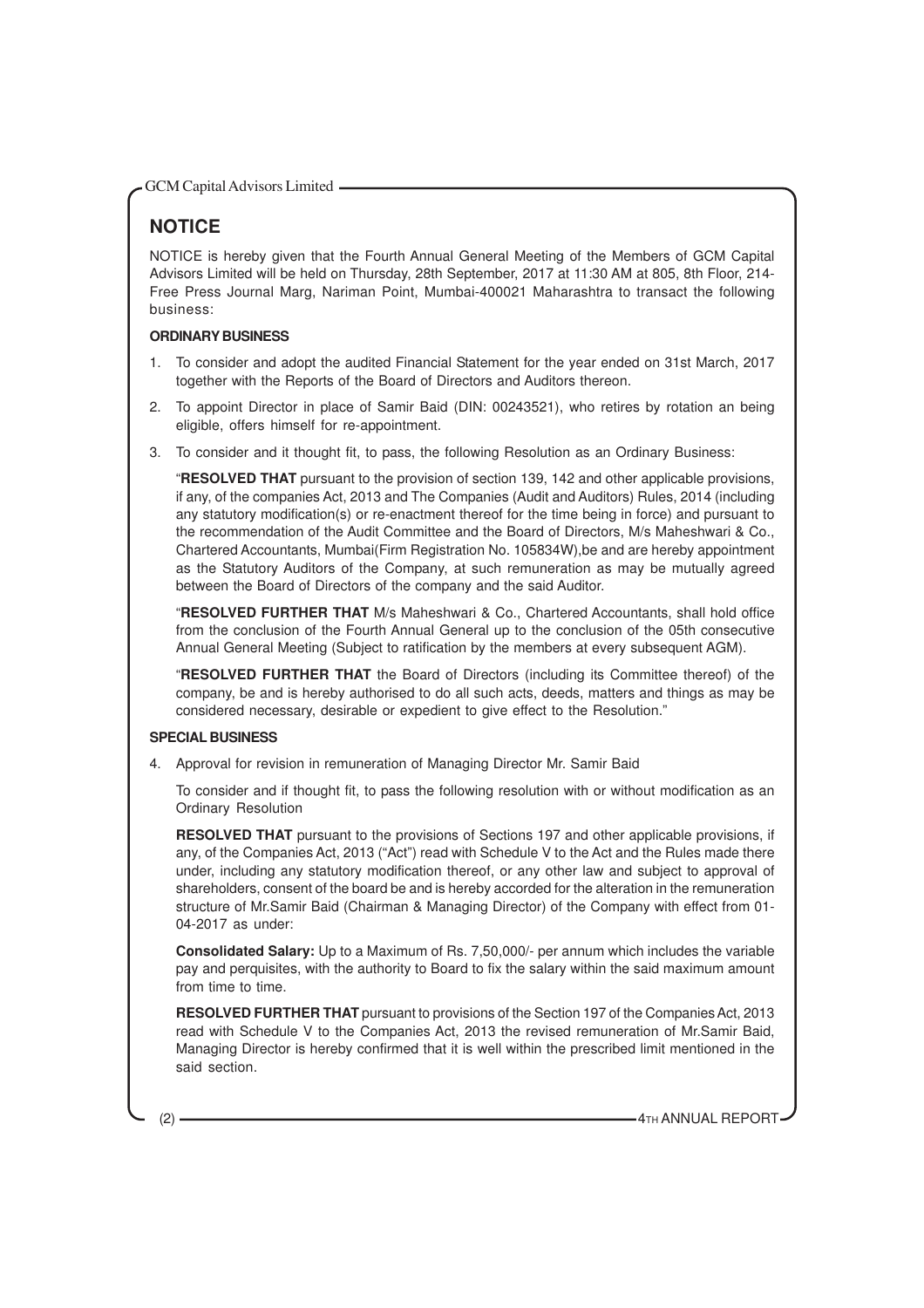# NOTICE

NOTICE is hereby given that the Fourth Annual General Meeting of the Members of GCM Capital Advisors Limited will be held on Thursday, 28th September, 2017 at 11:30 AM at 805, 8th Floor, 214-Free Press Journal Marg, Nariman Point, Mumbai-400021 Maharashtra to transact the following business:

**ORDINARY BUSINESS**

1. To consider and adopt the audited Financial Statement for the year ended on 31st March, 2017 together with the Reports of the Board of Directors and Auditors thereon.

2. To appoint Director in place of Samir Baid (DIN: 00243521), who retires by rotation an being eligible, offers himself for re-appointment.

3. To consider and it thought fit, to pass, the following Resolution as an Ordinary Business:

   "**RESOLVED THAT** pursuant to the provision of section 139, 142 and other applicable provisions, if any, of the companies Act, 2013 and The Companies (Audit and Auditors) Rules, 2014 (including any statutory modification(s) or re-enactment thereof for the time being in force) and pursuant to the recommendation of the Audit Committee and the Board of Directors, M/s Maheshwari & Co., Chartered Accountants, Mumbai(Firm Registration No. 105834W),be and are hereby appointment as the Statutory Auditors of the Company, at such remuneration as may be mutually agreed between the Board of Directors of the company and the said Auditor.

   "**RESOLVED FURTHER THAT** M/s Maheshwari & Co., Chartered Accountants, shall hold office from the conclusion of the Fourth Annual General up to the conclusion of the 05th consecutive Annual General Meeting (Subject to ratification by the members at every subsequent AGM).

   "**RESOLVED FURTHER THAT** the Board of Directors (including its Committee thereof) of the company, be and is hereby authorised to do all such acts, deeds, matters and things as may be considered necessary, desirable or expedient to give effect to the Resolution."

**SPECIAL BUSINESS**

4. Approval for revision in remuneration of Managing Director Mr. Samir Baid

   To consider and if thought fit, to pass the following resolution with or without modification as an Ordinary Resolution

   **RESOLVED THAT** pursuant to the provisions of Sections 197 and other applicable provisions, if any, of the Companies Act, 2013 ("Act") read with Schedule V to the Act and the Rules made there under, including any statutory modification thereof, or any other law and subject to approval of shareholders, consent of the board be and is hereby accorded for the alteration in the remuneration structure of Mr.Samir Baid (Chairman & Managing Director) of the Company with effect from 01-04-2017 as under:

   **Consolidated Salary:** Up to a Maximum of Rs. 7,50,000/- per annum which includes the variable pay and perquisites, with the authority to Board to fix the salary within the said maximum amount from time to time.

   **RESOLVED FURTHER THAT** pursuant to provisions of the Section 197 of the Companies Act, 2013 read with Schedule V to the Companies Act, 2013 the revised remuneration of Mr.Samir Baid, Managing Director is hereby confirmed that it is well within the prescribed limit mentioned in the said section.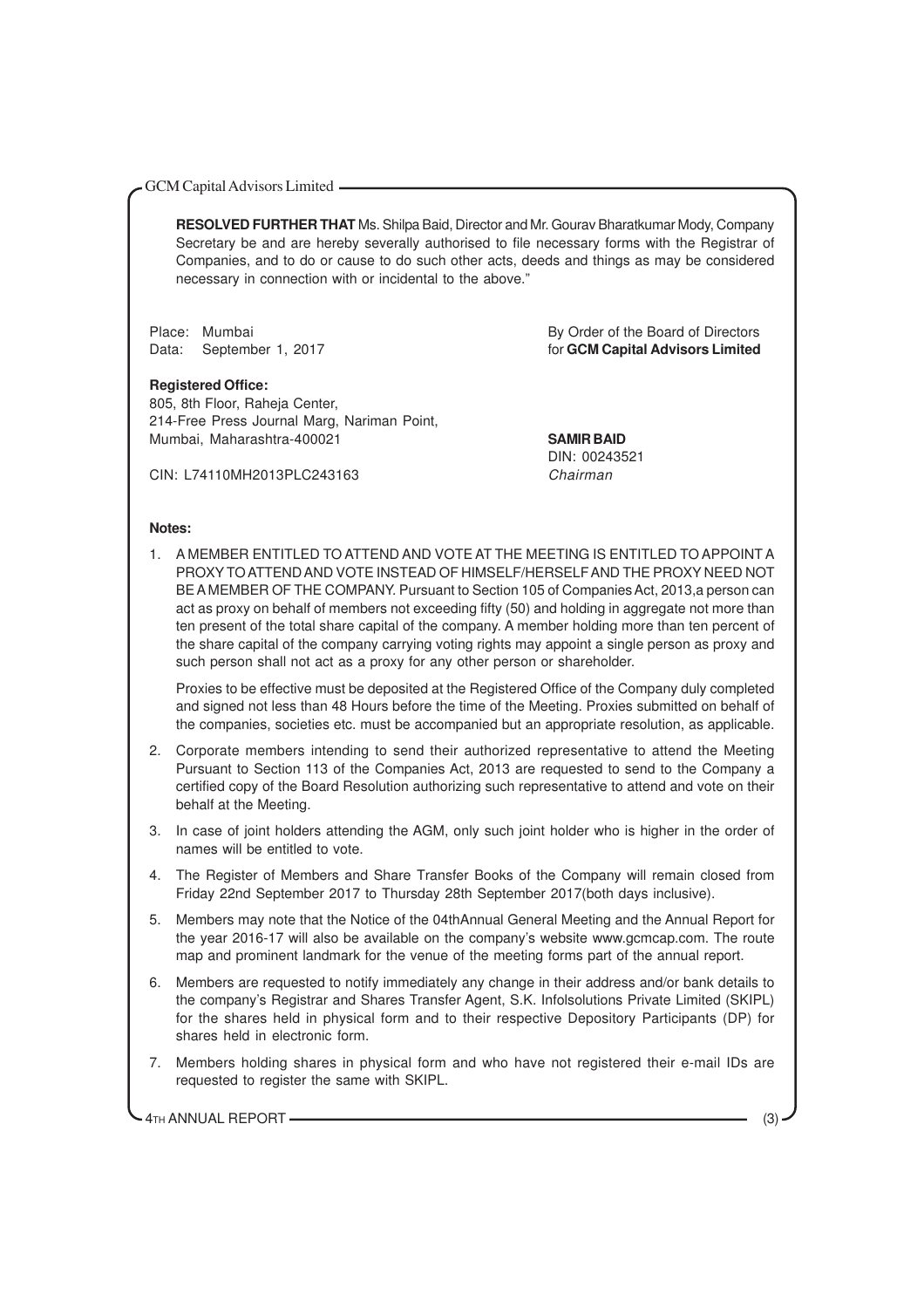**RESOLVED FURTHER THAT** Ms. Shilpa Baid, Director and Mr. Gourav Bharatkumar Mody, Company Secretary be and are hereby severally authorised to file necessary forms with the Registrar of Companies, and to do or cause to do such other acts, deeds and things as may be considered necessary in connection with or incidental to the above."

Place: Mumbai
Data: September 1, 2017

By Order of the Board of Directors
for **GCM Capital Advisors Limited**

**Registered Office:**
805, 8th Floor, Raheja Center,
214-Free Press Journal Marg, Nariman Point,
Mumbai, Maharashtra-400021

CIN: L74110MH2013PLC243163

**SAMIR BAID**
DIN: 00243521
*Chairman*

**Notes:**

1. A MEMBER ENTITLED TO ATTEND AND VOTE AT THE MEETING IS ENTITLED TO APPOINT A PROXY TO ATTEND AND VOTE INSTEAD OF HIMSELF/HERSELF AND THE PROXY NEED NOT BE A MEMBER OF THE COMPANY. Pursuant to Section 105 of Companies Act, 2013,a person can act as proxy on behalf of members not exceeding fifty (50) and holding in aggregate not more than ten present of the total share capital of the company. A member holding more than ten percent of the share capital of the company carrying voting rights may appoint a single person as proxy and such person shall not act as a proxy for any other person or shareholder.

   Proxies to be effective must be deposited at the Registered Office of the Company duly completed and signed not less than 48 Hours before the time of the Meeting. Proxies submitted on behalf of the companies, societies etc. must be accompanied but an appropriate resolution, as applicable.

2. Corporate members intending to send their authorized representative to attend the Meeting Pursuant to Section 113 of the Companies Act, 2013 are requested to send to the Company a certified copy of the Board Resolution authorizing such representative to attend and vote on their behalf at the Meeting.

3. In case of joint holders attending the AGM, only such joint holder who is higher in the order of names will be entitled to vote.

4. The Register of Members and Share Transfer Books of the Company will remain closed from Friday 22nd September 2017 to Thursday 28th September 2017(both days inclusive).

5. Members may note that the Notice of the 04thAnnual General Meeting and the Annual Report for the year 2016-17 will also be available on the company's website www.gcmcap.com. The route map and prominent landmark for the venue of the meeting forms part of the annual report.

6. Members are requested to notify immediately any change in their address and/or bank details to the company's Registrar and Shares Transfer Agent, S.K. Infolsolutions Private Limited (SKIPL) for the shares held in physical form and to their respective Depository Participants (DP) for shares held in electronic form.

7. Members holding shares in physical form and who have not registered their e-mail IDs are requested to register the same with SKIPL.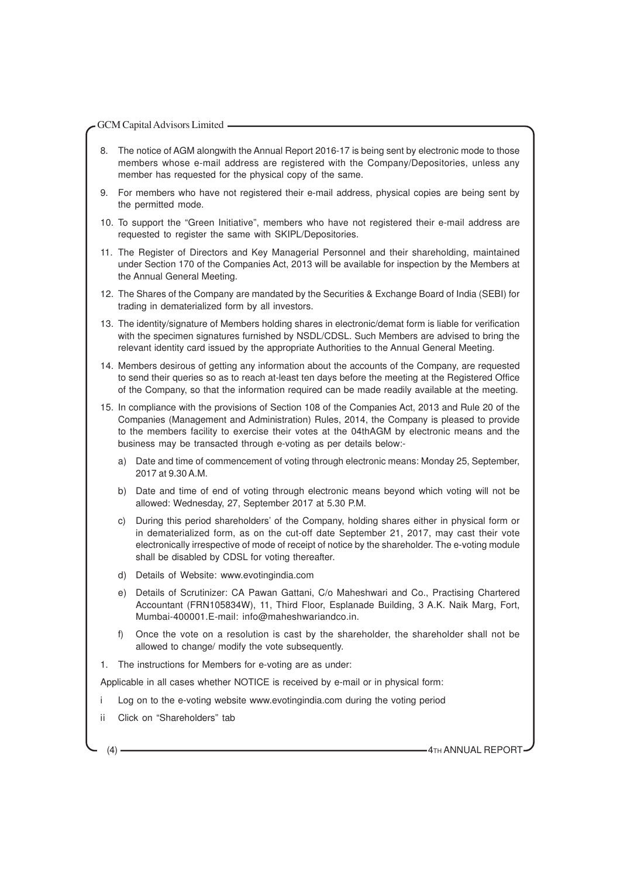8. The notice of AGM alongwith the Annual Report 2016-17 is being sent by electronic mode to those members whose e-mail address are registered with the Company/Depositories, unless any member has requested for the physical copy of the same.

9. For members who have not registered their e-mail address, physical copies are being sent by the permitted mode.

10. To support the "Green Initiative", members who have not registered their e-mail address are requested to register the same with SKIPL/Depositories.

11. The Register of Directors and Key Managerial Personnel and their shareholding, maintained under Section 170 of the Companies Act, 2013 will be available for inspection by the Members at the Annual General Meeting.

12. The Shares of the Company are mandated by the Securities & Exchange Board of India (SEBI) for trading in dematerialized form by all investors.

13. The identity/signature of Members holding shares in electronic/demat form is liable for verification with the specimen signatures furnished by NSDL/CDSL. Such Members are advised to bring the relevant identity card issued by the appropriate Authorities to the Annual General Meeting.

14. Members desirous of getting any information about the accounts of the Company, are requested to send their queries so as to reach at-least ten days before the meeting at the Registered Office of the Company, so that the information required can be made readily available at the meeting.

15. In compliance with the provisions of Section 108 of the Companies Act, 2013 and Rule 20 of the Companies (Management and Administration) Rules, 2014, the Company is pleased to provide to the members facility to exercise their votes at the 04thAGM by electronic means and the business may be transacted through e-voting as per details below:-

    a) Date and time of commencement of voting through electronic means: Monday 25, September, 2017 at 9.30 A.M.

    b) Date and time of end of voting through electronic means beyond which voting will not be allowed: Wednesday, 27, September 2017 at 5.30 P.M.

    c) During this period shareholders' of the Company, holding shares either in physical form or in dematerialized form, as on the cut-off date September 21, 2017, may cast their vote electronically irrespective of mode of receipt of notice by the shareholder. The e-voting module shall be disabled by CDSL for voting thereafter.

    d) Details of Website: www.evotingindia.com

    e) Details of Scrutinizer: CA Pawan Gattani, C/o Maheshwari and Co., Practising Chartered Accountant (FRN105834W), 11, Third Floor, Esplanade Building, 3 A.K. Naik Marg, Fort, Mumbai-400001.E-mail: info@maheshwariandco.in.

    f) Once the vote on a resolution is cast by the shareholder, the shareholder shall not be allowed to change/ modify the vote subsequently.

1. The instructions for Members for e-voting are as under:

Applicable in all cases whether NOTICE is received by e-mail or in physical form:

i Log on to the e-voting website www.evotingindia.com during the voting period

ii Click on "Shareholders" tab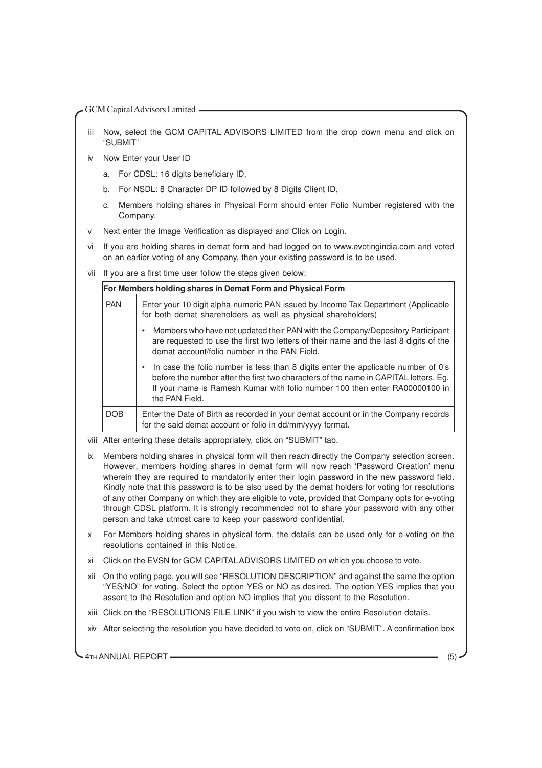iii Now, select the GCM CAPITAL ADVISORS LIMITED from the drop down menu and click on "SUBMIT"

iv Now Enter your User ID

a. For CDSL: 16 digits beneficiary ID,

b. For NSDL: 8 Character DP ID followed by 8 Digits Client ID,

c. Members holding shares in Physical Form should enter Folio Number registered with the Company.

v Next enter the Image Verification as displayed and Click on Login.

vi If you are holding shares in demat form and had logged on to www.evotingindia.com and voted on an earlier voting of any Company, then your existing password is to be used.

vii If you are a first time user follow the steps given below:

| **For Members holding shares in Demat Form and Physical Form** | |
|---|---|
| PAN | Enter your 10 digit alpha-numeric PAN issued by Income Tax Department (Applicable for both demat shareholders as well as physical shareholders)<br>• Members who have not updated their PAN with the Company/Depository Participant are requested to use the first two letters of their name and the last 8 digits of the demat account/folio number in the PAN Field.<br>• In case the folio number is less than 8 digits enter the applicable number of 0's before the number after the first two characters of the name in CAPITAL letters. Eg. If your name is Ramesh Kumar with folio number 100 then enter RA00000100 in the PAN Field. |
| DOB | Enter the Date of Birth as recorded in your demat account or in the Company records for the said demat account or folio in dd/mm/yyyy format. |

viii After entering these details appropriately, click on "SUBMIT" tab.

ix Members holding shares in physical form will then reach directly the Company selection screen. However, members holding shares in demat form will now reach 'Password Creation' menu wherein they are required to mandatorily enter their login password in the new password field. Kindly note that this password is to be also used by the demat holders for voting for resolutions of any other Company on which they are eligible to vote, provided that Company opts for e-voting through CDSL platform. It is strongly recommended not to share your password with any other person and take utmost care to keep your password confidential.

x For Members holding shares in physical form, the details can be used only for e-voting on the resolutions contained in this Notice.

xi Click on the EVSN for GCM CAPITAL ADVISORS LIMITED on which you choose to vote.

xii On the voting page, you will see "RESOLUTION DESCRIPTION" and against the same the option "YES/NO" for voting. Select the option YES or NO as desired. The option YES implies that you assent to the Resolution and option NO implies that you dissent to the Resolution.

xiii Click on the "RESOLUTIONS FILE LINK" if you wish to view the entire Resolution details.

xiv After selecting the resolution you have decided to vote on, click on "SUBMIT". A confirmation box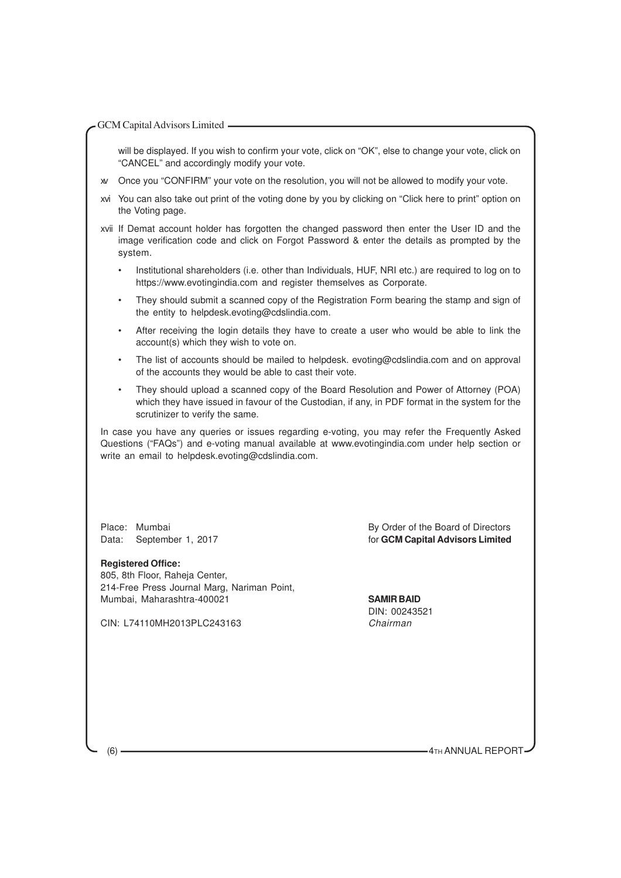will be displayed. If you wish to confirm your vote, click on "OK", else to change your vote, click on "CANCEL" and accordingly modify your vote.

xv Once you "CONFIRM" your vote on the resolution, you will not be allowed to modify your vote.

xvi You can also take out print of the voting done by you by clicking on "Click here to print" option on the Voting page.

xvii If Demat account holder has forgotten the changed password then enter the User ID and the image verification code and click on Forgot Password & enter the details as prompted by the system.

- Institutional shareholders (i.e. other than Individuals, HUF, NRI etc.) are required to log on to https://www.evotingindia.com and register themselves as Corporate.
- They should submit a scanned copy of the Registration Form bearing the stamp and sign of the entity to helpdesk.evoting@cdslindia.com.
- After receiving the login details they have to create a user who would be able to link the account(s) which they wish to vote on.
- The list of accounts should be mailed to helpdesk. evoting@cdslindia.com and on approval of the accounts they would be able to cast their vote.
- They should upload a scanned copy of the Board Resolution and Power of Attorney (POA) which they have issued in favour of the Custodian, if any, in PDF format in the system for the scrutinizer to verify the same.

In case you have any queries or issues regarding e-voting, you may refer the Frequently Asked Questions ("FAQs") and e-voting manual available at www.evotingindia.com under help section or write an email to helpdesk.evoting@cdslindia.com.

Place: Mumbai
Data: September 1, 2017

By Order of the Board of Directors
for **GCM Capital Advisors Limited**

**Registered Office:**
805, 8th Floor, Raheja Center,
214-Free Press Journal Marg, Nariman Point,
Mumbai, Maharashtra-400021

CIN: L74110MH2013PLC243163

**SAMIR BAID**
DIN: 00243521
*Chairman*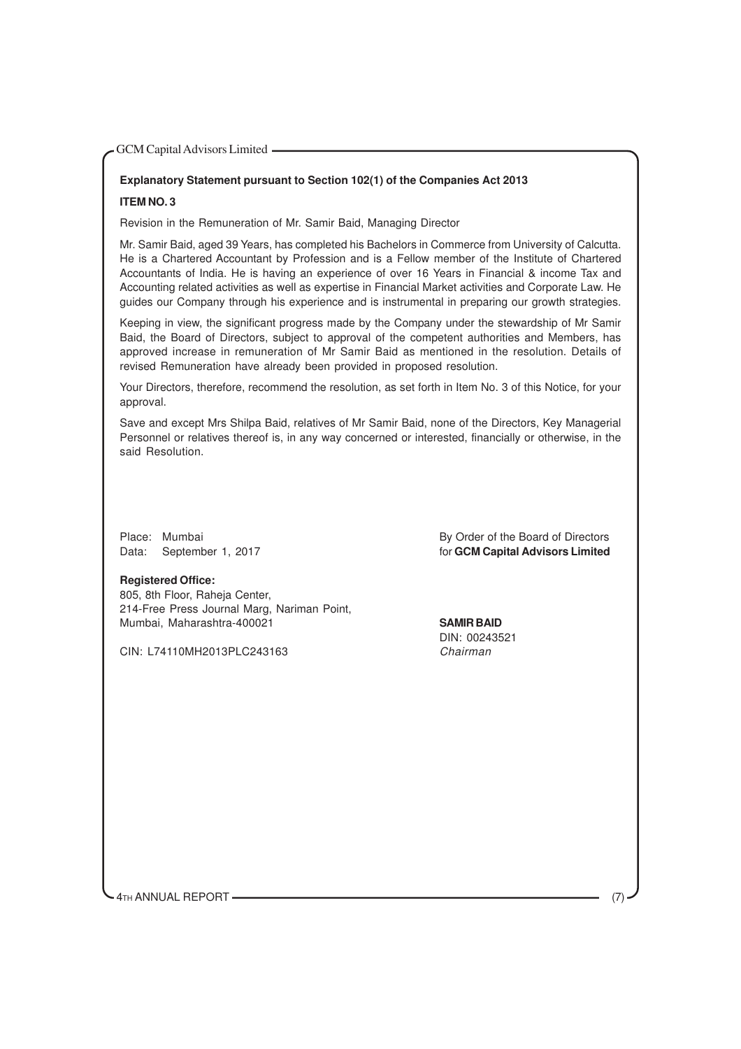**Explanatory Statement pursuant to Section 102(1) of the Companies Act 2013**

**ITEM NO. 3**

Revision in the Remuneration of Mr. Samir Baid, Managing Director

Mr. Samir Baid, aged 39 Years, has completed his Bachelors in Commerce from University of Calcutta. He is a Chartered Accountant by Profession and is a Fellow member of the Institute of Chartered Accountants of India. He is having an experience of over 16 Years in Financial & income Tax and Accounting related activities as well as expertise in Financial Market activities and Corporate Law. He guides our Company through his experience and is instrumental in preparing our growth strategies.

Keeping in view, the significant progress made by the Company under the stewardship of Mr Samir Baid, the Board of Directors, subject to approval of the competent authorities and Members, has approved increase in remuneration of Mr Samir Baid as mentioned in the resolution. Details of revised Remuneration have already been provided in proposed resolution.

Your Directors, therefore, recommend the resolution, as set forth in Item No. 3 of this Notice, for your approval.

Save and except Mrs Shilpa Baid, relatives of Mr Samir Baid, none of the Directors, Key Managerial Personnel or relatives thereof is, in any way concerned or interested, financially or otherwise, in the said Resolution.

Place: Mumbai
Data: September 1, 2017

By Order of the Board of Directors
for **GCM Capital Advisors Limited**

**Registered Office:**
805, 8th Floor, Raheja Center,
214-Free Press Journal Marg, Nariman Point,
Mumbai, Maharashtra-400021

CIN: L74110MH2013PLC243163

**SAMIR BAID**
DIN: 00243521
*Chairman*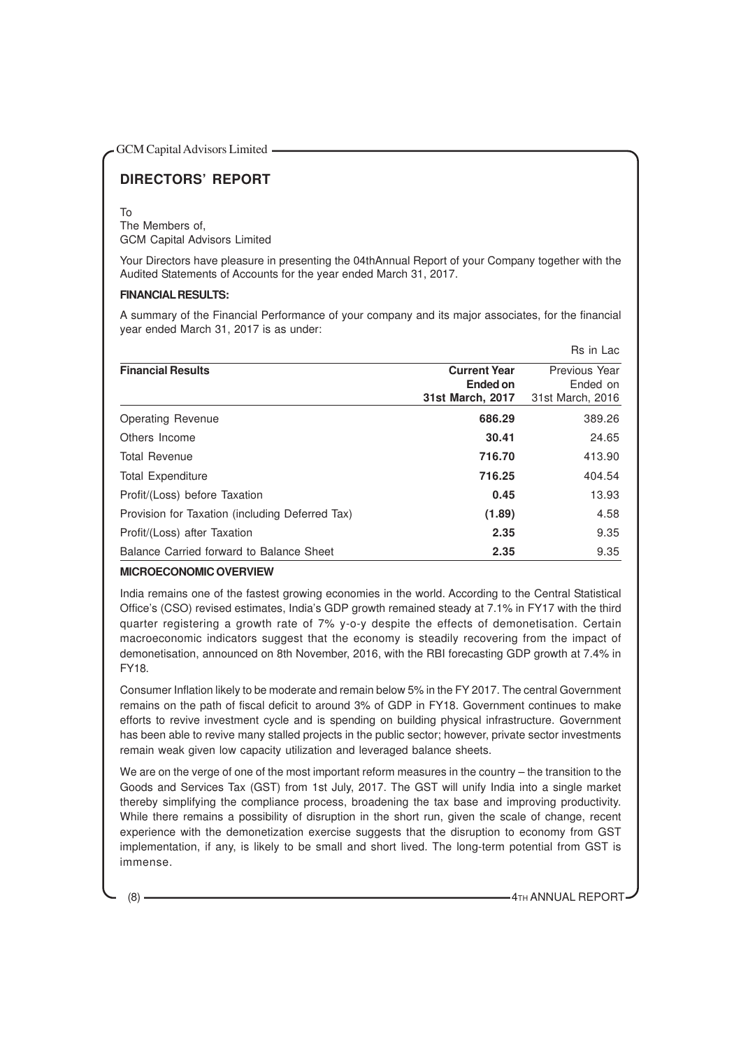## DIRECTORS' REPORT

To
The Members of,
GCM Capital Advisors Limited

Your Directors have pleasure in presenting the 04thAnnual Report of your Company together with the Audited Statements of Accounts for the year ended March 31, 2017.

**FINANCIAL RESULTS:**

A summary of the Financial Performance of your company and its major associates, for the financial year ended March 31, 2017 is as under:

Rs in Lac

| Financial Results | Current Year Ended on 31st March, 2017 | Previous Year Ended on 31st March, 2016 |
|---|---|---|
| Operating Revenue | **686.29** | 389.26 |
| Others Income | **30.41** | 24.65 |
| Total Revenue | **716.70** | 413.90 |
| Total Expenditure | **716.25** | 404.54 |
| Profit/(Loss) before Taxation | **0.45** | 13.93 |
| Provision for Taxation (including Deferred Tax) | **(1.89)** | 4.58 |
| Profit/(Loss) after Taxation | **2.35** | 9.35 |
| Balance Carried forward to Balance Sheet | **2.35** | 9.35 |

**MICROECONOMIC OVERVIEW**

India remains one of the fastest growing economies in the world. According to the Central Statistical Office's (CSO) revised estimates, India's GDP growth remained steady at 7.1% in FY17 with the third quarter registering a growth rate of 7% y-o-y despite the effects of demonetisation. Certain macroeconomic indicators suggest that the economy is steadily recovering from the impact of demonetisation, announced on 8th November, 2016, with the RBI forecasting GDP growth at 7.4% in FY18.

Consumer Inflation likely to be moderate and remain below 5% in the FY 2017. The central Government remains on the path of fiscal deficit to around 3% of GDP in FY18. Government continues to make efforts to revive investment cycle and is spending on building physical infrastructure. Government has been able to revive many stalled projects in the public sector; however, private sector investments remain weak given low capacity utilization and leveraged balance sheets.

We are on the verge of one of the most important reform measures in the country – the transition to the Goods and Services Tax (GST) from 1st July, 2017. The GST will unify India into a single market thereby simplifying the compliance process, broadening the tax base and improving productivity. While there remains a possibility of disruption in the short run, given the scale of change, recent experience with the demonetization exercise suggests that the disruption to economy from GST implementation, if any, is likely to be small and short lived. The long-term potential from GST is immense.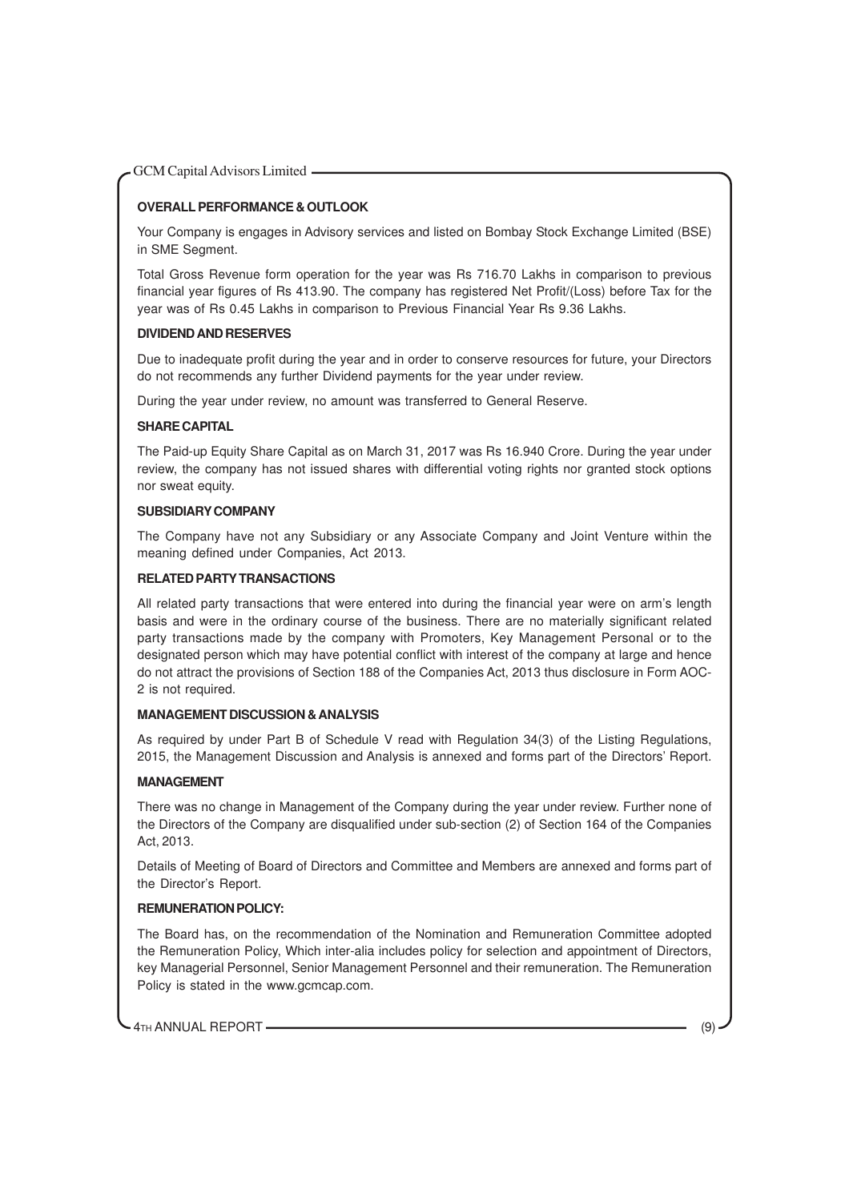### OVERALL PERFORMANCE & OUTLOOK

Your Company is engages in Advisory services and listed on Bombay Stock Exchange Limited (BSE) in SME Segment.

Total Gross Revenue form operation for the year was Rs 716.70 Lakhs in comparison to previous financial year figures of Rs 413.90. The company has registered Net Profit/(Loss) before Tax for the year was of Rs 0.45 Lakhs in comparison to Previous Financial Year Rs 9.36 Lakhs.

### DIVIDEND AND RESERVES

Due to inadequate profit during the year and in order to conserve resources for future, your Directors do not recommends any further Dividend payments for the year under review.

During the year under review, no amount was transferred to General Reserve.

### SHARE CAPITAL

The Paid-up Equity Share Capital as on March 31, 2017 was Rs 16.940 Crore. During the year under review, the company has not issued shares with differential voting rights nor granted stock options nor sweat equity.

### SUBSIDIARY COMPANY

The Company have not any Subsidiary or any Associate Company and Joint Venture within the meaning defined under Companies, Act 2013.

### RELATED PARTY TRANSACTIONS

All related party transactions that were entered into during the financial year were on arm's length basis and were in the ordinary course of the business. There are no materially significant related party transactions made by the company with Promoters, Key Management Personal or to the designated person which may have potential conflict with interest of the company at large and hence do not attract the provisions of Section 188 of the Companies Act, 2013 thus disclosure in Form AOC-2 is not required.

### MANAGEMENT DISCUSSION & ANALYSIS

As required by under Part B of Schedule V read with Regulation 34(3) of the Listing Regulations, 2015, the Management Discussion and Analysis is annexed and forms part of the Directors' Report.

### MANAGEMENT

There was no change in Management of the Company during the year under review. Further none of the Directors of the Company are disqualified under sub-section (2) of Section 164 of the Companies Act, 2013.

Details of Meeting of Board of Directors and Committee and Members are annexed and forms part of the Director's Report.

### REMUNERATION POLICY:

The Board has, on the recommendation of the Nomination and Remuneration Committee adopted the Remuneration Policy, Which inter-alia includes policy for selection and appointment of Directors, key Managerial Personnel, Senior Management Personnel and their remuneration. The Remuneration Policy is stated in the www.gcmcap.com.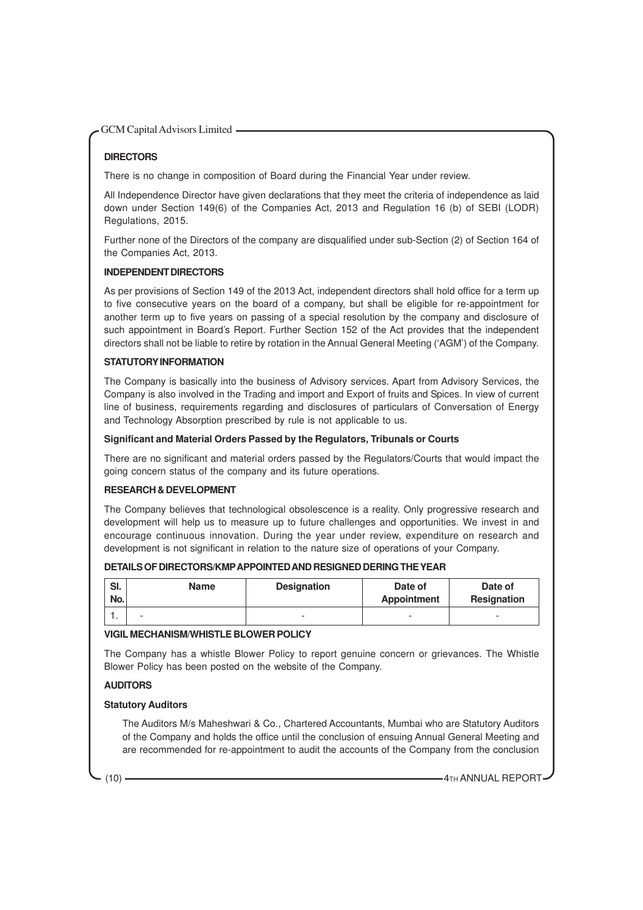## DIRECTORS

There is no change in composition of Board during the Financial Year under review.

All Independence Director have given declarations that they meet the criteria of independence as laid down under Section 149(6) of the Companies Act, 2013 and Regulation 16 (b) of SEBI (LODR) Regulations, 2015.

Further none of the Directors of the company are disqualified under sub-Section (2) of Section 164 of the Companies Act, 2013.

## INDEPENDENT DIRECTORS

As per provisions of Section 149 of the 2013 Act, independent directors shall hold office for a term up to five consecutive years on the board of a company, but shall be eligible for re-appointment for another term up to five years on passing of a special resolution by the company and disclosure of such appointment in Board's Report. Further Section 152 of the Act provides that the independent directors shall not be liable to retire by rotation in the Annual General Meeting ('AGM') of the Company.

## STATUTORY INFORMATION

The Company is basically into the business of Advisory services. Apart from Advisory Services, the Company is also involved in the Trading and import and Export of fruits and Spices. In view of current line of business, requirements regarding and disclosures of particulars of Conversation of Energy and Technology Absorption prescribed by rule is not applicable to us.

### Significant and Material Orders Passed by the Regulators, Tribunals or Courts

There are no significant and material orders passed by the Regulators/Courts that would impact the going concern status of the company and its future operations.

## RESEARCH & DEVELOPMENT

The Company believes that technological obsolescence is a reality. Only progressive research and development will help us to measure up to future challenges and opportunities. We invest in and encourage continuous innovation. During the year under review, expenditure on research and development is not significant in relation to the nature size of operations of your Company.

## DETAILS OF DIRECTORS/KMP APPOINTED AND RESIGNED DERING THE YEAR

| Sl. No. | Name | Designation | Date of Appointment | Date of Resignation |
|---|---|---|---|---|
| 1. | - | - | - | - |

## VIGIL MECHANISM/WHISTLE BLOWER POLICY

The Company has a whistle Blower Policy to report genuine concern or grievances. The Whistle Blower Policy has been posted on the website of the Company.

## AUDITORS

### Statutory Auditors

The Auditors M/s Maheshwari & Co., Chartered Accountants, Mumbai who are Statutory Auditors of the Company and holds the office until the conclusion of ensuing Annual General Meeting and are recommended for re-appointment to audit the accounts of the Company from the conclusion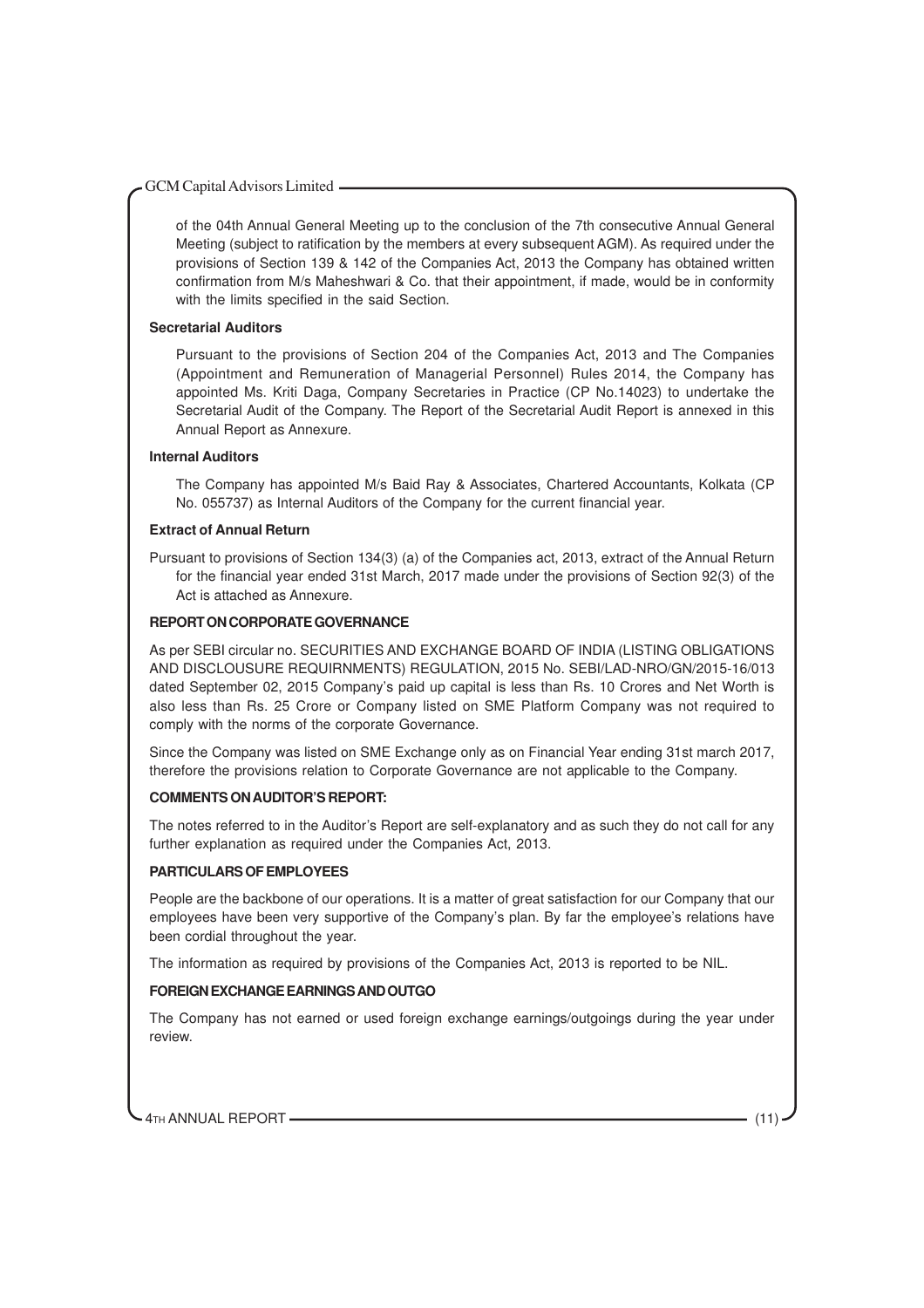of the 04th Annual General Meeting up to the conclusion of the 7th consecutive Annual General Meeting (subject to ratification by the members at every subsequent AGM). As required under the provisions of Section 139 & 142 of the Companies Act, 2013 the Company has obtained written confirmation from M/s Maheshwari & Co. that their appointment, if made, would be in conformity with the limits specified in the said Section.

**Secretarial Auditors**

Pursuant to the provisions of Section 204 of the Companies Act, 2013 and The Companies (Appointment and Remuneration of Managerial Personnel) Rules 2014, the Company has appointed Ms. Kriti Daga, Company Secretaries in Practice (CP No.14023) to undertake the Secretarial Audit of the Company. The Report of the Secretarial Audit Report is annexed in this Annual Report as Annexure.

**Internal Auditors**

The Company has appointed M/s Baid Ray & Associates, Chartered Accountants, Kolkata (CP No. 055737) as Internal Auditors of the Company for the current financial year.

**Extract of Annual Return**

Pursuant to provisions of Section 134(3) (a) of the Companies act, 2013, extract of the Annual Return for the financial year ended 31st March, 2017 made under the provisions of Section 92(3) of the Act is attached as Annexure.

**REPORT ON CORPORATE GOVERNANCE**

As per SEBI circular no. SECURITIES AND EXCHANGE BOARD OF INDIA (LISTING OBLIGATIONS AND DISCLOUSURE REQUIRNMENTS) REGULATION, 2015 No. SEBI/LAD-NRO/GN/2015-16/013 dated September 02, 2015 Company's paid up capital is less than Rs. 10 Crores and Net Worth is also less than Rs. 25 Crore or Company listed on SME Platform Company was not required to comply with the norms of the corporate Governance.

Since the Company was listed on SME Exchange only as on Financial Year ending 31st march 2017, therefore the provisions relation to Corporate Governance are not applicable to the Company.

**COMMENTS ON AUDITOR'S REPORT:**

The notes referred to in the Auditor's Report are self-explanatory and as such they do not call for any further explanation as required under the Companies Act, 2013.

**PARTICULARS OF EMPLOYEES**

People are the backbone of our operations. It is a matter of great satisfaction for our Company that our employees have been very supportive of the Company's plan. By far the employee's relations have been cordial throughout the year.

The information as required by provisions of the Companies Act, 2013 is reported to be NIL.

**FOREIGN EXCHANGE EARNINGS AND OUTGO**

The Company has not earned or used foreign exchange earnings/outgoings during the year under review.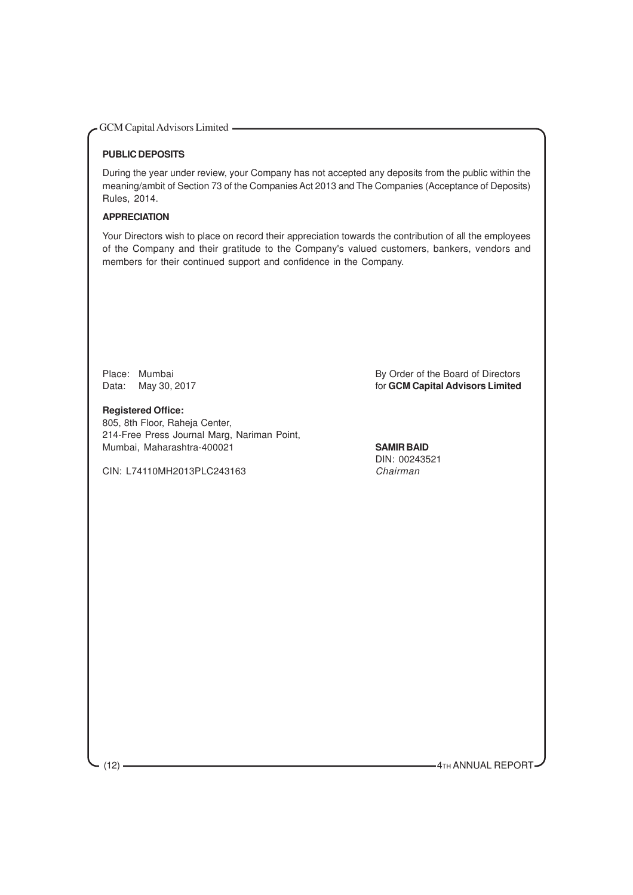**PUBLIC DEPOSITS**

During the year under review, your Company has not accepted any deposits from the public within the meaning/ambit of Section 73 of the Companies Act 2013 and The Companies (Acceptance of Deposits) Rules, 2014.

**APPRECIATION**

Your Directors wish to place on record their appreciation towards the contribution of all the employees of the Company and their gratitude to the Company's valued customers, bankers, vendors and members for their continued support and confidence in the Company.

Place: Mumbai
Data: May 30, 2017

By Order of the Board of Directors
for **GCM Capital Advisors Limited**

**Registered Office:**
805, 8th Floor, Raheja Center,
214-Free Press Journal Marg, Nariman Point,
Mumbai, Maharashtra-400021

CIN: L74110MH2013PLC243163

**SAMIR BAID**
DIN: 00243521
*Chairman*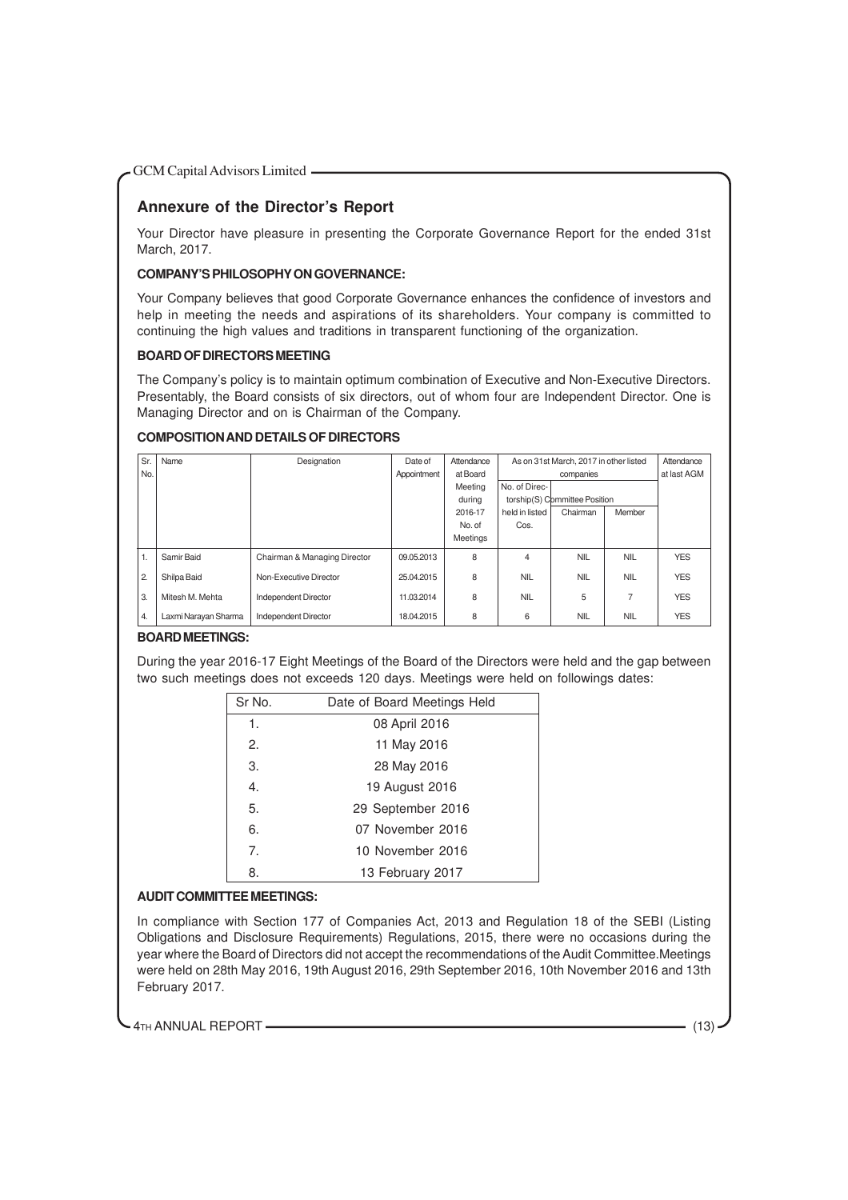## Annexure of the Director's Report

Your Director have pleasure in presenting the Corporate Governance Report for the ended 31st March, 2017.

**COMPANY'S PHILOSOPHY ON GOVERNANCE:**

Your Company believes that good Corporate Governance enhances the confidence of investors and help in meeting the needs and aspirations of its shareholders. Your company is committed to continuing the high values and traditions in transparent functioning of the organization.

**BOARD OF DIRECTORS MEETING**

The Company's policy is to maintain optimum combination of Executive and Non-Executive Directors. Presentably, the Board consists of six directors, out of whom four are Independent Director. One is Managing Director and on is Chairman of the Company.

**COMPOSITION AND DETAILS OF DIRECTORS**

| Sr. No. | Name | Designation | Date of Appointment | Attendance at Board Meeting during 2016-17 No. of Meetings | As on 31st March, 2017 in other listed companies | | | Attendance at last AGM |
|---|---|---|---|---|---|---|---|---|
| | | | | | No. of Directorship(S) held in listed Cos. | Committee Position Chairman | Committee Position Member | |
| 1. | Samir Baid | Chairman & Managing Director | 09.05.2013 | 8 | 4 | NIL | NIL | YES |
| 2. | Shilpa Baid | Non-Executive Director | 25.04.2015 | 8 | NIL | NIL | NIL | YES |
| 3. | Mitesh M. Mehta | Independent Director | 11.03.2014 | 8 | NIL | 5 | 7 | YES |
| 4. | Laxmi Narayan Sharma | Independent Director | 18.04.2015 | 8 | 6 | NIL | NIL | YES |

**BOARD MEETINGS:**

During the year 2016-17 Eight Meetings of the Board of the Directors were held and the gap between two such meetings does not exceeds 120 days. Meetings were held on followings dates:

| Sr No. | Date of Board Meetings Held |
|---|---|
| 1. | 08 April 2016 |
| 2. | 11 May 2016 |
| 3. | 28 May 2016 |
| 4. | 19 August 2016 |
| 5. | 29 September 2016 |
| 6. | 07 November 2016 |
| 7. | 10 November 2016 |
| 8. | 13 February 2017 |

**AUDIT COMMITTEE MEETINGS:**

In compliance with Section 177 of Companies Act, 2013 and Regulation 18 of the SEBI (Listing Obligations and Disclosure Requirements) Regulations, 2015, there were no occasions during the year where the Board of Directors did not accept the recommendations of the Audit Committee.Meetings were held on 28th May 2016, 19th August 2016, 29th September 2016, 10th November 2016 and 13th February 2017.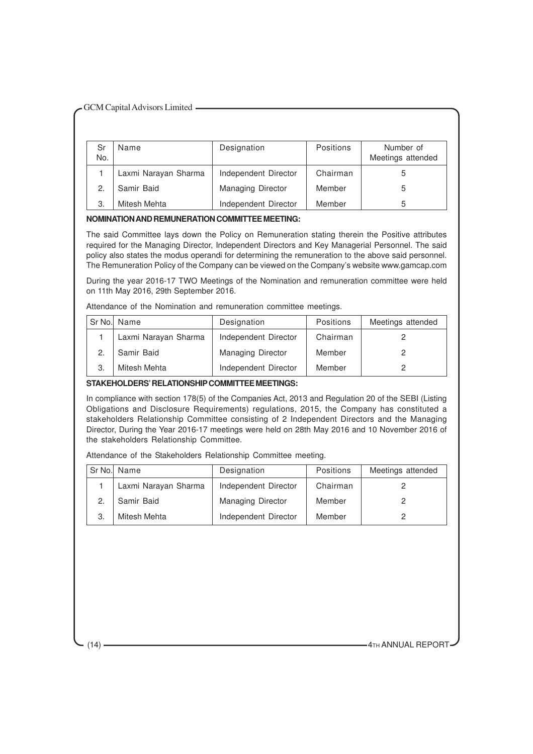| Sr No. | Name | Designation | Positions | Number of Meetings attended |
|---|---|---|---|---|
| 1 | Laxmi Narayan Sharma | Independent Director | Chairman | 5 |
| 2. | Samir Baid | Managing Director | Member | 5 |
| 3. | Mitesh Mehta | Independent Director | Member | 5 |

**NOMINATION AND REMUNERATION COMMITTEE MEETING:**

The said Committee lays down the Policy on Remuneration stating therein the Positive attributes required for the Managing Director, Independent Directors and Key Managerial Personnel. The said policy also states the modus operandi for determining the remuneration to the above said personnel. The Remuneration Policy of the Company can be viewed on the Company's website www.gamcap.com

During the year 2016-17 TWO Meetings of the Nomination and remuneration committee were held on 11th May 2016, 29th September 2016.

Attendance of the Nomination and remuneration committee meetings.

| Sr No. | Name | Designation | Positions | Meetings attended |
|---|---|---|---|---|
| 1 | Laxmi Narayan Sharma | Independent Director | Chairman | 2 |
| 2. | Samir Baid | Managing Director | Member | 2 |
| 3. | Mitesh Mehta | Independent Director | Member | 2 |

**STAKEHOLDERS' RELATIONSHIP COMMITTEE MEETINGS:**

In compliance with section 178(5) of the Companies Act, 2013 and Regulation 20 of the SEBI (Listing Obligations and Disclosure Requirements) regulations, 2015, the Company has constituted a stakeholders Relationship Committee consisting of 2 Independent Directors and the Managing Director, During the Year 2016-17 meetings were held on 28th May 2016 and 10 November 2016 of the stakeholders Relationship Committee.

Attendance of the Stakeholders Relationship Committee meeting.

| Sr No. | Name | Designation | Positions | Meetings attended |
|---|---|---|---|---|
| 1 | Laxmi Narayan Sharma | Independent Director | Chairman | 2 |
| 2. | Samir Baid | Managing Director | Member | 2 |
| 3. | Mitesh Mehta | Independent Director | Member | 2 |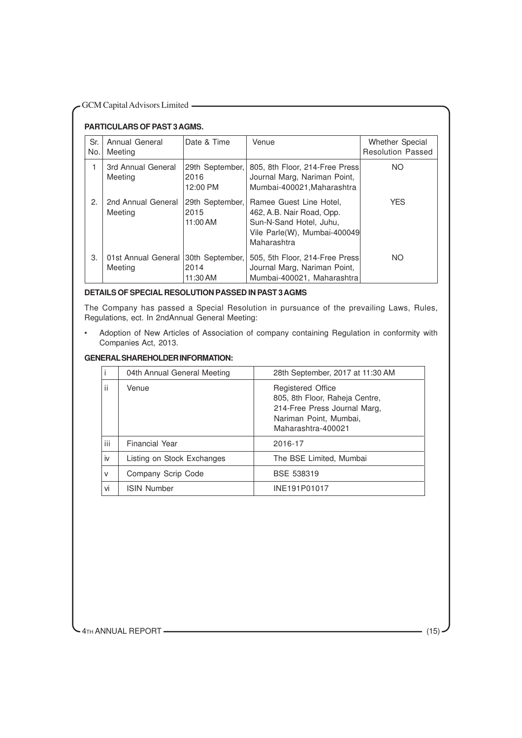**PARTICULARS OF PAST 3 AGMS.**

| Sr. No. | Annual General Meeting | Date & Time | Venue | Whether Special Resolution Passed |
|---|---|---|---|---|
| 1 | 3rd Annual General Meeting | 29th September, 2016 12:00 PM | 805, 8th Floor, 214-Free Press Journal Marg, Nariman Point, Mumbai-400021,Maharashtra | NO |
| 2. | 2nd Annual General Meeting | 29th September, 2015 11:00 AM | Ramee Guest Line Hotel, 462, A.B. Nair Road, Opp. Sun-N-Sand Hotel, Juhu, Vile Parle(W), Mumbai-400049 Maharashtra | YES |
| 3. | 01st Annual General Meeting | 30th September, 2014 11:30 AM | 505, 5th Floor, 214-Free Press Journal Marg, Nariman Point, Mumbai-400021, Maharashtra | NO |

**DETAILS OF SPECIAL RESOLUTION PASSED IN PAST 3 AGMS**

The Company has passed a Special Resolution in pursuance of the prevailing Laws, Rules, Regulations, ect. In 2ndAnnual General Meeting:

- Adoption of New Articles of Association of company containing Regulation in conformity with Companies Act, 2013.

**GENERAL SHAREHOLDER INFORMATION:**

| | | |
|---|---|---|
| i | 04th Annual General Meeting | 28th September, 2017 at 11:30 AM |
| ii | Venue | Registered Office<br>805, 8th Floor, Raheja Centre,<br>214-Free Press Journal Marg,<br>Nariman Point, Mumbai,<br>Maharashtra-400021 |
| iii | Financial Year | 2016-17 |
| iv | Listing on Stock Exchanges | The BSE Limited, Mumbai |
| v | Company Scrip Code | BSE 538319 |
| vi | ISIN Number | INE191P01017 |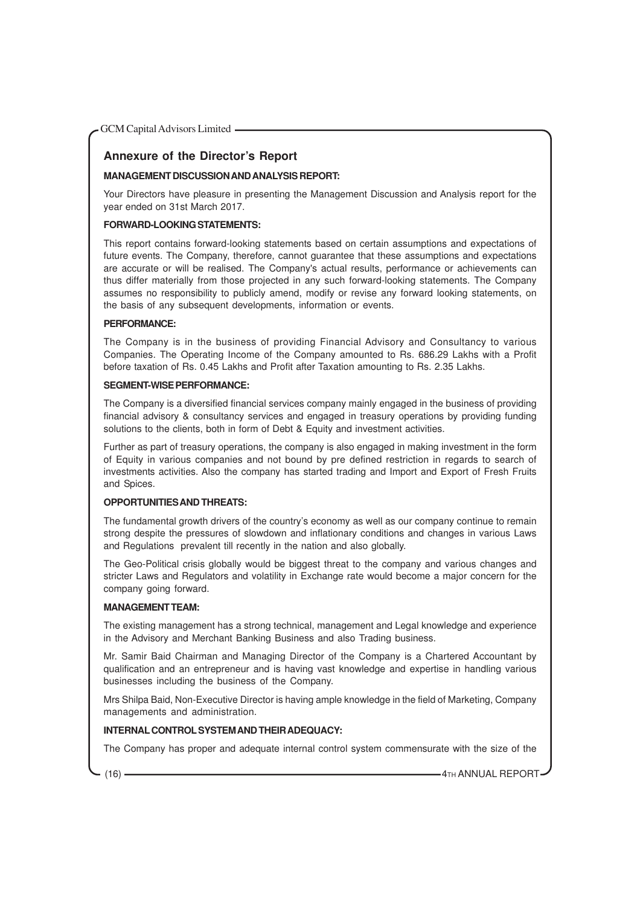## Annexure of the Director's Report

**MANAGEMENT DISCUSSION AND ANALYSIS REPORT:**

Your Directors have pleasure in presenting the Management Discussion and Analysis report for the year ended on 31st March 2017.

**FORWARD-LOOKING STATEMENTS:**

This report contains forward-looking statements based on certain assumptions and expectations of future events. The Company, therefore, cannot guarantee that these assumptions and expectations are accurate or will be realised. The Company's actual results, performance or achievements can thus differ materially from those projected in any such forward-looking statements. The Company assumes no responsibility to publicly amend, modify or revise any forward looking statements, on the basis of any subsequent developments, information or events.

**PERFORMANCE:**

The Company is in the business of providing Financial Advisory and Consultancy to various Companies. The Operating Income of the Company amounted to Rs. 686.29 Lakhs with a Profit before taxation of Rs. 0.45 Lakhs and Profit after Taxation amounting to Rs. 2.35 Lakhs.

**SEGMENT-WISE PERFORMANCE:**

The Company is a diversified financial services company mainly engaged in the business of providing financial advisory & consultancy services and engaged in treasury operations by providing funding solutions to the clients, both in form of Debt & Equity and investment activities.

Further as part of treasury operations, the company is also engaged in making investment in the form of Equity in various companies and not bound by pre defined restriction in regards to search of investments activities. Also the company has started trading and Import and Export of Fresh Fruits and Spices.

**OPPORTUNITIES AND THREATS:**

The fundamental growth drivers of the country's economy as well as our company continue to remain strong despite the pressures of slowdown and inflationary conditions and changes in various Laws and Regulations prevalent till recently in the nation and also globally.

The Geo-Political crisis globally would be biggest threat to the company and various changes and stricter Laws and Regulators and volatility in Exchange rate would become a major concern for the company going forward.

**MANAGEMENT TEAM:**

The existing management has a strong technical, management and Legal knowledge and experience in the Advisory and Merchant Banking Business and also Trading business.

Mr. Samir Baid Chairman and Managing Director of the Company is a Chartered Accountant by qualification and an entrepreneur and is having vast knowledge and expertise in handling various businesses including the business of the Company.

Mrs Shilpa Baid, Non-Executive Director is having ample knowledge in the field of Marketing, Company managements and administration.

**INTERNAL CONTROL SYSTEM AND THEIR ADEQUACY:**

The Company has proper and adequate internal control system commensurate with the size of the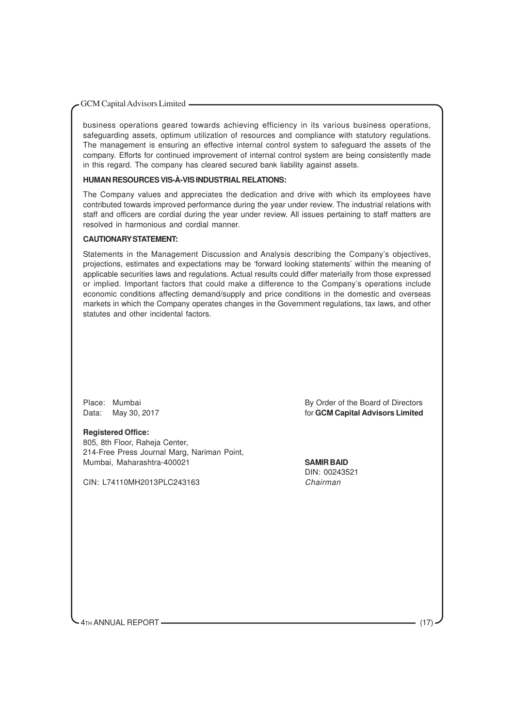business operations geared towards achieving efficiency in its various business operations, safeguarding assets, optimum utilization of resources and compliance with statutory regulations. The management is ensuring an effective internal control system to safeguard the assets of the company. Efforts for continued improvement of internal control system are being consistently made in this regard. The company has cleared secured bank liability against assets.

**HUMAN RESOURCES VIS-À-VIS INDUSTRIAL RELATIONS:**

The Company values and appreciates the dedication and drive with which its employees have contributed towards improved performance during the year under review. The industrial relations with staff and officers are cordial during the year under review. All issues pertaining to staff matters are resolved in harmonious and cordial manner.

**CAUTIONARY STATEMENT:**

Statements in the Management Discussion and Analysis describing the Company's objectives, projections, estimates and expectations may be 'forward looking statements' within the meaning of applicable securities laws and regulations. Actual results could differ materially from those expressed or implied. Important factors that could make a difference to the Company's operations include economic conditions affecting demand/supply and price conditions in the domestic and overseas markets in which the Company operates changes in the Government regulations, tax laws, and other statutes and other incidental factors.

Place: Mumbai
Data: May 30, 2017

By Order of the Board of Directors
for **GCM Capital Advisors Limited**

**Registered Office:**
805, 8th Floor, Raheja Center,
214-Free Press Journal Marg, Nariman Point,
Mumbai, Maharashtra-400021

CIN: L74110MH2013PLC243163

**SAMIR BAID**
DIN: 00243521
*Chairman*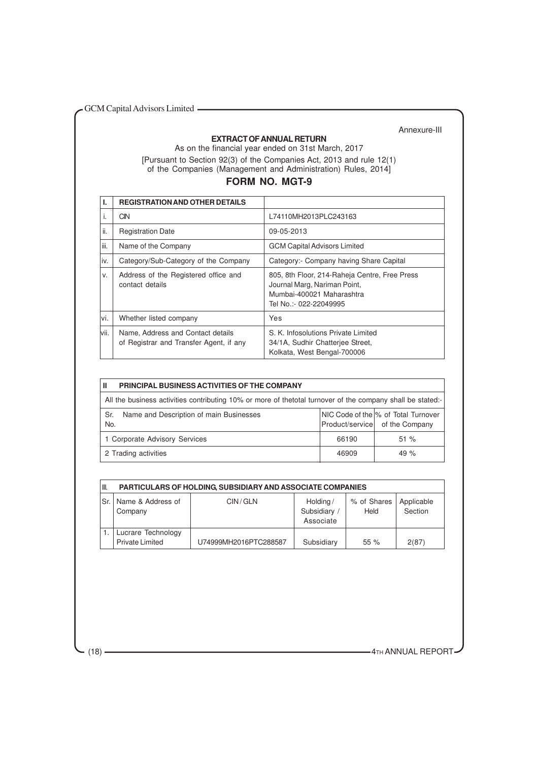Annexure-III

## EXTRACT OF ANNUAL RETURN

As on the financial year ended on 31st March, 2017

[Pursuant to Section 92(3) of the Companies Act, 2013 and rule 12(1) of the Companies (Management and Administration) Rules, 2014]

## FORM NO. MGT-9

| I. | REGISTRATION AND OTHER DETAILS | |
|---|---|---|
| i. | CIN | L74110MH2013PLC243163 |
| ii. | Registration Date | 09-05-2013 |
| iii. | Name of the Company | GCM Capital Advisors Limited |
| iv. | Category/Sub-Category of the Company | Category:- Company having Share Capital |
| v. | Address of the Registered office and contact details | 805, 8th Floor, 214-Raheja Centre, Free Press Journal Marg, Nariman Point, Mumbai-400021 Maharashtra Tel No.:- 022-22049995 |
| vi. | Whether listed company | Yes |
| vii. | Name, Address and Contact details of Registrar and Transfer Agent, if any | S. K. Infosolutions Private Limited 34/1A, Sudhir Chatterjee Street, Kolkata, West Bengal-700006 |

**II PRINCIPAL BUSINESS ACTIVITIES OF THE COMPANY**

All the business activities contributing 10% or more of thetotal turnover of the company shall be stated:-

| Sr. No. | Name and Description of main Businesses | NIC Code of the Product/service | % of Total Turnover of the Company |
|---|---|---|---|
| 1 | Corporate Advisory Services | 66190 | 51 % |
| 2 | Trading activities | 46909 | 49 % |

**III. PARTICULARS OF HOLDING, SUBSIDIARY AND ASSOCIATE COMPANIES**

| Sr. | Name & Address of Company | CIN / GLN | Holding / Subsidiary / Associate | % of Shares Held | Applicable Section |
|---|---|---|---|---|---|
| 1. | Lucrare Technology Private Limited | U74999MH2016PTC288587 | Subsidiary | 55 % | 2(87) |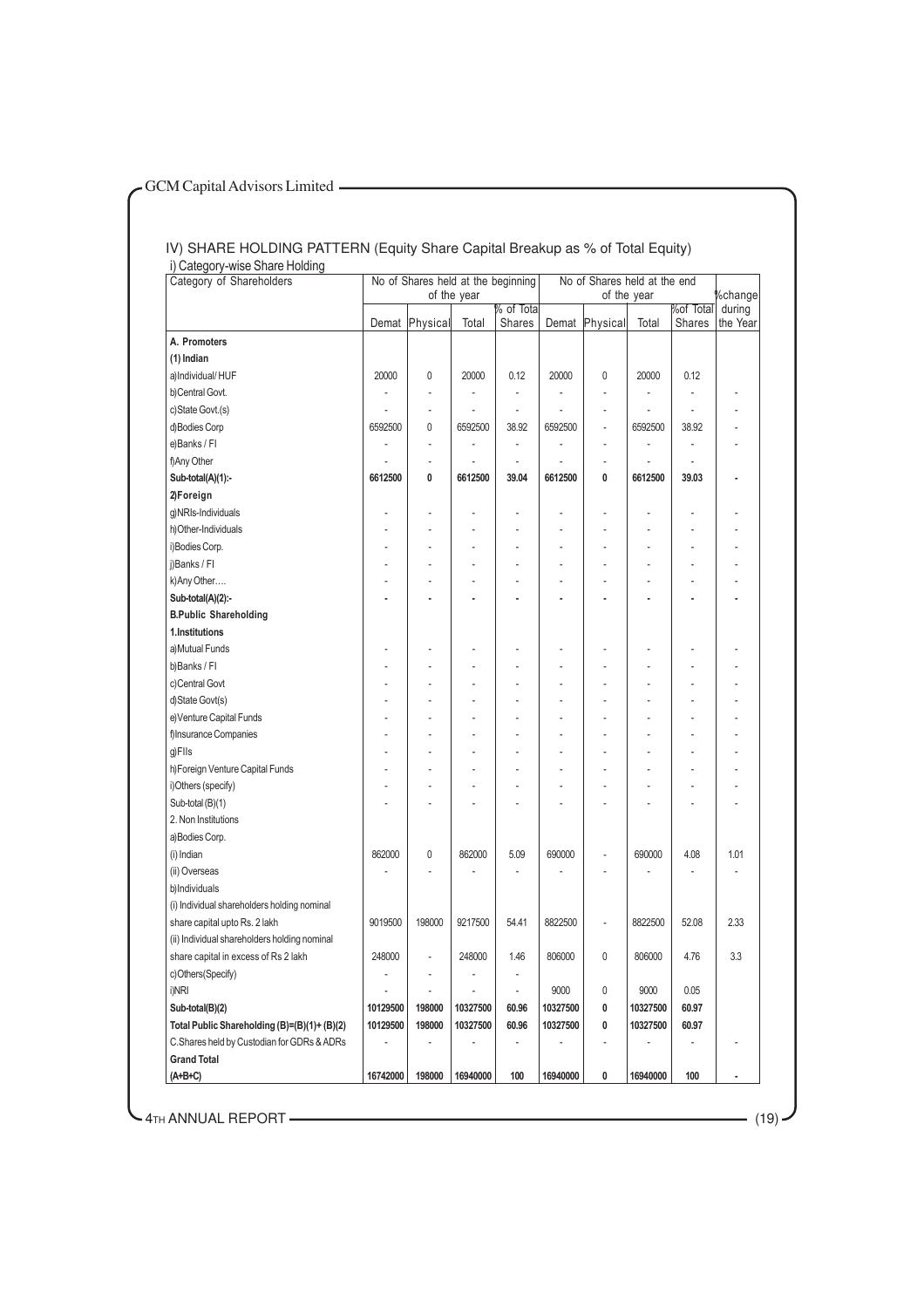## IV) SHARE HOLDING PATTERN (Equity Share Capital Breakup as % of Total Equity)

### i) Category-wise Share Holding

| Category of Shareholders | No of Shares held at the beginning of the year | | | | No of Shares held at the end of the year | | | | %change during the Year |
|---|---|---|---|---|---|---|---|---|---|
| | Demat | Physical | Total | % of Total Shares | Demat | Physical | Total | %of Total Shares | |
| **A. Promoters** | | | | | | | | | |
| **(1) Indian** | | | | | | | | | |
| a)Individual/ HUF | 20000 | 0 | 20000 | 0.12 | 20000 | 0 | 20000 | 0.12 | |
| b)Central Govt. | - | - | - | - | - | - | - | - | - |
| c)State Govt.(s) | - | - | - | - | - | - | - | - | - |
| d)Bodies Corp | 6592500 | 0 | 6592500 | 38.92 | 6592500 | - | 6592500 | 38.92 | - |
| e)Banks / FI | - | - | - | - | - | - | - | - | - |
| f)Any Other | - | - | - | - | - | - | - | - | |
| **Sub-total(A)(1):-** | **6612500** | **0** | **6612500** | **39.04** | **6612500** | **0** | **6612500** | **39.03** | **-** |
| **2)Foreign** | | | | | | | | | |
| g)NRIs-Individuals | - | - | - | - | - | - | - | - | - |
| h)Other-Individuals | - | - | - | - | - | - | - | - | - |
| i)Bodies Corp. | - | - | - | - | - | - | - | - | - |
| j)Banks / FI | - | - | - | - | - | - | - | - | - |
| k)Any Other…. | - | - | - | - | - | - | - | - | - |
| **Sub-total(A)(2):-** | **-** | **-** | **-** | **-** | **-** | **-** | **-** | **-** | **-** |
| **B.Public Shareholding** | | | | | | | | | |
| **1.Institutions** | | | | | | | | | |
| a)Mutual Funds | - | - | - | - | - | - | - | - | - |
| b)Banks / FI | - | - | - | - | - | - | - | - | - |
| c)Central Govt | - | - | - | - | - | - | - | - | - |
| d)State Govt(s) | - | - | - | - | - | - | - | - | - |
| e)Venture Capital Funds | - | - | - | - | - | - | - | - | - |
| f)Insurance Companies | - | - | - | - | - | - | - | - | - |
| g)FIIs | - | - | - | - | - | - | - | - | - |
| h)Foreign Venture Capital Funds | - | - | - | - | - | - | - | - | - |
| i)Others (specify) | - | - | - | - | - | - | - | - | - |
| Sub-total (B)(1) | - | - | - | - | - | - | - | - | - |
| 2. Non Institutions | | | | | | | | | |
| a)Bodies Corp. | | | | | | | | | |
| (i) Indian | 862000 | 0 | 862000 | 5.09 | 690000 | - | 690000 | 4.08 | 1.01 |
| (ii) Overseas | - | - | - | - | - | - | - | - | - |
| b)Individuals | | | | | | | | | |
| (i) Individual shareholders holding nominal share capital upto Rs. 2 lakh | 9019500 | 198000 | 9217500 | 54.41 | 8822500 | - | 8822500 | 52.08 | 2.33 |
| (ii) Individual shareholders holding nominal share capital in excess of Rs 2 lakh | 248000 | - | 248000 | 1.46 | 806000 | 0 | 806000 | 4.76 | 3.3 |
| c)Others(Specify) | - | - | - | - | | | | | |
| i)NRI | - | - | - | - | 9000 | 0 | 9000 | 0.05 | |
| **Sub-total(B)(2)** | **10129500** | **198000** | **10327500** | **60.96** | **10327500** | **0** | **10327500** | **60.97** | |
| **Total Public Shareholding (B)=(B)(1)+ (B)(2)** | **10129500** | **198000** | **10327500** | **60.96** | **10327500** | **0** | **10327500** | **60.97** | |
| C.Shares held by Custodian for GDRs & ADRs | - | - | - | - | - | - | - | - | - |
| **Grand Total (A+B+C)** | **16742000** | **198000** | **16940000** | **100** | **16940000** | **0** | **16940000** | **100** | **-** |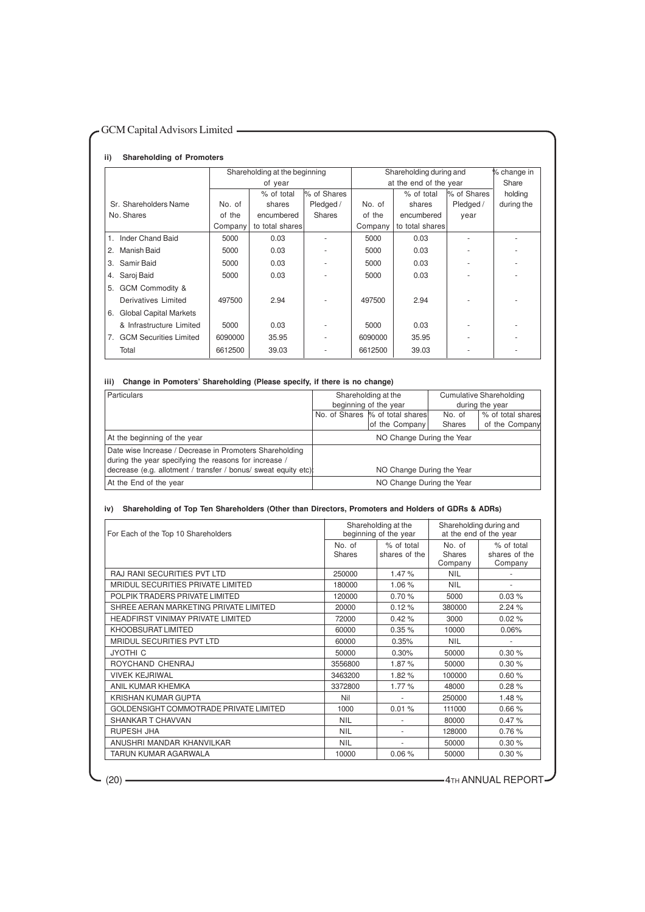#### ii) Shareholding of Promoters

| Sr. No. | Shareholders Name | Shareholding at the beginning of year | | | Shareholding during and at the end of the year | | | % change in Share holding during the |
|---|---|---|---|---|---|---|---|---|
| | | No. of Shares | % of total shares of the Company | % of Shares Pledged / encumbered to total shares | No. of Shares | % of total shares of the Company | % of Shares Pledged / encumbered to total shares | year |
| 1. | Inder Chand Baid | 5000 | 0.03 | - | 5000 | 0.03 | - | - |
| 2. | Manish Baid | 5000 | 0.03 | - | 5000 | 0.03 | - | - |
| 3. | Samir Baid | 5000 | 0.03 | - | 5000 | 0.03 | - | - |
| 4. | Saroj Baid | 5000 | 0.03 | - | 5000 | 0.03 | - | - |
| 5. | GCM Commodity & Derivatives Limited | 497500 | 2.94 | - | 497500 | 2.94 | - | - |
| 6. | Global Capital Markets & Infrastructure Limited | 5000 | 0.03 | - | 5000 | 0.03 | - | - |
| 7. | GCM Securities Limited | 6090000 | 35.95 | - | 6090000 | 35.95 | - | - |
| | Total | 6612500 | 39.03 | - | 6612500 | 39.03 | - | - |

#### iii) Change in Pomoters' Shareholding (Please specify, if there is no change)

| Particulars | Shareholding at the beginning of the year | | Cumulative Shareholding during the year | |
|---|---|---|---|---|
| | No. of Shares | % of total shares of the Company | No. of Shares | % of total shares of the Company |
| At the beginning of the year | NO Change During the Year | | | |
| Date wise Increase / Decrease in Promoters Shareholding during the year specifying the reasons for increase / decrease (e.g. allotment / transfer / bonus/ sweat equity etc): | NO Change During the Year | | | |
| At the End of the year | NO Change During the Year | | | |

#### iv) Shareholding of Top Ten Shareholders (Other than Directors, Promoters and Holders of GDRs & ADRs)

| For Each of the Top 10 Shareholders | Shareholding at the beginning of the year | | Shareholding during and at the end of the year | |
|---|---|---|---|---|
| | No. of Shares | % of total shares of the | No. of Shares Company | % of total shares of the Company |
| RAJ RANI SECURITIES PVT LTD | 250000 | 1.47 % | NIL | - |
| MRIDUL SECURITIES PRIVATE LIMITED | 180000 | 1.06 % | NIL | - |
| POLPIK TRADERS PRIVATE LIMITED | 120000 | 0.70 % | 5000 | 0.03 % |
| SHREE AERAN MARKETING PRIVATE LIMITED | 20000 | 0.12 % | 380000 | 2.24 % |
| HEADFIRST VINIMAY PRIVATE LIMITED | 72000 | 0.42 % | 3000 | 0.02 % |
| KHOOBSURAT LIMITED | 60000 | 0.35 % | 10000 | 0.06% |
| MRIDUL SECURITIES PVT LTD | 60000 | 0.35% | NIL | - |
| JYOTHI C | 50000 | 0.30% | 50000 | 0.30 % |
| ROYCHAND CHENRAJ | 3556800 | 1.87 % | 50000 | 0.30 % |
| VIVEK KEJRIWAL | 3463200 | 1.82 % | 100000 | 0.60 % |
| ANIL KUMAR KHEMKA | 3372800 | 1.77 % | 48000 | 0.28 % |
| KRISHAN KUMAR GUPTA | Nil | - | 250000 | 1.48 % |
| GOLDENSIGHT COMMOTRADE PRIVATE LIMITED | 1000 | 0.01 % | 111000 | 0.66 % |
| SHANKAR T CHAVVAN | NIL | - | 80000 | 0.47 % |
| RUPESH JHA | NIL | - | 128000 | 0.76 % |
| ANUSHRI MANDAR KHANVILKAR | NIL | - | 50000 | 0.30 % |
| TARUN KUMAR AGARWALA | 10000 | 0.06 % | 50000 | 0.30 % |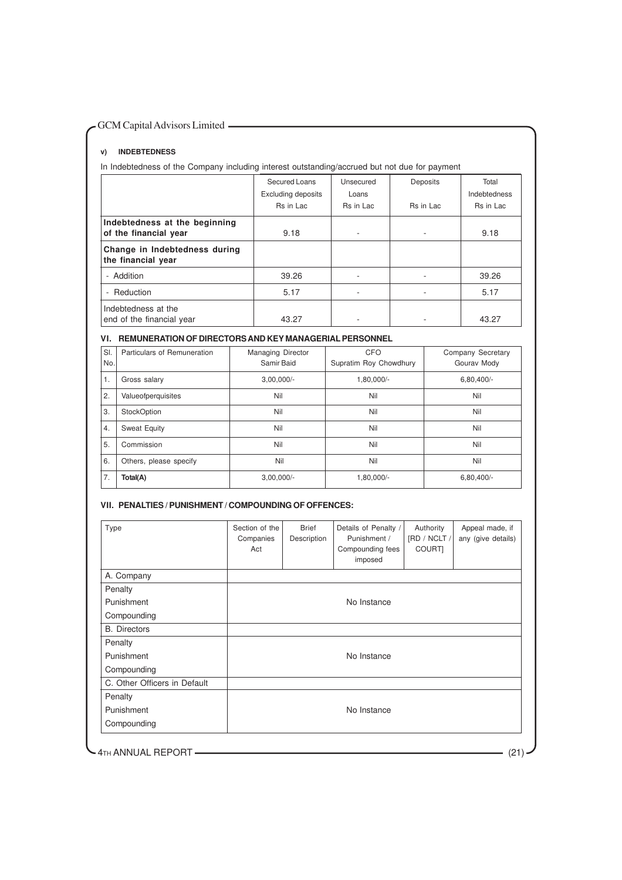### v) INDEBTEDNESS

In Indebtedness of the Company including interest outstanding/accrued but not due for payment

| | Secured Loans Excluding deposits Rs in Lac | Unsecured Loans Rs in Lac | Deposits Rs in Lac | Total Indebtedness Rs in Lac |
|---|---|---|---|---|
| **Indebtedness at the beginning of the financial year** | 9.18 | - | - | 9.18 |
| **Change in Indebtedness during the financial year** | | | | |
| - Addition | 39.26 | - | - | 39.26 |
| - Reduction | 5.17 | - | - | 5.17 |
| Indebtedness at the end of the financial year | 43.27 | - | - | 43.27 |

### VI. REMUNERATION OF DIRECTORS AND KEY MANAGERIAL PERSONNEL

| Sl. No. | Particulars of Remuneration | Managing Director Samir Baid | CFO Supratim Roy Chowdhury | Company Secretary Gourav Mody |
|---|---|---|---|---|
| 1. | Gross salary | 3,00,000/- | 1,80,000/- | 6,80,400/- |
| 2. | Valueofperquisites | Nil | Nil | Nil |
| 3. | StockOption | Nil | Nil | Nil |
| 4. | Sweat Equity | Nil | Nil | Nil |
| 5. | Commission | Nil | Nil | Nil |
| 6. | Others, please specify | Nil | Nil | Nil |
| 7. | **Total(A)** | 3,00,000/- | 1,80,000/- | 6,80,400/- |

### VII. PENALTIES / PUNISHMENT / COMPOUNDING OF OFFENCES:

| Type | Section of the Companies Act | Brief Description | Details of Penalty / Punishment / Compounding fees imposed | Authority [RD / NCLT / COURT] | Appeal made, if any (give details) |
|---|---|---|---|---|---|
| A. Company | | | | | |
| Penalty<br>Punishment<br>Compounding | | | No Instance | | |
| B. Directors | | | | | |
| Penalty<br>Punishment<br>Compounding | | | No Instance | | |
| C. Other Officers in Default | | | | | |
| Penalty<br>Punishment<br>Compounding | | | No Instance | | |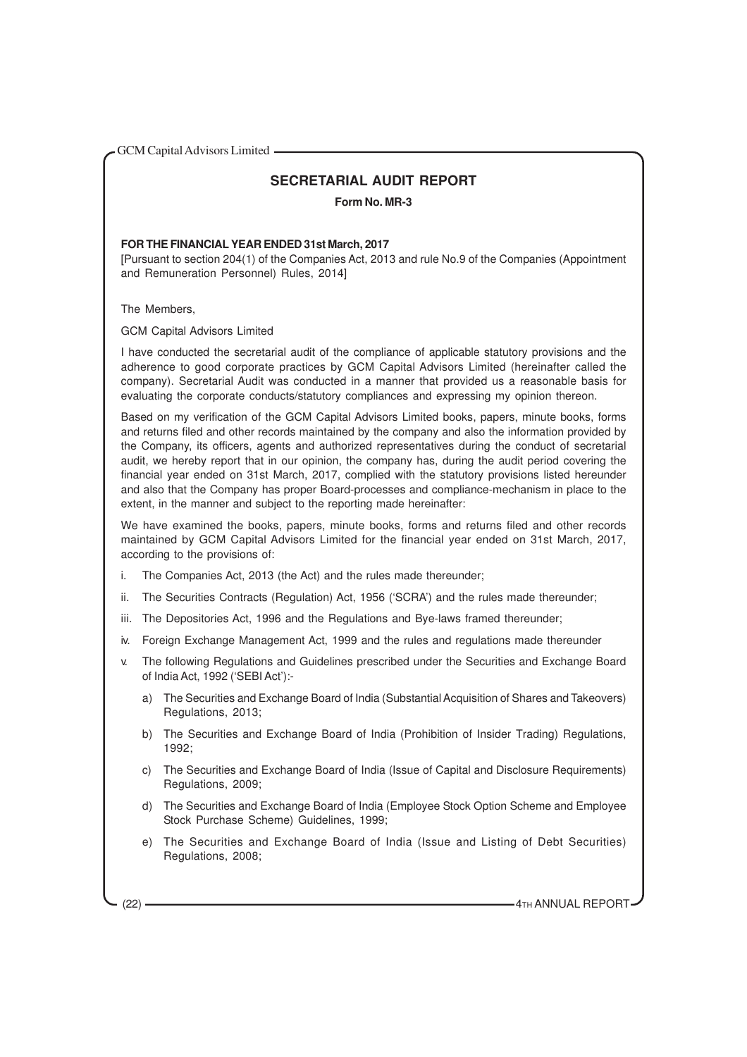# SECRETARIAL AUDIT REPORT

**Form No. MR-3**

**FOR THE FINANCIAL YEAR ENDED 31st March, 2017**

[Pursuant to section 204(1) of the Companies Act, 2013 and rule No.9 of the Companies (Appointment and Remuneration Personnel) Rules, 2014]

The Members,

GCM Capital Advisors Limited

I have conducted the secretarial audit of the compliance of applicable statutory provisions and the adherence to good corporate practices by GCM Capital Advisors Limited (hereinafter called the company). Secretarial Audit was conducted in a manner that provided us a reasonable basis for evaluating the corporate conducts/statutory compliances and expressing my opinion thereon.

Based on my verification of the GCM Capital Advisors Limited books, papers, minute books, forms and returns filed and other records maintained by the company and also the information provided by the Company, its officers, agents and authorized representatives during the conduct of secretarial audit, we hereby report that in our opinion, the company has, during the audit period covering the financial year ended on 31st March, 2017, complied with the statutory provisions listed hereunder and also that the Company has proper Board-processes and compliance-mechanism in place to the extent, in the manner and subject to the reporting made hereinafter:

We have examined the books, papers, minute books, forms and returns filed and other records maintained by GCM Capital Advisors Limited for the financial year ended on 31st March, 2017, according to the provisions of:

i. The Companies Act, 2013 (the Act) and the rules made thereunder;

ii. The Securities Contracts (Regulation) Act, 1956 ('SCRA') and the rules made thereunder;

iii. The Depositories Act, 1996 and the Regulations and Bye-laws framed thereunder;

iv. Foreign Exchange Management Act, 1999 and the rules and regulations made thereunder

v. The following Regulations and Guidelines prescribed under the Securities and Exchange Board of India Act, 1992 ('SEBI Act'):-

   a) The Securities and Exchange Board of India (Substantial Acquisition of Shares and Takeovers) Regulations, 2013;

   b) The Securities and Exchange Board of India (Prohibition of Insider Trading) Regulations, 1992;

   c) The Securities and Exchange Board of India (Issue of Capital and Disclosure Requirements) Regulations, 2009;

   d) The Securities and Exchange Board of India (Employee Stock Option Scheme and Employee Stock Purchase Scheme) Guidelines, 1999;

   e) The Securities and Exchange Board of India (Issue and Listing of Debt Securities) Regulations, 2008;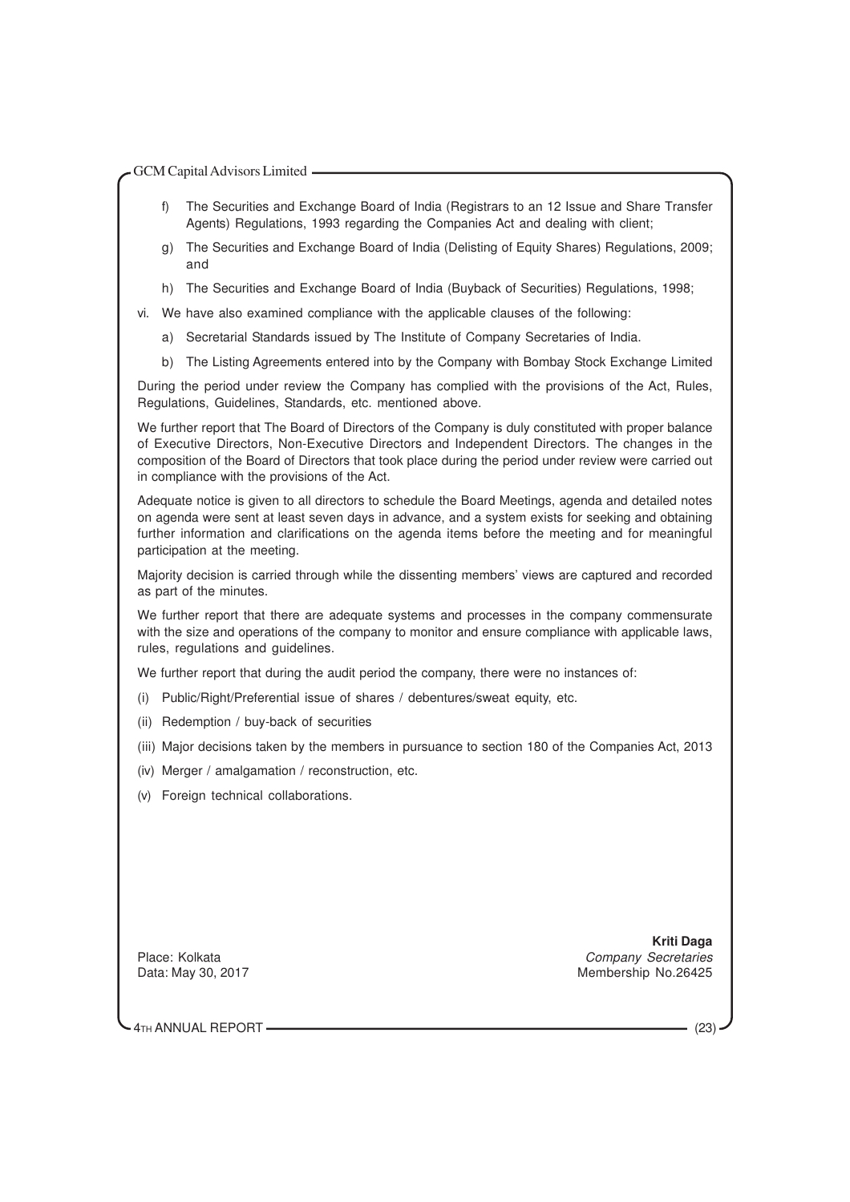f) The Securities and Exchange Board of India (Registrars to an 12 Issue and Share Transfer Agents) Regulations, 1993 regarding the Companies Act and dealing with client;

g) The Securities and Exchange Board of India (Delisting of Equity Shares) Regulations, 2009; and

h) The Securities and Exchange Board of India (Buyback of Securities) Regulations, 1998;

vi. We have also examined compliance with the applicable clauses of the following:

a) Secretarial Standards issued by The Institute of Company Secretaries of India.

b) The Listing Agreements entered into by the Company with Bombay Stock Exchange Limited

During the period under review the Company has complied with the provisions of the Act, Rules, Regulations, Guidelines, Standards, etc. mentioned above.

We further report that The Board of Directors of the Company is duly constituted with proper balance of Executive Directors, Non-Executive Directors and Independent Directors. The changes in the composition of the Board of Directors that took place during the period under review were carried out in compliance with the provisions of the Act.

Adequate notice is given to all directors to schedule the Board Meetings, agenda and detailed notes on agenda were sent at least seven days in advance, and a system exists for seeking and obtaining further information and clarifications on the agenda items before the meeting and for meaningful participation at the meeting.

Majority decision is carried through while the dissenting members' views are captured and recorded as part of the minutes.

We further report that there are adequate systems and processes in the company commensurate with the size and operations of the company to monitor and ensure compliance with applicable laws, rules, regulations and guidelines.

We further report that during the audit period the company, there were no instances of:

(i) Public/Right/Preferential issue of shares / debentures/sweat equity, etc.

(ii) Redemption / buy-back of securities

(iii) Major decisions taken by the members in pursuance to section 180 of the Companies Act, 2013

(iv) Merger / amalgamation / reconstruction, etc.

(v) Foreign technical collaborations.

Place: Kolkata
Data: May 30, 2017

**Kriti Daga**
*Company Secretaries*
Membership No.26425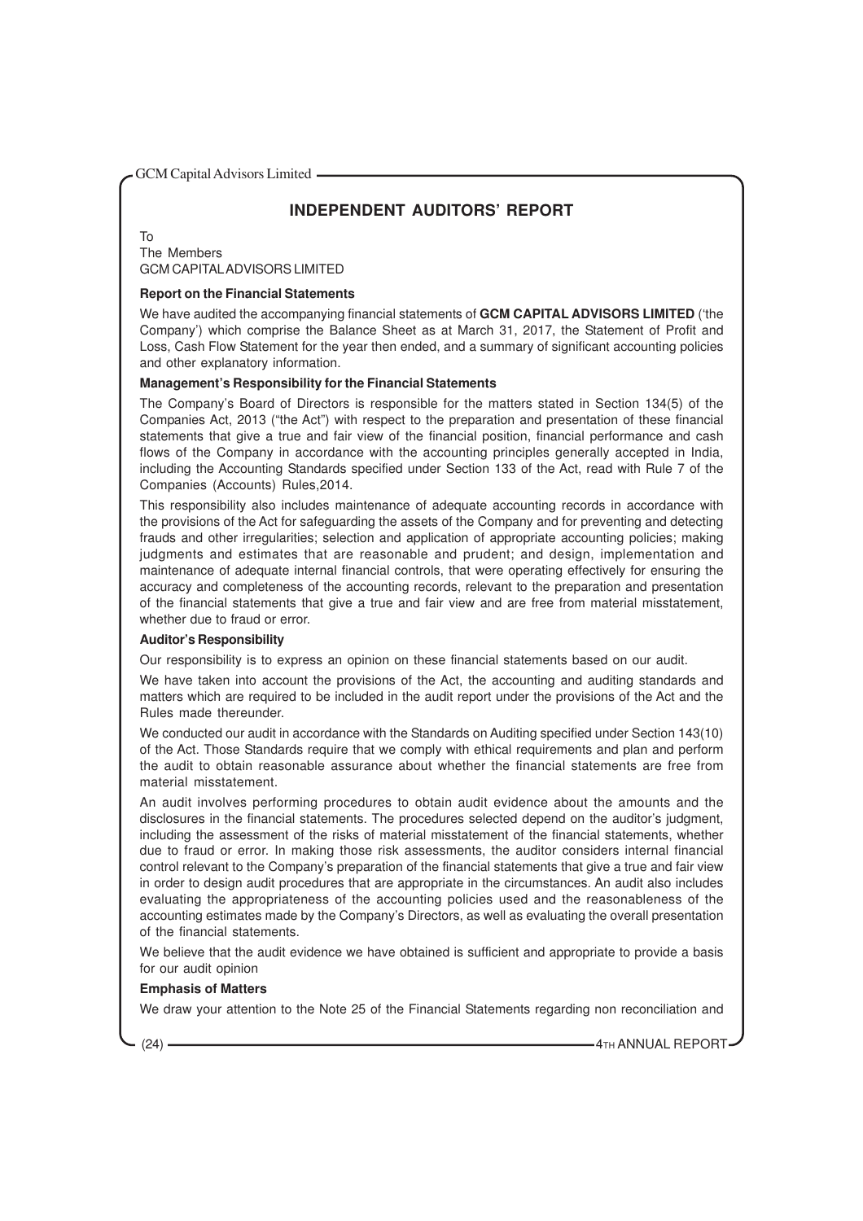# INDEPENDENT AUDITORS' REPORT

To
The Members
GCM CAPITAL ADVISORS LIMITED

### Report on the Financial Statements

We have audited the accompanying financial statements of **GCM CAPITAL ADVISORS LIMITED** ('the Company') which comprise the Balance Sheet as at March 31, 2017, the Statement of Profit and Loss, Cash Flow Statement for the year then ended, and a summary of significant accounting policies and other explanatory information.

### Management's Responsibility for the Financial Statements

The Company's Board of Directors is responsible for the matters stated in Section 134(5) of the Companies Act, 2013 ("the Act") with respect to the preparation and presentation of these financial statements that give a true and fair view of the financial position, financial performance and cash flows of the Company in accordance with the accounting principles generally accepted in India, including the Accounting Standards specified under Section 133 of the Act, read with Rule 7 of the Companies (Accounts) Rules,2014.

This responsibility also includes maintenance of adequate accounting records in accordance with the provisions of the Act for safeguarding the assets of the Company and for preventing and detecting frauds and other irregularities; selection and application of appropriate accounting policies; making judgments and estimates that are reasonable and prudent; and design, implementation and maintenance of adequate internal financial controls, that were operating effectively for ensuring the accuracy and completeness of the accounting records, relevant to the preparation and presentation of the financial statements that give a true and fair view and are free from material misstatement, whether due to fraud or error.

### Auditor's Responsibility

Our responsibility is to express an opinion on these financial statements based on our audit.

We have taken into account the provisions of the Act, the accounting and auditing standards and matters which are required to be included in the audit report under the provisions of the Act and the Rules made thereunder.

We conducted our audit in accordance with the Standards on Auditing specified under Section 143(10) of the Act. Those Standards require that we comply with ethical requirements and plan and perform the audit to obtain reasonable assurance about whether the financial statements are free from material misstatement.

An audit involves performing procedures to obtain audit evidence about the amounts and the disclosures in the financial statements. The procedures selected depend on the auditor's judgment, including the assessment of the risks of material misstatement of the financial statements, whether due to fraud or error. In making those risk assessments, the auditor considers internal financial control relevant to the Company's preparation of the financial statements that give a true and fair view in order to design audit procedures that are appropriate in the circumstances. An audit also includes evaluating the appropriateness of the accounting policies used and the reasonableness of the accounting estimates made by the Company's Directors, as well as evaluating the overall presentation of the financial statements.

We believe that the audit evidence we have obtained is sufficient and appropriate to provide a basis for our audit opinion

### Emphasis of Matters

We draw your attention to the Note 25 of the Financial Statements regarding non reconciliation and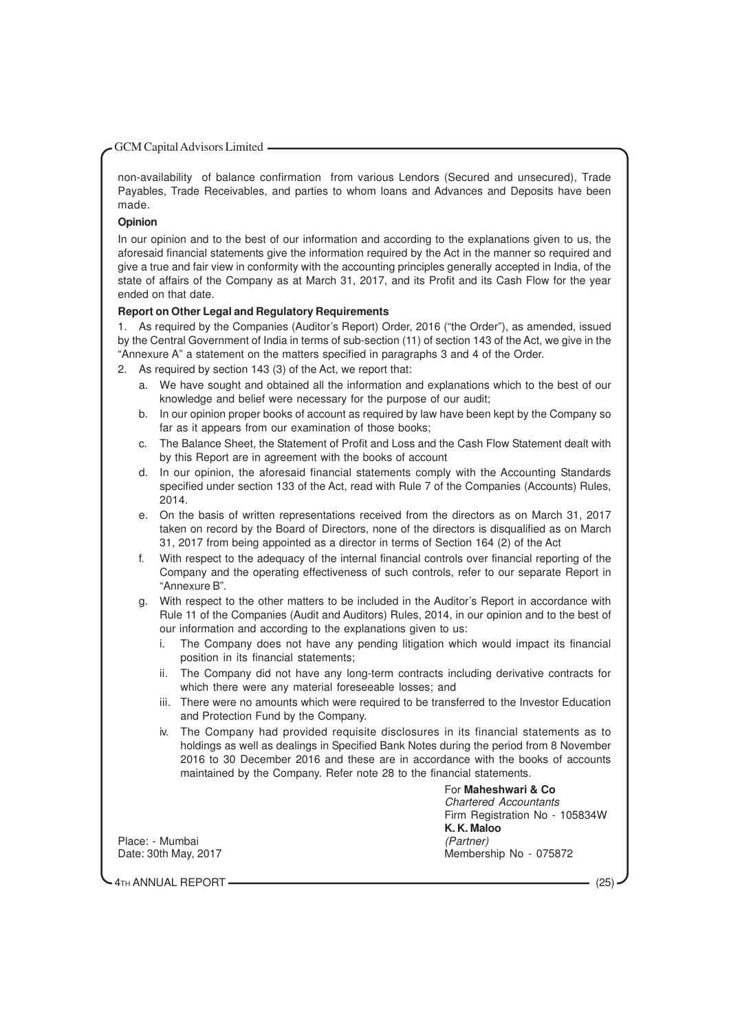non-availability of balance confirmation from various Lendors (Secured and unsecured), Trade Payables, Trade Receivables, and parties to whom loans and Advances and Deposits have been made.

**Opinion**

In our opinion and to the best of our information and according to the explanations given to us, the aforesaid financial statements give the information required by the Act in the manner so required and give a true and fair view in conformity with the accounting principles generally accepted in India, of the state of affairs of the Company as at March 31, 2017, and its Profit and its Cash Flow for the year ended on that date.

**Report on Other Legal and Regulatory Requirements**

1. As required by the Companies (Auditor's Report) Order, 2016 ("the Order"), as amended, issued by the Central Government of India in terms of sub-section (11) of section 143 of the Act, we give in the "Annexure A" a statement on the matters specified in paragraphs 3 and 4 of the Order.
2. As required by section 143 (3) of the Act, we report that:
   a. We have sought and obtained all the information and explanations which to the best of our knowledge and belief were necessary for the purpose of our audit;
   b. In our opinion proper books of account as required by law have been kept by the Company so far as it appears from our examination of those books;
   c. The Balance Sheet, the Statement of Profit and Loss and the Cash Flow Statement dealt with by this Report are in agreement with the books of account
   d. In our opinion, the aforesaid financial statements comply with the Accounting Standards specified under section 133 of the Act, read with Rule 7 of the Companies (Accounts) Rules, 2014.
   e. On the basis of written representations received from the directors as on March 31, 2017 taken on record by the Board of Directors, none of the directors is disqualified as on March 31, 2017 from being appointed as a director in terms of Section 164 (2) of the Act
   f. With respect to the adequacy of the internal financial controls over financial reporting of the Company and the operating effectiveness of such controls, refer to our separate Report in "Annexure B".
   g. With respect to the other matters to be included in the Auditor's Report in accordance with Rule 11 of the Companies (Audit and Auditors) Rules, 2014, in our opinion and to the best of our information and according to the explanations given to us:
      i. The Company does not have any pending litigation which would impact its financial position in its financial statements;
      ii. The Company did not have any long-term contracts including derivative contracts for which there were any material foreseeable losses; and
      iii. There were no amounts which were required to be transferred to the Investor Education and Protection Fund by the Company.
      iv. The Company had provided requisite disclosures in its financial statements as to holdings as well as dealings in Specified Bank Notes during the period from 8 November 2016 to 30 December 2016 and these are in accordance with the books of accounts maintained by the Company. Refer note 28 to the financial statements.

For **Maheshwari & Co**
*Chartered Accountants*
Firm Registration No - 105834W
**K. K. Maloo**
*(Partner)*
Membership No - 075872

Place: - Mumbai
Date: 30th May, 2017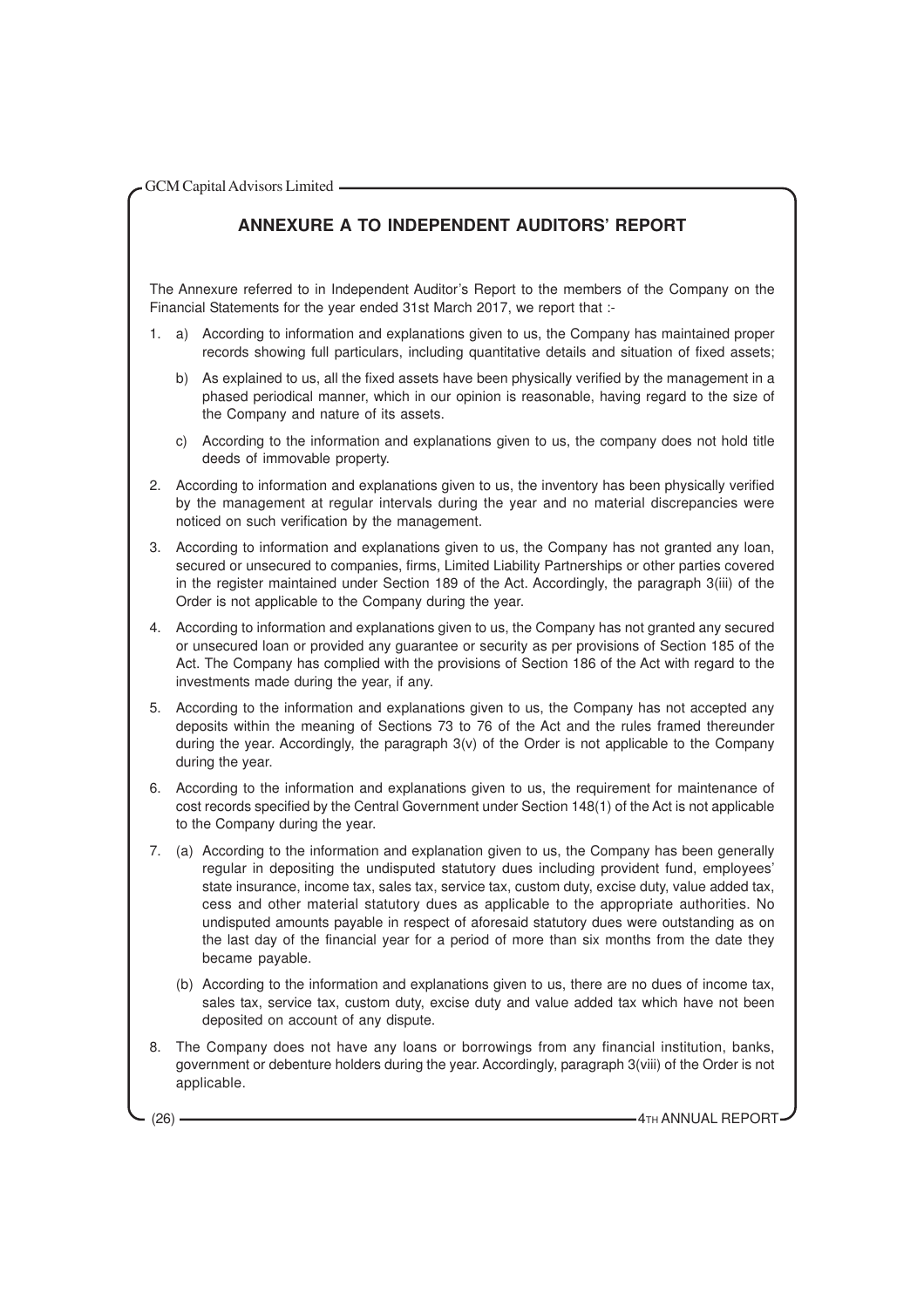## ANNEXURE A TO INDEPENDENT AUDITORS' REPORT

The Annexure referred to in Independent Auditor's Report to the members of the Company on the Financial Statements for the year ended 31st March 2017, we report that :-

1. a) According to information and explanations given to us, the Company has maintained proper records showing full particulars, including quantitative details and situation of fixed assets;

   b) As explained to us, all the fixed assets have been physically verified by the management in a phased periodical manner, which in our opinion is reasonable, having regard to the size of the Company and nature of its assets.

   c) According to the information and explanations given to us, the company does not hold title deeds of immovable property.

2. According to information and explanations given to us, the inventory has been physically verified by the management at regular intervals during the year and no material discrepancies were noticed on such verification by the management.

3. According to information and explanations given to us, the Company has not granted any loan, secured or unsecured to companies, firms, Limited Liability Partnerships or other parties covered in the register maintained under Section 189 of the Act. Accordingly, the paragraph 3(iii) of the Order is not applicable to the Company during the year.

4. According to information and explanations given to us, the Company has not granted any secured or unsecured loan or provided any guarantee or security as per provisions of Section 185 of the Act. The Company has complied with the provisions of Section 186 of the Act with regard to the investments made during the year, if any.

5. According to the information and explanations given to us, the Company has not accepted any deposits within the meaning of Sections 73 to 76 of the Act and the rules framed thereunder during the year. Accordingly, the paragraph 3(v) of the Order is not applicable to the Company during the year.

6. According to the information and explanations given to us, the requirement for maintenance of cost records specified by the Central Government under Section 148(1) of the Act is not applicable to the Company during the year.

7. (a) According to the information and explanation given to us, the Company has been generally regular in depositing the undisputed statutory dues including provident fund, employees' state insurance, income tax, sales tax, service tax, custom duty, excise duty, value added tax, cess and other material statutory dues as applicable to the appropriate authorities. No undisputed amounts payable in respect of aforesaid statutory dues were outstanding as on the last day of the financial year for a period of more than six months from the date they became payable.

   (b) According to the information and explanations given to us, there are no dues of income tax, sales tax, service tax, custom duty, excise duty and value added tax which have not been deposited on account of any dispute.

8. The Company does not have any loans or borrowings from any financial institution, banks, government or debenture holders during the year. Accordingly, paragraph 3(viii) of the Order is not applicable.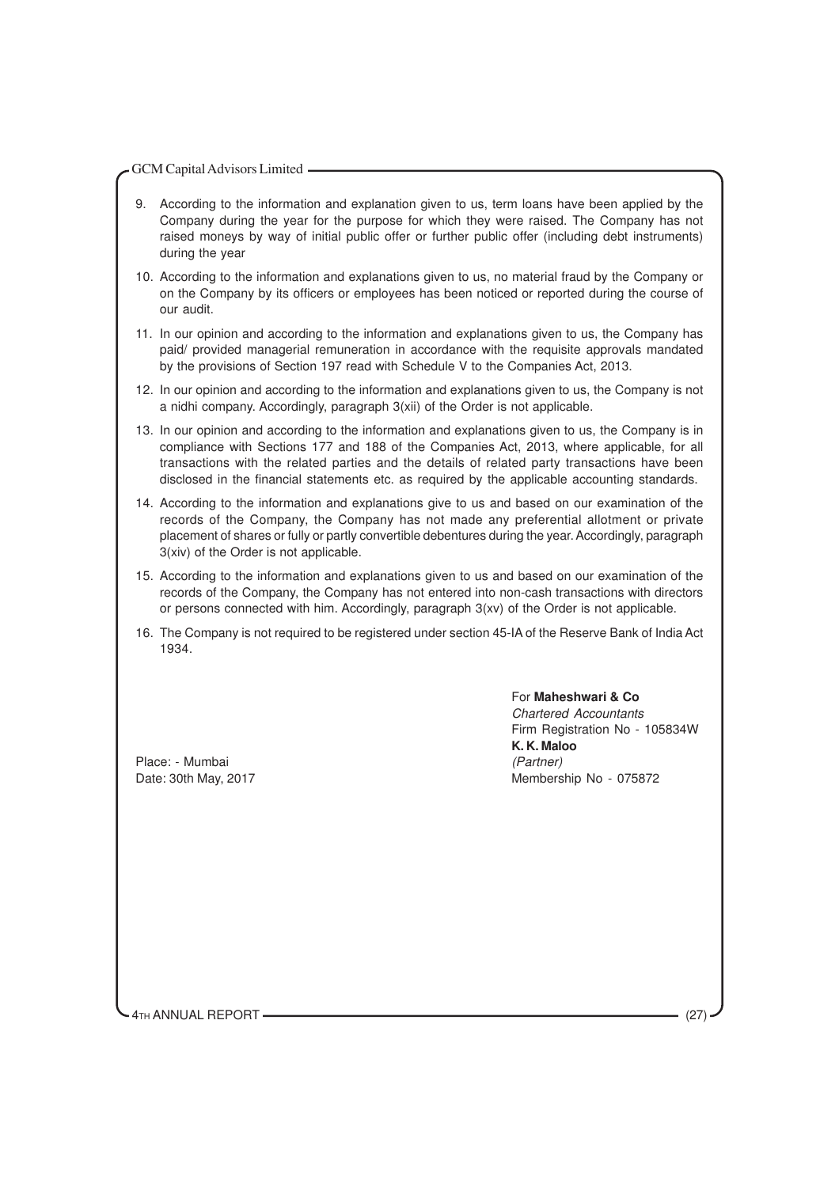9. According to the information and explanation given to us, term loans have been applied by the Company during the year for the purpose for which they were raised. The Company has not raised moneys by way of initial public offer or further public offer (including debt instruments) during the year

10. According to the information and explanations given to us, no material fraud by the Company or on the Company by its officers or employees has been noticed or reported during the course of our audit.

11. In our opinion and according to the information and explanations given to us, the Company has paid/ provided managerial remuneration in accordance with the requisite approvals mandated by the provisions of Section 197 read with Schedule V to the Companies Act, 2013.

12. In our opinion and according to the information and explanations given to us, the Company is not a nidhi company. Accordingly, paragraph 3(xii) of the Order is not applicable.

13. In our opinion and according to the information and explanations given to us, the Company is in compliance with Sections 177 and 188 of the Companies Act, 2013, where applicable, for all transactions with the related parties and the details of related party transactions have been disclosed in the financial statements etc. as required by the applicable accounting standards.

14. According to the information and explanations give to us and based on our examination of the records of the Company, the Company has not made any preferential allotment or private placement of shares or fully or partly convertible debentures during the year. Accordingly, paragraph 3(xiv) of the Order is not applicable.

15. According to the information and explanations given to us and based on our examination of the records of the Company, the Company has not entered into non-cash transactions with directors or persons connected with him. Accordingly, paragraph 3(xv) of the Order is not applicable.

16. The Company is not required to be registered under section 45-IA of the Reserve Bank of India Act 1934.

For **Maheshwari & Co**
*Chartered Accountants*
Firm Registration No - 105834W
**K. K. Maloo**
*(Partner)*
Membership No - 075872

Place: - Mumbai
Date: 30th May, 2017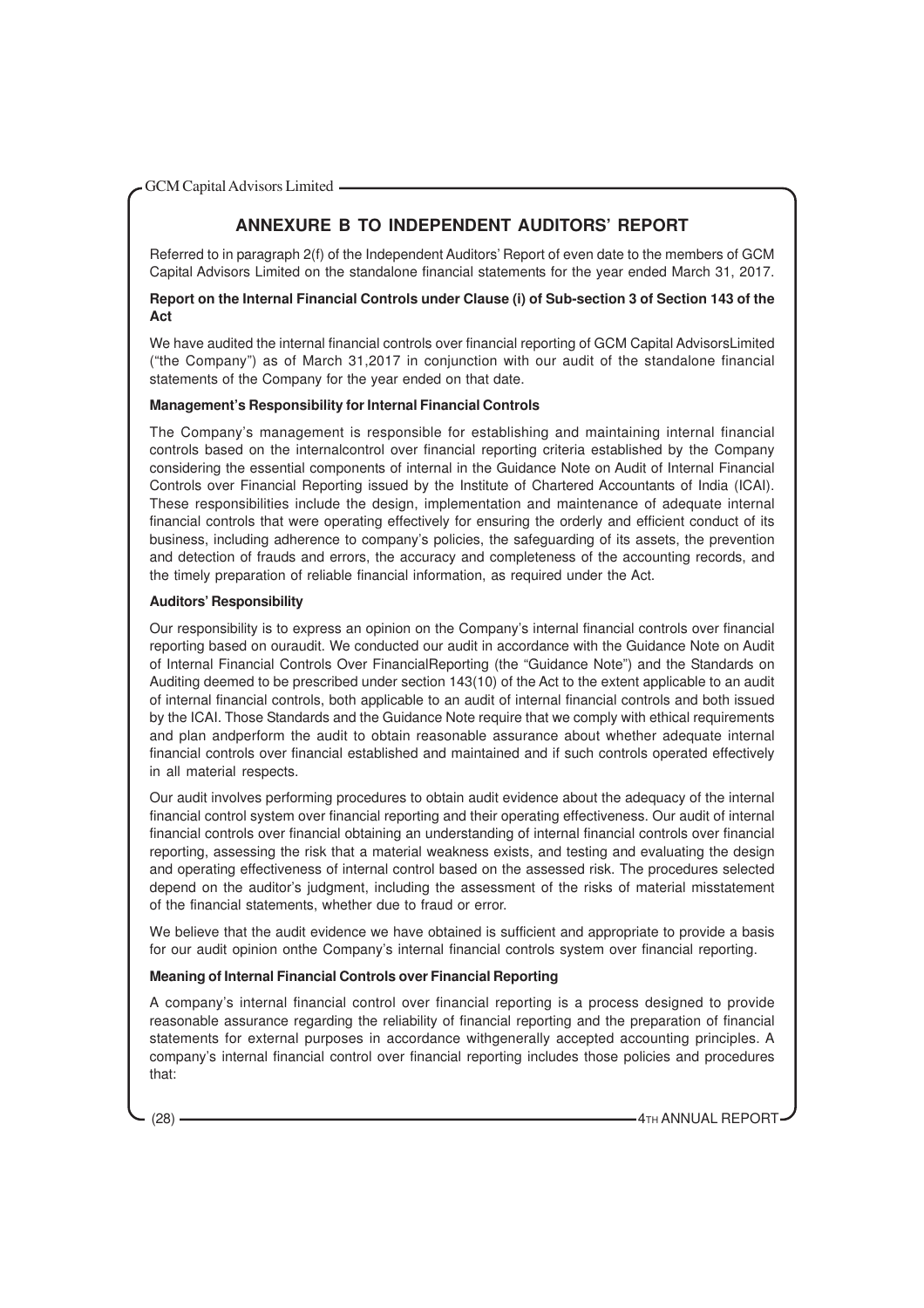## ANNEXURE B TO INDEPENDENT AUDITORS' REPORT

Referred to in paragraph 2(f) of the Independent Auditors' Report of even date to the members of GCM Capital Advisors Limited on the standalone financial statements for the year ended March 31, 2017.

**Report on the Internal Financial Controls under Clause (i) of Sub-section 3 of Section 143 of the Act**

We have audited the internal financial controls over financial reporting of GCM Capital AdvisorsLimited ("the Company") as of March 31,2017 in conjunction with our audit of the standalone financial statements of the Company for the year ended on that date.

**Management's Responsibility for Internal Financial Controls**

The Company's management is responsible for establishing and maintaining internal financial controls based on the internalcontrol over financial reporting criteria established by the Company considering the essential components of internal in the Guidance Note on Audit of Internal Financial Controls over Financial Reporting issued by the Institute of Chartered Accountants of India (ICAI). These responsibilities include the design, implementation and maintenance of adequate internal financial controls that were operating effectively for ensuring the orderly and efficient conduct of its business, including adherence to company's policies, the safeguarding of its assets, the prevention and detection of frauds and errors, the accuracy and completeness of the accounting records, and the timely preparation of reliable financial information, as required under the Act.

**Auditors' Responsibility**

Our responsibility is to express an opinion on the Company's internal financial controls over financial reporting based on ouraudit. We conducted our audit in accordance with the Guidance Note on Audit of Internal Financial Controls Over FinancialReporting (the "Guidance Note") and the Standards on Auditing deemed to be prescribed under section 143(10) of the Act to the extent applicable to an audit of internal financial controls, both applicable to an audit of internal financial controls and both issued by the ICAI. Those Standards and the Guidance Note require that we comply with ethical requirements and plan andperform the audit to obtain reasonable assurance about whether adequate internal financial controls over financial established and maintained and if such controls operated effectively in all material respects.

Our audit involves performing procedures to obtain audit evidence about the adequacy of the internal financial control system over financial reporting and their operating effectiveness. Our audit of internal financial controls over financial obtaining an understanding of internal financial controls over financial reporting, assessing the risk that a material weakness exists, and testing and evaluating the design and operating effectiveness of internal control based on the assessed risk. The procedures selected depend on the auditor's judgment, including the assessment of the risks of material misstatement of the financial statements, whether due to fraud or error.

We believe that the audit evidence we have obtained is sufficient and appropriate to provide a basis for our audit opinion onthe Company's internal financial controls system over financial reporting.

**Meaning of Internal Financial Controls over Financial Reporting**

A company's internal financial control over financial reporting is a process designed to provide reasonable assurance regarding the reliability of financial reporting and the preparation of financial statements for external purposes in accordance withgenerally accepted accounting principles. A company's internal financial control over financial reporting includes those policies and procedures that: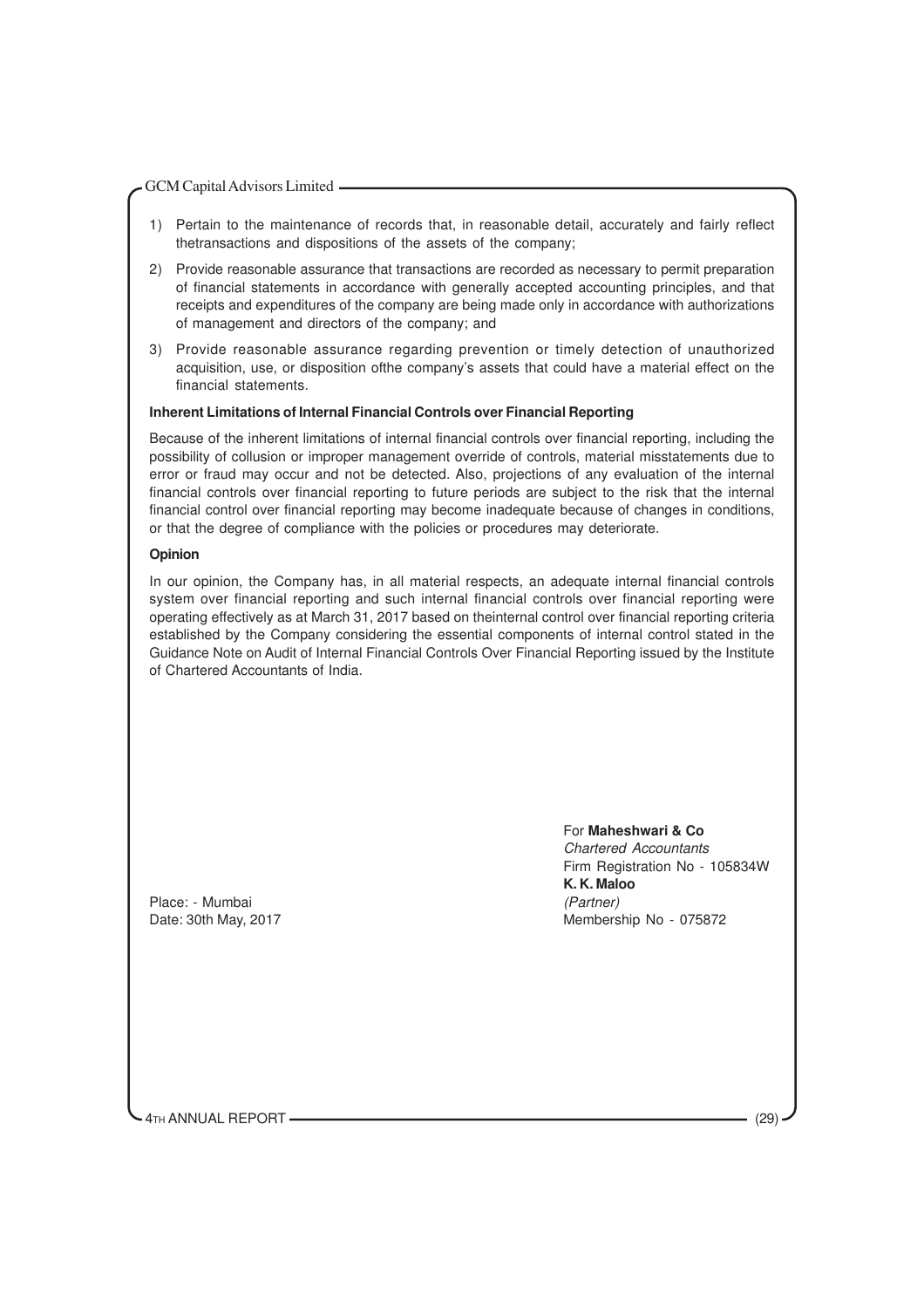1) Pertain to the maintenance of records that, in reasonable detail, accurately and fairly reflect thetransactions and dispositions of the assets of the company;

2) Provide reasonable assurance that transactions are recorded as necessary to permit preparation of financial statements in accordance with generally accepted accounting principles, and that receipts and expenditures of the company are being made only in accordance with authorizations of management and directors of the company; and

3) Provide reasonable assurance regarding prevention or timely detection of unauthorized acquisition, use, or disposition ofthe company's assets that could have a material effect on the financial statements.

**Inherent Limitations of Internal Financial Controls over Financial Reporting**

Because of the inherent limitations of internal financial controls over financial reporting, including the possibility of collusion or improper management override of controls, material misstatements due to error or fraud may occur and not be detected. Also, projections of any evaluation of the internal financial controls over financial reporting to future periods are subject to the risk that the internal financial control over financial reporting may become inadequate because of changes in conditions, or that the degree of compliance with the policies or procedures may deteriorate.

**Opinion**

In our opinion, the Company has, in all material respects, an adequate internal financial controls system over financial reporting and such internal financial controls over financial reporting were operating effectively as at March 31, 2017 based on theinternal control over financial reporting criteria established by the Company considering the essential components of internal control stated in the Guidance Note on Audit of Internal Financial Controls Over Financial Reporting issued by the Institute of Chartered Accountants of India.

For **Maheshwari & Co**
*Chartered Accountants*
Firm Registration No - 105834W
**K. K. Maloo**
*(Partner)*
Membership No - 075872

Place: - Mumbai
Date: 30th May, 2017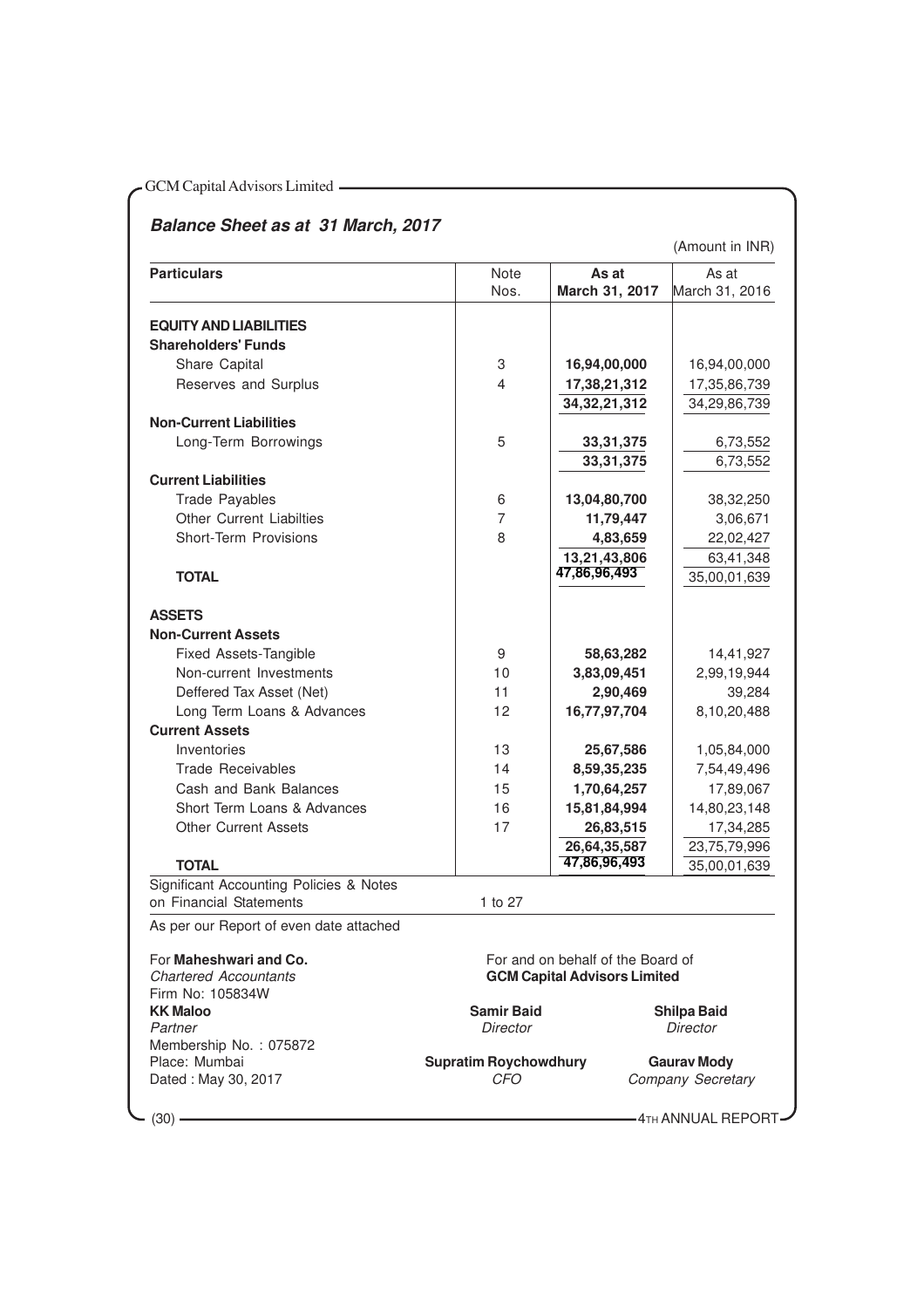## Balance Sheet as at 31 March, 2017

(Amount in INR)

| Particulars | Note Nos. | As at March 31, 2017 | As at March 31, 2016 |
|---|---|---|---|
| **EQUITY AND LIABILITIES** | | | |
| **Shareholders' Funds** | | | |
| Share Capital | 3 | **16,94,00,000** | 16,94,00,000 |
| Reserves and Surplus | 4 | **17,38,21,312** | 17,35,86,739 |
| | | **34,32,21,312** | 34,29,86,739 |
| **Non-Current Liabilities** | | | |
| Long-Term Borrowings | 5 | **33,31,375** | 6,73,552 |
| | | **33,31,375** | 6,73,552 |
| **Current Liabilities** | | | |
| Trade Payables | 6 | **13,04,80,700** | 38,32,250 |
| Other Current Liabilties | 7 | **11,79,447** | 3,06,671 |
| Short-Term Provisions | 8 | **4,83,659** | 22,02,427 |
| | | **13,21,43,806** | 63,41,348 |
| **TOTAL** | | **47,86,96,493** | 35,00,01,639 |
| **ASSETS** | | | |
| **Non-Current Assets** | | | |
| Fixed Assets-Tangible | 9 | **58,63,282** | 14,41,927 |
| Non-current Investments | 10 | **3,83,09,451** | 2,99,19,944 |
| Deffered Tax Asset (Net) | 11 | **2,90,469** | 39,284 |
| Long Term Loans & Advances | 12 | **16,77,97,704** | 8,10,20,488 |
| **Current Assets** | | | |
| Inventories | 13 | **25,67,586** | 1,05,84,000 |
| Trade Receivables | 14 | **8,59,35,235** | 7,54,49,496 |
| Cash and Bank Balances | 15 | **1,70,64,257** | 17,89,067 |
| Short Term Loans & Advances | 16 | **15,81,84,994** | 14,80,23,148 |
| Other Current Assets | 17 | **26,83,515** | 17,34,285 |
| | | **26,64,35,587** | 23,75,79,996 |
| **TOTAL** | | **47,86,96,493** | 35,00,01,639 |
| Significant Accounting Policies & Notes on Financial Statements | 1 to 27 | | |

As per our Report of even date attached

For **Maheshwari and Co.**
*Chartered Accountants*
Firm No: 105834W
**KK Maloo**
*Partner*
Membership No. : 075872
Place: Mumbai
Dated : May 30, 2017

For and on behalf of the Board of
**GCM Capital Advisors Limited**

**Samir Baid**
*Director*

**Shilpa Baid**
*Director*

**Supratim Roychowdhury**
*CFO*

**Gaurav Mody**
*Company Secretary*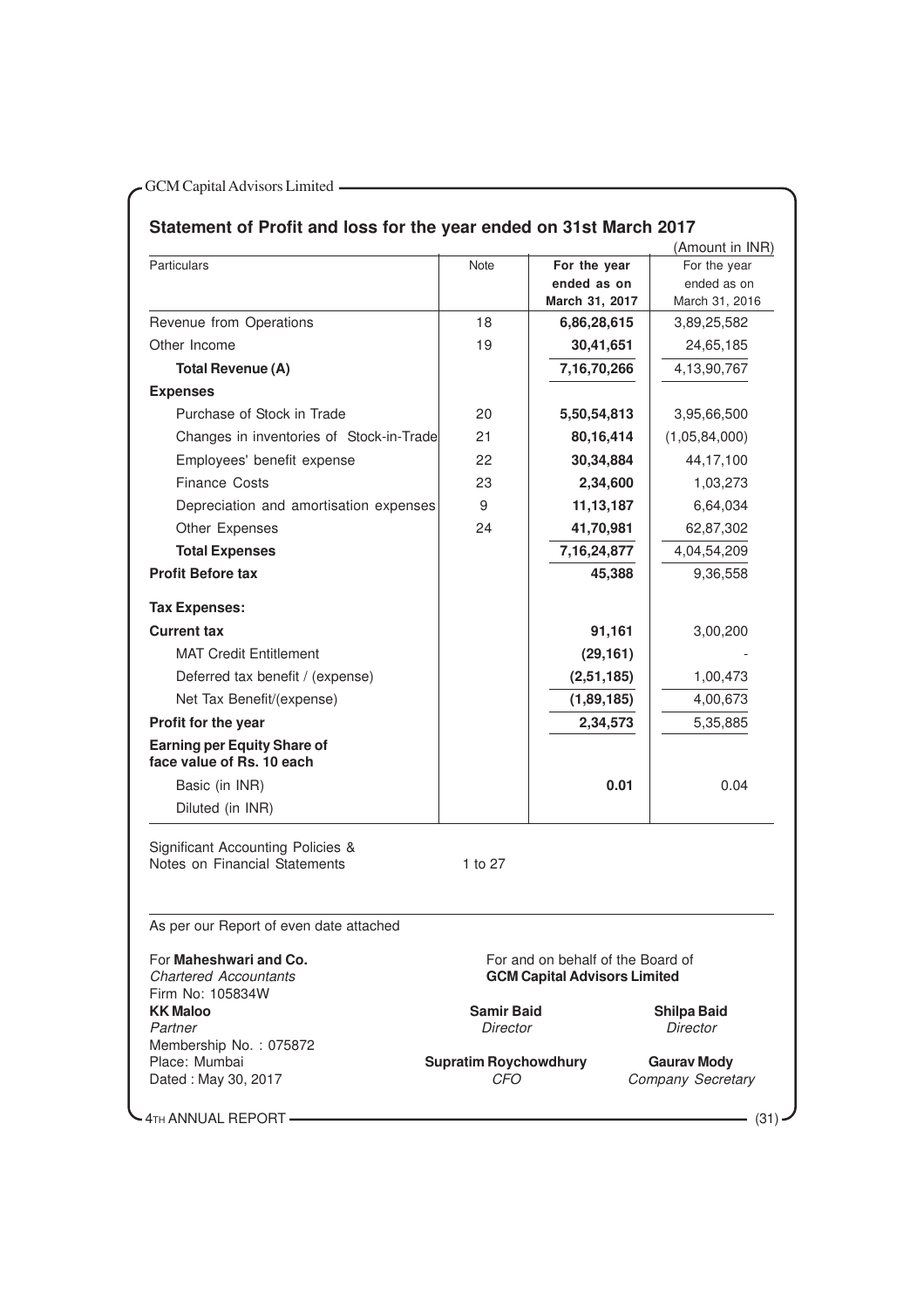## Statement of Profit and loss for the year ended on 31st March 2017

(Amount in INR)

| Particulars | Note | **For the year ended as on March 31, 2017** | For the year ended as on March 31, 2016 |
|---|---|---|---|
| Revenue from Operations | 18 | **6,86,28,615** | 3,89,25,582 |
| Other Income | 19 | **30,41,651** | 24,65,185 |
| **Total Revenue (A)** | | **7,16,70,266** | 4,13,90,767 |
| **Expenses** | | | |
| Purchase of Stock in Trade | 20 | **5,50,54,813** | 3,95,66,500 |
| Changes in inventories of Stock-in-Trade | 21 | **80,16,414** | (1,05,84,000) |
| Employees' benefit expense | 22 | **30,34,884** | 44,17,100 |
| Finance Costs | 23 | **2,34,600** | 1,03,273 |
| Depreciation and amortisation expenses | 9 | **11,13,187** | 6,64,034 |
| Other Expenses | 24 | **41,70,981** | 62,87,302 |
| **Total Expenses** | | **7,16,24,877** | 4,04,54,209 |
| **Profit Before tax** | | **45,388** | 9,36,558 |
| **Tax Expenses:** | | | |
| **Current tax** | | **91,161** | 3,00,200 |
| MAT Credit Entitlement | | **(29,161)** | - |
| Deferred tax benefit / (expense) | | **(2,51,185)** | 1,00,473 |
| Net Tax Benefit/(expense) | | **(1,89,185)** | 4,00,673 |
| **Profit for the year** | | **2,34,573** | 5,35,885 |
| **Earning per Equity Share of face value of Rs. 10 each** | | | |
| Basic (in INR) | | **0.01** | 0.04 |
| Diluted (in INR) | | | |

Significant Accounting Policies & Notes on Financial Statements — 1 to 27

As per our Report of even date attached

For **Maheshwari and Co.**
*Chartered Accountants*
Firm No: 105834W
**KK Maloo**
*Partner*
Membership No. : 075872
Place: Mumbai
Dated : May 30, 2017

For and on behalf of the Board of
**GCM Capital Advisors Limited**

**Samir Baid**
*Director*

**Shilpa Baid**
*Director*

**Supratim Roychowdhury**
*CFO*

**Gaurav Mody**
*Company Secretary*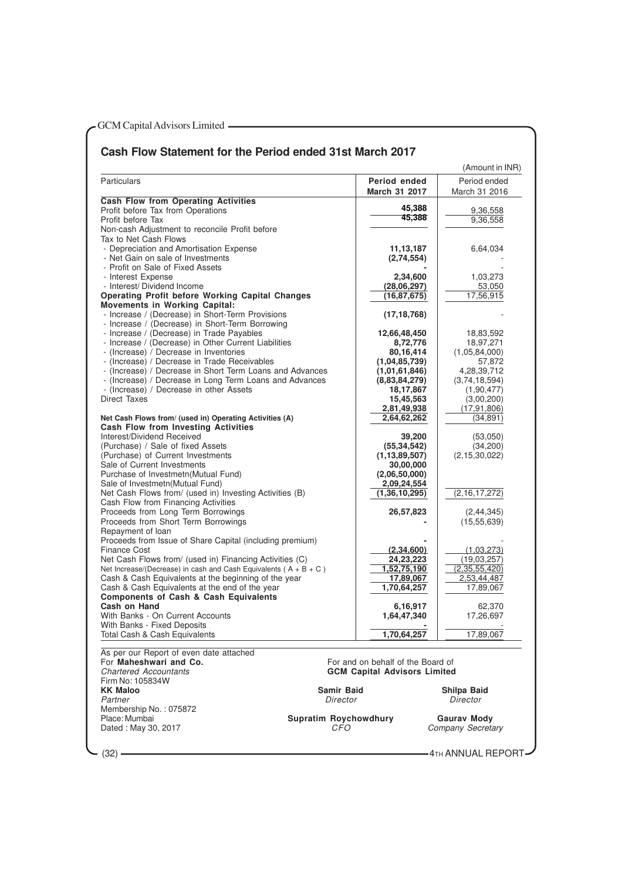## Cash Flow Statement for the Period ended 31st March 2017

(Amount in INR)

| Particulars | Period ended March 31 2017 | Period ended March 31 2016 |
|---|---|---|
| **Cash Flow from Operating Activities** | | |
| Profit before Tax from Operations | 45,388 | 9,36,558 |
| Profit before Tax | 45,388 | 9,36,558 |
| Non-cash Adjustment to reconcile Profit before Tax to Net Cash Flows | | |
| - Depreciation and Amortisation Expense | 11,13,187 | 6,64,034 |
| - Net Gain on sale of Investments | (2,74,554) | - |
| - Profit on Sale of Fixed Assets | - | - |
| - Interest Expense | 2,34,600 | 1,03,273 |
| - Interest/ Dividend Income | (28,06,297) | 53,050 |
| **Operating Profit before Working Capital Changes** | (16,87,675) | 17,56,915 |
| **Movements in Working Capital:** | | |
| - Increase / (Decrease) in Short-Term Provisions | (17,18,768) | - |
| - Increase / (Decrease) in Short-Term Borrowing | | |
| - Increase / (Decrease) in Trade Payables | 12,66,48,450 | 18,83,592 |
| - Increase / (Decrease) in Other Current Liabilities | 8,72,776 | 18,97,271 |
| - (Increase) / Decrease in Inventories | 80,16,414 | (1,05,84,000) |
| - (Increase) / Decrease in Trade Receivables | (1,04,85,739) | 57,872 |
| - (Increase) / Decrease in Short Term Loans and Advances | (1,01,61,846) | 4,28,39,712 |
| - (Increase) / Decrease in Long Term Loans and Advances | (8,83,84,279) | (3,74,18,594) |
| - (Increase) / Decrease in other Assets | 18,17,867 | (1,90,477) |
| Direct Taxes | 15,45,563 | (3,00,200) |
| | 2,81,49,938 | (17,91,806) |
| **Net Cash Flows from/ (used in) Operating Activities (A)** | 2,64,62,262 | (34,891) |
| **Cash Flow from Investing Activities** | | |
| Interest/Dividend Received | 39,200 | (53,050) |
| (Purchase) / Sale of fixed Assets | (55,34,542) | (34,200) |
| (Purchase) of Current Investments | (1,13,89,507) | (2,15,30,022) |
| Sale of Current Investments | 30,00,000 | |
| Purchase of Investmetn(Mutual Fund) | (2,06,50,000) | |
| Sale of Investmetn(Mutual Fund) | 2,09,24,554 | |
| Net Cash Flows from/ (used in) Investing Activities (B) | (1,36,10,295) | (2,16,17,272) |
| Cash Flow from Financing Activities | | |
| Proceeds from Long Term Borrowings | 26,57,823 | (2,44,345) |
| Proceeds from Short Term Borrowings | - | (15,55,639) |
| Repayment of loan | | |
| Proceeds from Issue of Share Capital (including premium) | - | - |
| Finance Cost | (2,34,600) | (1,03,273) |
| Net Cash Flows from/ (used in) Financing Activities (C) | 24,23,223 | (19,03,257) |
| Net Increase/(Decrease) in cash and Cash Equivalents ( A + B + C ) | 1,52,75,190 | (2,35,55,420) |
| Cash & Cash Equivalents at the beginning of the year | 17,89,067 | 2,53,44,487 |
| Cash & Cash Equivalents at the end of the year | 1,70,64,257 | 17,89,067 |
| **Components of Cash & Cash Equivalents** | | |
| **Cash on Hand** | 6,16,917 | 62,370 |
| With Banks - On Current Accounts | 1,64,47,340 | 17,26,697 |
| With Banks - Fixed Deposits | - | - |
| Total Cash & Cash Equivalents | 1,70,64,257 | 17,89,067 |

As per our Report of even date attached
For **Maheshwari and Co.**
*Chartered Accountants*
Firm No: 105834W
**KK Maloo**
*Partner*
Membership No. : 075872
Place: Mumbai
Dated : May 30, 2017

For and on behalf of the Board of
**GCM Capital Advisors Limited**

**Samir Baid**
*Director*

**Shilpa Baid**
*Director*

**Supratim Roychowdhury**
*CFO*

**Gaurav Mody**
*Company Secretary*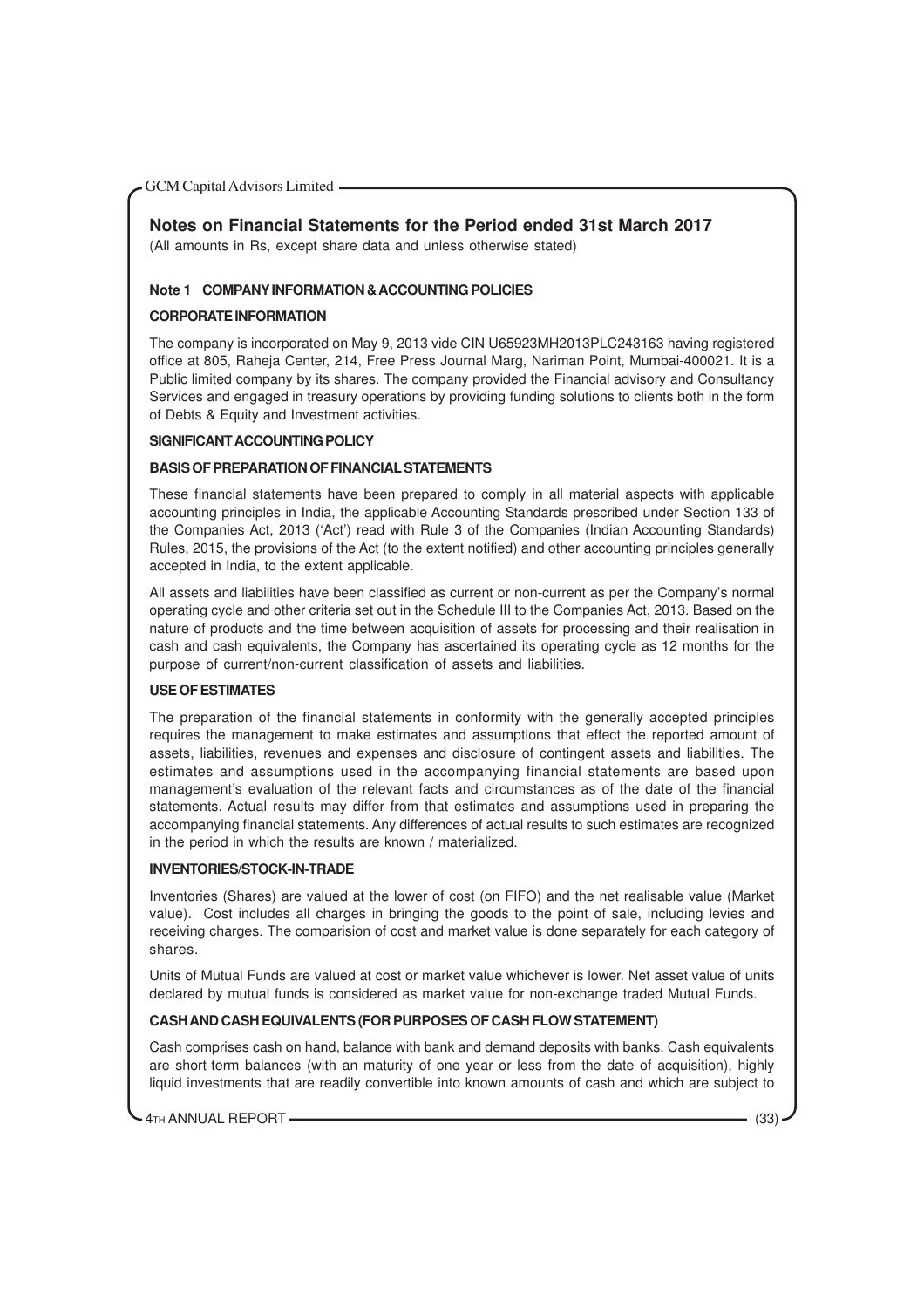## Notes on Financial Statements for the Period ended 31st March 2017

(All amounts in Rs, except share data and unless otherwise stated)

### Note 1 COMPANY INFORMATION & ACCOUNTING POLICIES

#### CORPORATE INFORMATION

The company is incorporated on May 9, 2013 vide CIN U65923MH2013PLC243163 having registered office at 805, Raheja Center, 214, Free Press Journal Marg, Nariman Point, Mumbai-400021. It is a Public limited company by its shares. The company provided the Financial advisory and Consultancy Services and engaged in treasury operations by providing funding solutions to clients both in the form of Debts & Equity and Investment activities.

#### SIGNIFICANT ACCOUNTING POLICY

#### BASIS OF PREPARATION OF FINANCIAL STATEMENTS

These financial statements have been prepared to comply in all material aspects with applicable accounting principles in India, the applicable Accounting Standards prescribed under Section 133 of the Companies Act, 2013 ('Act') read with Rule 3 of the Companies (Indian Accounting Standards) Rules, 2015, the provisions of the Act (to the extent notified) and other accounting principles generally accepted in India, to the extent applicable.

All assets and liabilities have been classified as current or non-current as per the Company's normal operating cycle and other criteria set out in the Schedule III to the Companies Act, 2013. Based on the nature of products and the time between acquisition of assets for processing and their realisation in cash and cash equivalents, the Company has ascertained its operating cycle as 12 months for the purpose of current/non-current classification of assets and liabilities.

#### USE OF ESTIMATES

The preparation of the financial statements in conformity with the generally accepted principles requires the management to make estimates and assumptions that effect the reported amount of assets, liabilities, revenues and expenses and disclosure of contingent assets and liabilities. The estimates and assumptions used in the accompanying financial statements are based upon management's evaluation of the relevant facts and circumstances as of the date of the financial statements. Actual results may differ from that estimates and assumptions used in preparing the accompanying financial statements. Any differences of actual results to such estimates are recognized in the period in which the results are known / materialized.

#### INVENTORIES/STOCK-IN-TRADE

Inventories (Shares) are valued at the lower of cost (on FIFO) and the net realisable value (Market value). Cost includes all charges in bringing the goods to the point of sale, including levies and receiving charges. The comparision of cost and market value is done separately for each category of shares.

Units of Mutual Funds are valued at cost or market value whichever is lower. Net asset value of units declared by mutual funds is considered as market value for non-exchange traded Mutual Funds.

#### CASH AND CASH EQUIVALENTS (FOR PURPOSES OF CASH FLOW STATEMENT)

Cash comprises cash on hand, balance with bank and demand deposits with banks. Cash equivalents are short-term balances (with an maturity of one year or less from the date of acquisition), highly liquid investments that are readily convertible into known amounts of cash and which are subject to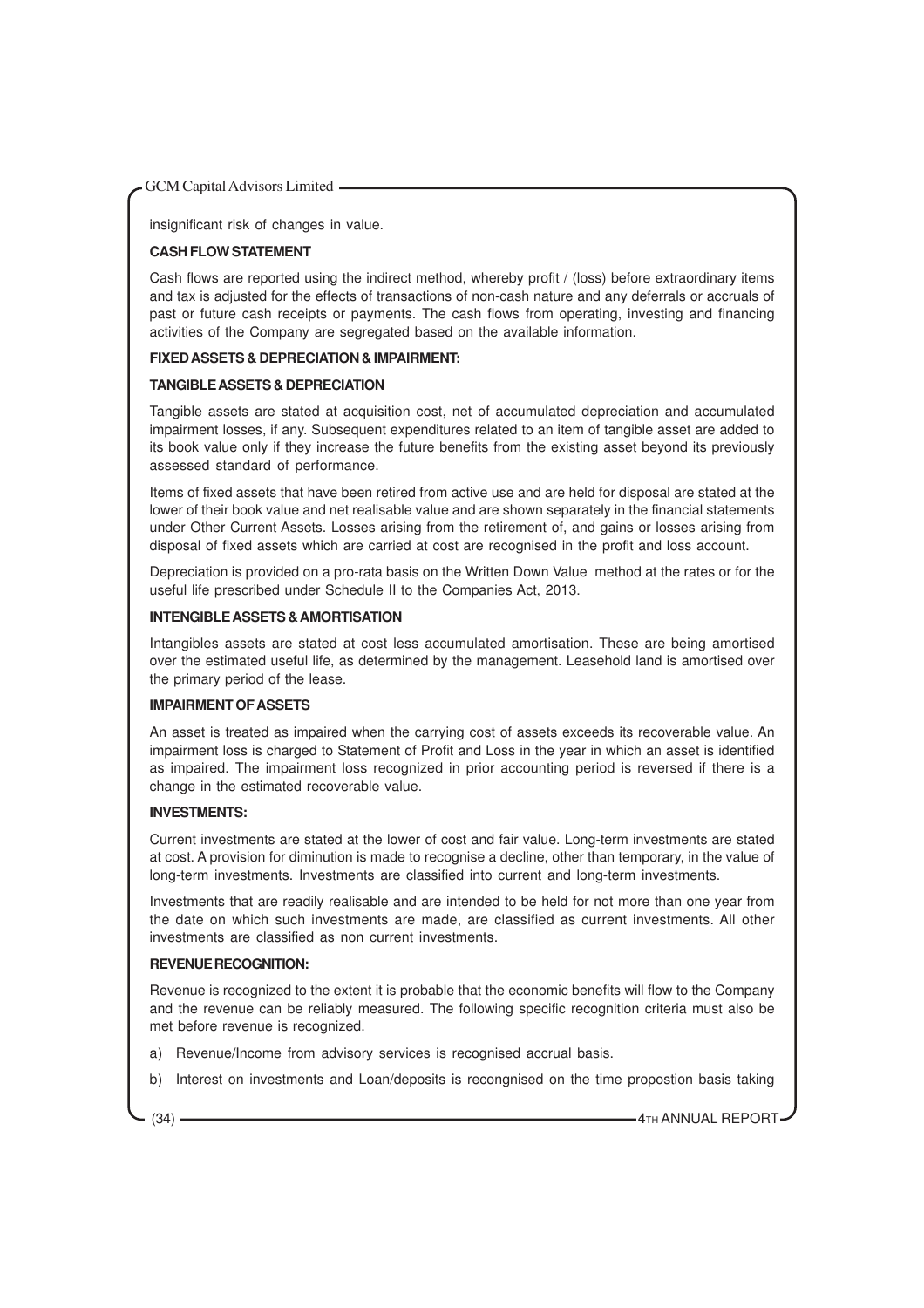insignificant risk of changes in value.

**CASH FLOW STATEMENT**

Cash flows are reported using the indirect method, whereby profit / (loss) before extraordinary items and tax is adjusted for the effects of transactions of non-cash nature and any deferrals or accruals of past or future cash receipts or payments. The cash flows from operating, investing and financing activities of the Company are segregated based on the available information.

**FIXED ASSETS & DEPRECIATION & IMPAIRMENT:**

**TANGIBLE ASSETS & DEPRECIATION**

Tangible assets are stated at acquisition cost, net of accumulated depreciation and accumulated impairment losses, if any. Subsequent expenditures related to an item of tangible asset are added to its book value only if they increase the future benefits from the existing asset beyond its previously assessed standard of performance.

Items of fixed assets that have been retired from active use and are held for disposal are stated at the lower of their book value and net realisable value and are shown separately in the financial statements under Other Current Assets. Losses arising from the retirement of, and gains or losses arising from disposal of fixed assets which are carried at cost are recognised in the profit and loss account.

Depreciation is provided on a pro-rata basis on the Written Down Value method at the rates or for the useful life prescribed under Schedule II to the Companies Act, 2013.

**INTENGIBLE ASSETS & AMORTISATION**

Intangibles assets are stated at cost less accumulated amortisation. These are being amortised over the estimated useful life, as determined by the management. Leasehold land is amortised over the primary period of the lease.

**IMPAIRMENT OF ASSETS**

An asset is treated as impaired when the carrying cost of assets exceeds its recoverable value. An impairment loss is charged to Statement of Profit and Loss in the year in which an asset is identified as impaired. The impairment loss recognized in prior accounting period is reversed if there is a change in the estimated recoverable value.

**INVESTMENTS:**

Current investments are stated at the lower of cost and fair value. Long-term investments are stated at cost. A provision for diminution is made to recognise a decline, other than temporary, in the value of long-term investments. Investments are classified into current and long-term investments.

Investments that are readily realisable and are intended to be held for not more than one year from the date on which such investments are made, are classified as current investments. All other investments are classified as non current investments.

**REVENUE RECOGNITION:**

Revenue is recognized to the extent it is probable that the economic benefits will flow to the Company and the revenue can be reliably measured. The following specific recognition criteria must also be met before revenue is recognized.

a) Revenue/Income from advisory services is recognised accrual basis.

b) Interest on investments and Loan/deposits is recongnised on the time propostion basis taking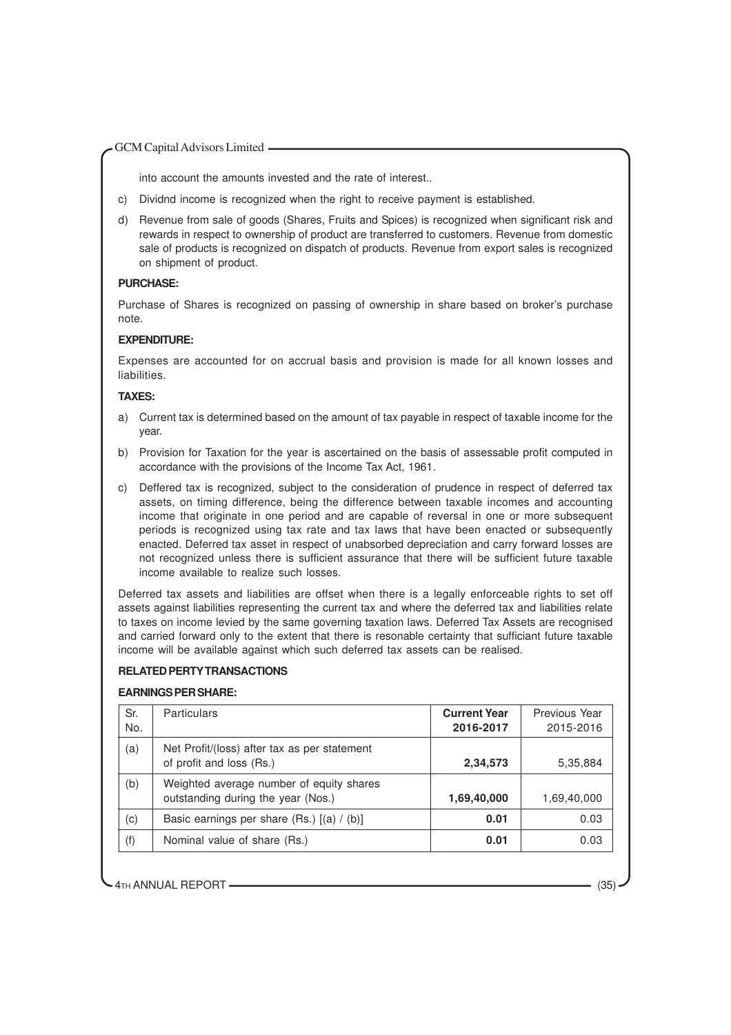into account the amounts invested and the rate of interest..

c) Dividnd income is recognized when the right to receive payment is established.

d) Revenue from sale of goods (Shares, Fruits and Spices) is recognized when significant risk and rewards in respect to ownership of product are transferred to customers. Revenue from domestic sale of products is recognized on dispatch of products. Revenue from export sales is recognized on shipment of product.

**PURCHASE:**

Purchase of Shares is recognized on passing of ownership in share based on broker's purchase note.

**EXPENDITURE:**

Expenses are accounted for on accrual basis and provision is made for all known losses and liabilities.

**TAXES:**

a) Current tax is determined based on the amount of tax payable in respect of taxable income for the year.

b) Provision for Taxation for the year is ascertained on the basis of assessable profit computed in accordance with the provisions of the Income Tax Act, 1961.

c) Deffered tax is recognized, subject to the consideration of prudence in respect of deferred tax assets, on timing difference, being the difference between taxable incomes and accounting income that originate in one period and are capable of reversal in one or more subsequent periods is recognized using tax rate and tax laws that have been enacted or subsequently enacted. Deferred tax asset in respect of unabsorbed depreciation and carry forward losses are not recognized unless there is sufficient assurance that there will be sufficient future taxable income available to realize such losses.

Deferred tax assets and liabilities are offset when there is a legally enforceable rights to set off assets against liabilities representing the current tax and where the deferred tax and liabilities relate to taxes on income levied by the same governing taxation laws. Deferred Tax Assets are recognised and carried forward only to the extent that there is resonable certainty that sufficiant future taxable income will be available against which such deferred tax assets can be realised.

**RELATED PERTY TRANSACTIONS**

**EARNINGS PER SHARE:**

| Sr. No. | Particulars | Current Year 2016-2017 | Previous Year 2015-2016 |
|---|---|---|---|
| (a) | Net Profit/(loss) after tax as per statement of profit and loss (Rs.) | **2,34,573** | 5,35,884 |
| (b) | Weighted average number of equity shares outstanding during the year (Nos.) | **1,69,40,000** | 1,69,40,000 |
| (c) | Basic earnings per share (Rs.) [(a) / (b)] | **0.01** | 0.03 |
| (f) | Nominal value of share (Rs.) | **0.01** | 0.03 |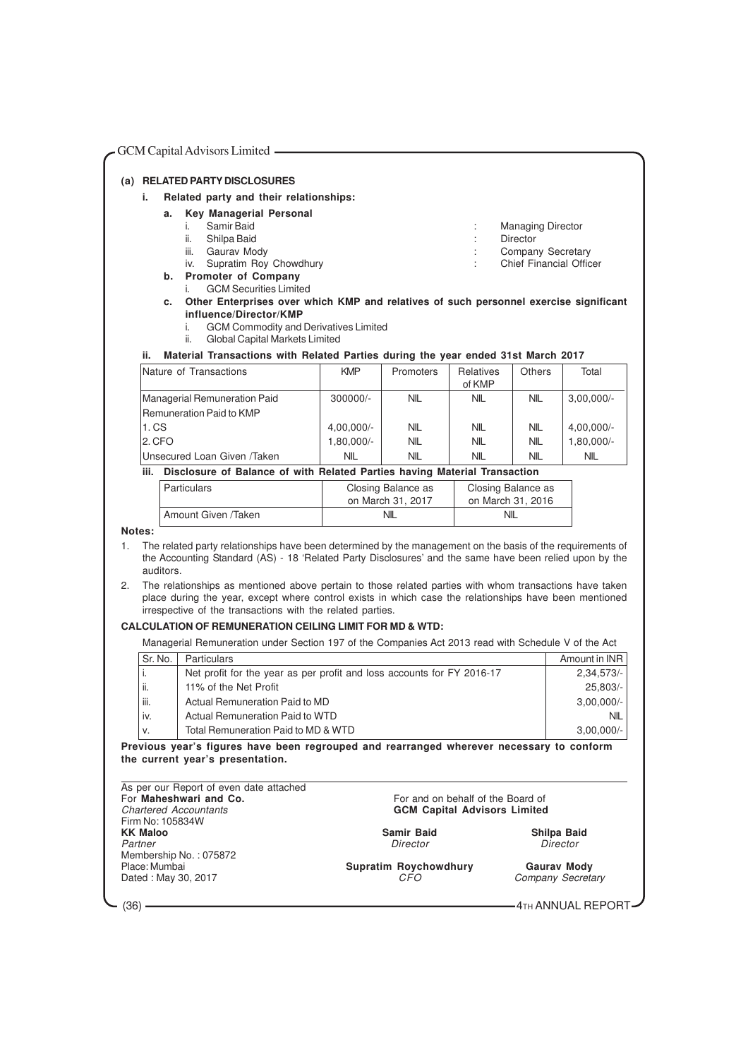## (a) RELATED PARTY DISCLOSURES

### i. Related party and their relationships:

**a. Key Managerial Personal**

i. Samir Baid : Managing Director
ii. Shilpa Baid : Director
iii. Gaurav Mody : Company Secretary
iv. Supratim Roy Chowdhury : Chief Financial Officer

**b. Promoter of Company**

i. GCM Securities Limited

**c. Other Enterprises over which KMP and relatives of such personnel exercise significant influence/Director/KMP**

i. GCM Commodity and Derivatives Limited
ii. Global Capital Markets Limited

### ii. Material Transactions with Related Parties during the year ended 31st March 2017

| Nature of Transactions | KMP | Promoters | Relatives of KMP | Others | Total |
|---|---|---|---|---|---|
| Managerial Remuneration Paid | 300000/- | NIL | NIL | NIL | 3,00,000/- |
| Remuneration Paid to KMP | | | | | |
| 1. CS | 4,00,000/- | NIL | NIL | NIL | 4,00,000/- |
| 2. CFO | 1,80,000/- | NIL | NIL | NIL | 1,80,000/- |
| Unsecured Loan Given /Taken | NIL | NIL | NIL | NIL | NIL |

### iii. Disclosure of Balance of with Related Parties having Material Transaction

| Particulars | Closing Balance as on March 31, 2017 | Closing Balance as on March 31, 2016 |
|---|---|---|
| Amount Given /Taken | NIL | NIL |

**Notes:**

1. The related party relationships have been determined by the management on the basis of the requirements of the Accounting Standard (AS) - 18 'Related Party Disclosures' and the same have been relied upon by the auditors.
2. The relationships as mentioned above pertain to those related parties with whom transactions have taken place during the year, except where control exists in which case the relationships have been mentioned irrespective of the transactions with the related parties.

### CALCULATION OF REMUNERATION CEILING LIMIT FOR MD & WTD:

Managerial Remuneration under Section 197 of the Companies Act 2013 read with Schedule V of the Act

| Sr. No. | Particulars | Amount in INR |
|---|---|---|
| i. | Net profit for the year as per profit and loss accounts for FY 2016-17 | 2,34,573/- |
| ii. | 11% of the Net Profit | 25,803/- |
| iii. | Actual Remuneration Paid to MD | 3,00,000/- |
| iv. | Actual Remuneration Paid to WTD | NIL |
| v. | Total Remuneration Paid to MD & WTD | 3,00,000/- |

**Previous year's figures have been regrouped and rearranged wherever necessary to conform the current year's presentation.**

As per our Report of even date attached
For **Maheshwari and Co.**
*Chartered Accountants*
Firm No: 105834W
**KK Maloo**
*Partner*
Membership No. : 075872
Place: Mumbai
Dated : May 30, 2017

For and on behalf of the Board of
**GCM Capital Advisors Limited**

**Samir Baid**
*Director*

**Shilpa Baid**
*Director*

**Supratim Roychowdhury**
*CFO*

**Gaurav Mody**
*Company Secretary*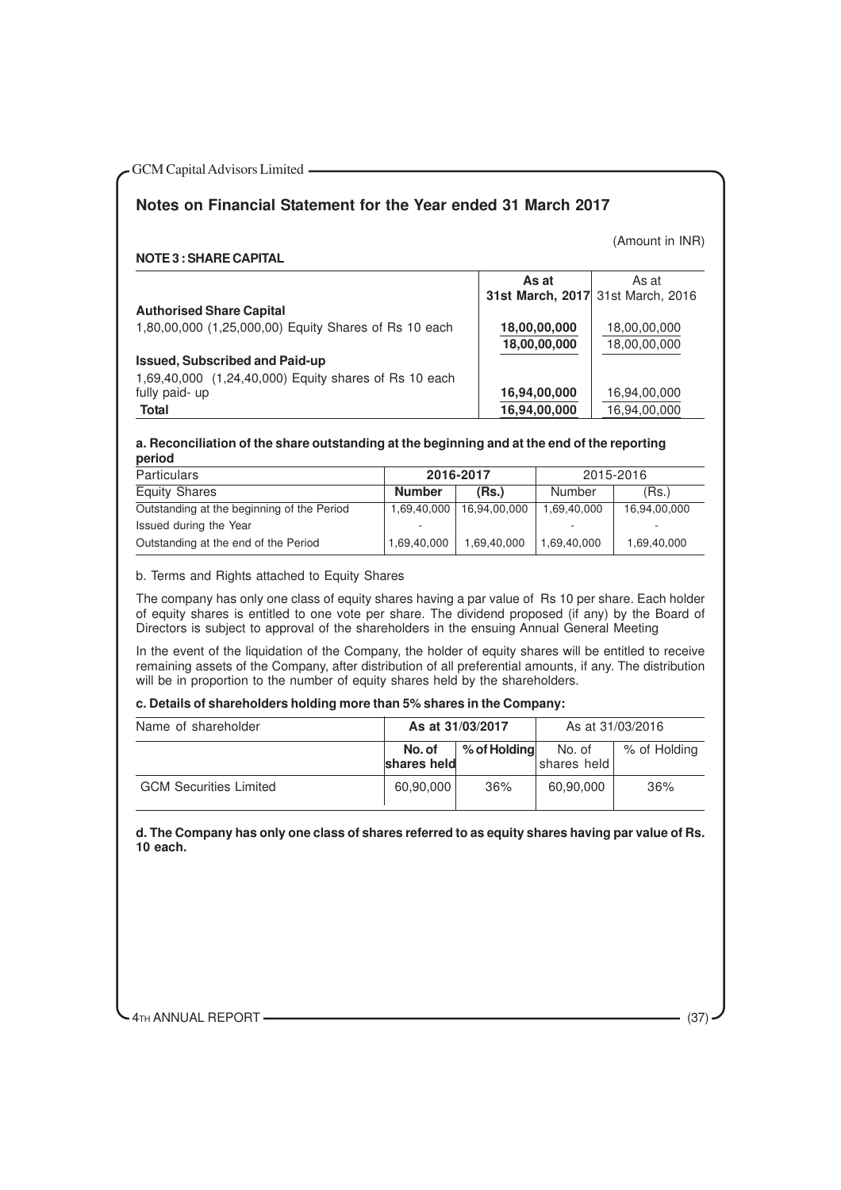## Notes on Financial Statement for the Year ended 31 March 2017

(Amount in INR)

**NOTE 3 : SHARE CAPITAL**

| | **As at 31st March, 2017** | As at 31st March, 2016 |
|---|---|---|
| **Authorised Share Capital** | | |
| 1,80,00,000 (1,25,000,00) Equity Shares of Rs 10 each | **18,00,00,000** | 18,00,00,000 |
| | **18,00,00,000** | 18,00,00,000 |
| **Issued, Subscribed and Paid-up** | | |
| 1,69,40,000 (1,24,40,000) Equity shares of Rs 10 each fully paid- up | **16,94,00,000** | 16,94,00,000 |
| **Total** | **16,94,00,000** | 16,94,00,000 |

**a. Reconciliation of the share outstanding at the beginning and at the end of the reporting period**

| Particulars | **2016-2017** | | 2015-2016 | |
|---|---|---|---|---|
| Equity Shares | **Number** | **(Rs.)** | Number | (Rs.) |
| Outstanding at the beginning of the Period | 1,69,40,000 | 16,94,00,000 | 1,69,40,000 | 16,94,00,000 |
| Issued during the Year | - | | - | - |
| Outstanding at the end of the Period | 1,69,40,000 | 1,69,40,000 | 1,69,40,000 | 1,69,40,000 |

b. Terms and Rights attached to Equity Shares

The company has only one class of equity shares having a par value of Rs 10 per share. Each holder of equity shares is entitled to one vote per share. The dividend proposed (if any) by the Board of Directors is subject to approval of the shareholders in the ensuing Annual General Meeting

In the event of the liquidation of the Company, the holder of equity shares will be entitled to receive remaining assets of the Company, after distribution of all preferential amounts, if any. The distribution will be in proportion to the number of equity shares held by the shareholders.

**c. Details of shareholders holding more than 5% shares in the Company:**

| Name of shareholder | **As at 31/03/2017** | | As at 31/03/2016 | |
|---|---|---|---|---|
| | **No. of shares held** | **% of Holding** | No. of shares held | % of Holding |
| GCM Securities Limited | 60,90,000 | 36% | 60,90,000 | 36% |

**d. The Company has only one class of shares referred to as equity shares having par value of Rs. 10 each.**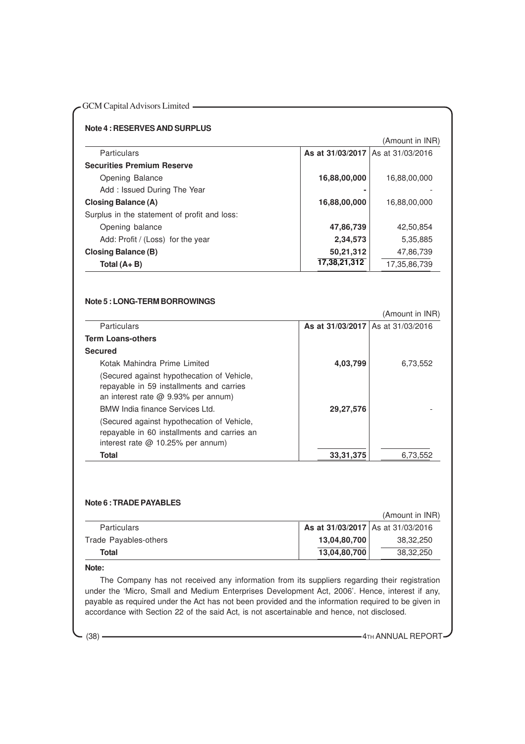### Note 4 : RESERVES AND SURPLUS

(Amount in INR)

| Particulars | As at 31/03/2017 | As at 31/03/2016 |
|---|---|---|
| **Securities Premium Reserve** | | |
| Opening Balance | **16,88,00,000** | 16,88,00,000 |
| Add : Issued During The Year | **-** | - |
| **Closing Balance (A)** | **16,88,00,000** | 16,88,00,000 |
| Surplus in the statement of profit and loss: | | |
| Opening balance | **47,86,739** | 42,50,854 |
| Add: Profit / (Loss) for the year | **2,34,573** | 5,35,885 |
| **Closing Balance (B)** | **50,21,312** | 47,86,739 |
| **Total (A+ B)** | **17,38,21,312** | 17,35,86,739 |

### Note 5 : LONG-TERM BORROWINGS

(Amount in INR)

| Particulars | As at 31/03/2017 | As at 31/03/2016 |
|---|---|---|
| **Term Loans-others** | | |
| **Secured** | | |
| Kotak Mahindra Prime Limited | **4,03,799** | 6,73,552 |
| (Secured against hypothecation of Vehicle, repayable in 59 installments and carries an interest rate @ 9.93% per annum) | | |
| BMW India finance Services Ltd. | **29,27,576** | - |
| (Secured against hypothecation of Vehicle, repayable in 60 installments and carries an interest rate @ 10.25% per annum) | | |
| **Total** | **33,31,375** | 6,73,552 |

### Note 6 : TRADE PAYABLES

(Amount in INR)

| Particulars | As at 31/03/2017 | As at 31/03/2016 |
|---|---|---|
| Trade Payables-others | **13,04,80,700** | 38,32,250 |
| **Total** | **13,04,80,700** | 38,32,250 |

**Note:**

The Company has not received any information from its suppliers regarding their registration under the 'Micro, Small and Medium Enterprises Development Act, 2006'. Hence, interest if any, payable as required under the Act has not been provided and the information required to be given in accordance with Section 22 of the said Act, is not ascertainable and hence, not disclosed.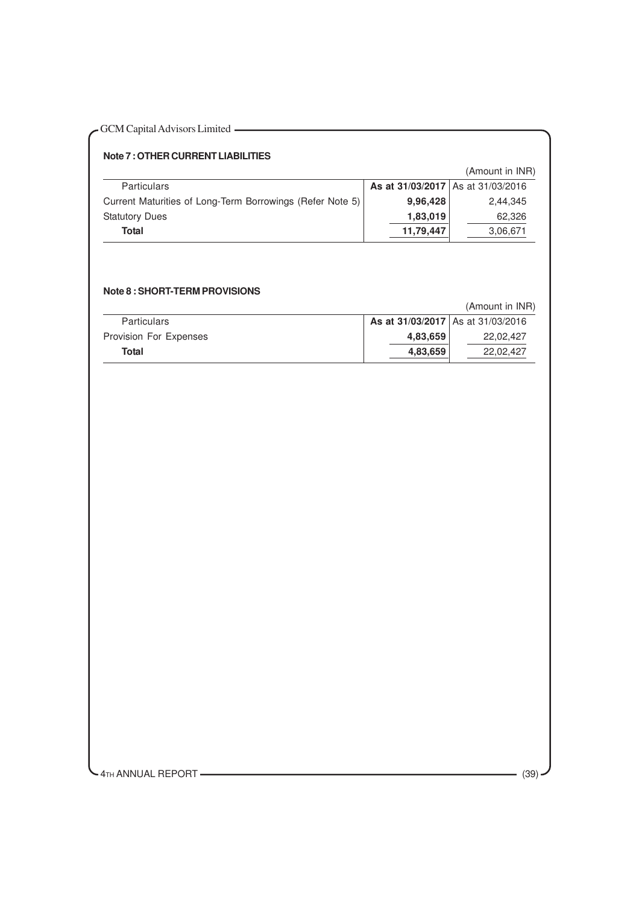### Note 7 : OTHER CURRENT LIABILITIES

(Amount in INR)

| Particulars | As at 31/03/2017 | As at 31/03/2016 |
|---|---|---|
| Current Maturities of Long-Term Borrowings (Refer Note 5) | **9,96,428** | 2,44,345 |
| Statutory Dues | **1,83,019** | 62,326 |
| **Total** | **11,79,447** | 3,06,671 |

### Note 8 : SHORT-TERM PROVISIONS

(Amount in INR)

| Particulars | As at 31/03/2017 | As at 31/03/2016 |
|---|---|---|
| Provision For Expenses | **4,83,659** | 22,02,427 |
| **Total** | **4,83,659** | 22,02,427 |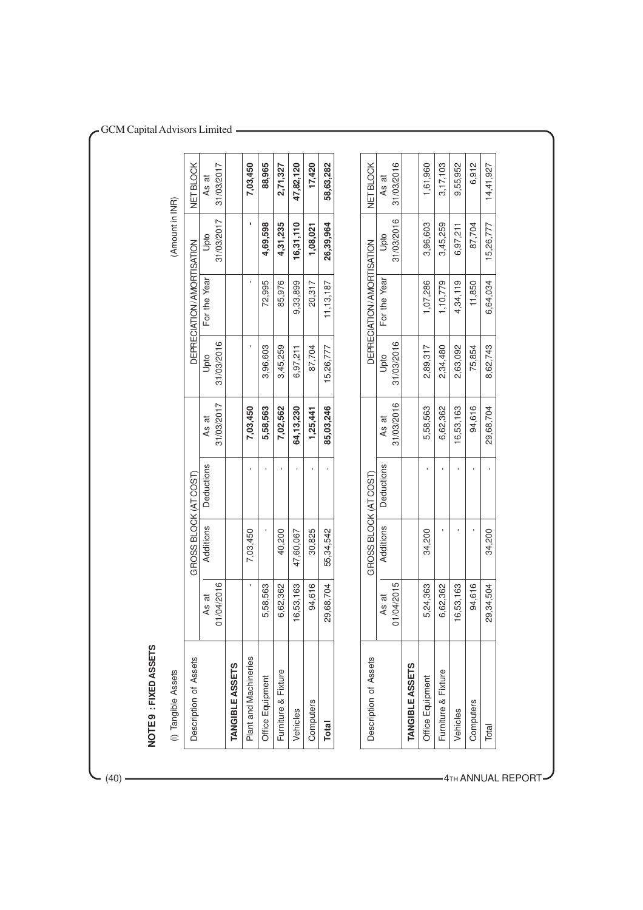**NOTE 9 : FIXED ASSETS**

(i) Tangible Assets

(Amount in INR)

| Description of Assets | GROSS BLOCK (AT COST) | | | | DEPRECIATION/AMORTISATION | | | NET BLOCK |
|---|---|---|---|---|---|---|---|---|
| | As at 01/04/2016 | Additions | Deductions | As at 31/03/2017 | Upto 31/03/2016 | For the Year | Upto 31/03/2017 | As at 31/03/2017 |
| **TANGIBLE ASSETS** | | | | | | | | |
| Plant and Machineries | - | 7,03,450 | - | **7,03,450** | - | - | **-** | **7,03,450** |
| Office Equipment | 5,58,563 | - | - | **5,58,563** | 3,96,603 | 72,995 | **4,69,598** | **88,965** |
| Furniture & Fixture | 6,62,362 | 40,200 | - | **7,02,562** | 3,45,259 | 85,976 | **4,31,235** | **2,71,327** |
| Vehicles | 16,53,163 | 47,60,067 | - | **64,13,230** | 6,97,211 | 9,33,899 | **16,31,110** | **47,82,120** |
| Computers | 94,616 | 30,825 | - | **1,25,441** | 87,704 | 20,317 | **1,08,021** | **17,420** |
| **Total** | 29,68,704 | 55,34,542 | - | **85,03,246** | 15,26,777 | 11,13,187 | **26,39,964** | **58,63,282** |

| Description of Assets | GROSS BLOCK (AT COST) | | | | DEPRECIATION/AMORTISATION | | | NET BLOCK |
|---|---|---|---|---|---|---|---|---|
| | As at 01/04/2015 | Additions | Deductions | As at 31/03/2016 | Upto 31/03/2016 | For the Year | Upto 31/03/2016 | As at 31/03/2016 |
| **TANGIBLE ASSETS** | | | | | | | | |
| Office Equipment | 5,24,363 | 34,200 | - | 5,58,563 | 2,89,317 | 1,07,286 | 3,96,603 | 1,61,960 |
| Furniture & Fixture | 6,62,362 | - | - | 6,62,362 | 2,34,480 | 1,10,779 | 3,45,259 | 3,17,103 |
| Vehicles | 16,53,163 | - | - | 16,53,163 | 2,63,092 | 4,34,119 | 6,97,211 | 9,55,952 |
| Computers | 94,616 | - | - | 94,616 | 75,854 | 11,850 | 87,704 | 6,912 |
| Total | 29,34,504 | 34,200 | - | 29,68,704 | 8,62,743 | 6,64,034 | 15,26,777 | 14,41,927 |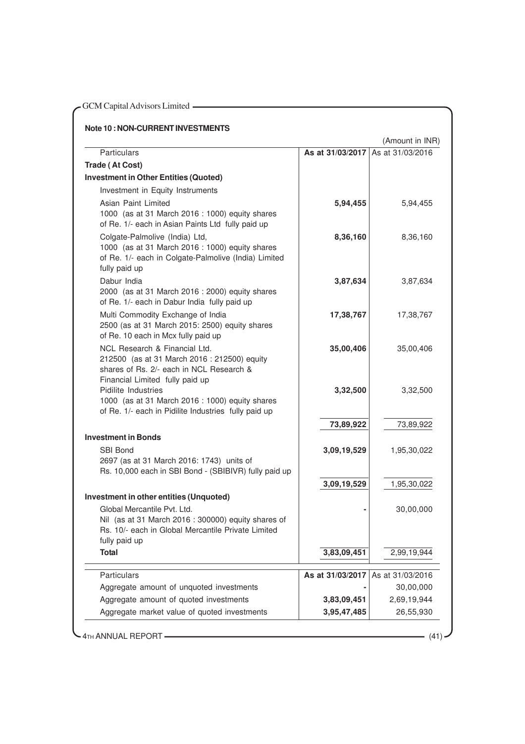## Note 10 : NON-CURRENT INVESTMENTS

(Amount in INR)

| Particulars | As at 31/03/2017 | As at 31/03/2016 |
|---|---|---|
| **Trade ( At Cost)** | | |
| **Investment in Other Entities (Quoted)** | | |
| Investment in Equity Instruments | | |
| Asian Paint Limited<br>1000 (as at 31 March 2016 : 1000) equity shares of Re. 1/- each in Asian Paints Ltd fully paid up | **5,94,455** | 5,94,455 |
| Colgate-Palmolive (India) Ltd,<br>1000 (as at 31 March 2016 : 1000) equity shares of Re. 1/- each in Colgate-Palmolive (India) Limited fully paid up | **8,36,160** | 8,36,160 |
| Dabur India<br>2000 (as at 31 March 2016 : 2000) equity shares of Re. 1/- each in Dabur India fully paid up | **3,87,634** | 3,87,634 |
| Multi Commodity Exchange of India<br>2500 (as at 31 March 2015: 2500) equity shares of Re. 10 each in Mcx fully paid up | **17,38,767** | 17,38,767 |
| NCL Research & Financial Ltd.<br>212500 (as at 31 March 2016 : 212500) equity shares of Rs. 2/- each in NCL Research & Financial Limited fully paid up | **35,00,406** | 35,00,406 |
| Pidilite Industries<br>1000 (as at 31 March 2016 : 1000) equity shares of Re. 1/- each in Pidilite Industries fully paid up | **3,32,500** | 3,32,500 |
| | **73,89,922** | 73,89,922 |
| **Investment in Bonds** | | |
| SBI Bond<br>2697 (as at 31 March 2016: 1743) units of Rs. 10,000 each in SBI Bond - (SBIBIVR) fully paid up | **3,09,19,529** | 1,95,30,022 |
| | **3,09,19,529** | 1,95,30,022 |
| **Investment in other entities (Unquoted)** | | |
| Global Mercantile Pvt. Ltd.<br>Nil (as at 31 March 2016 : 300000) equity shares of Rs. 10/- each in Global Mercantile Private Limited fully paid up | **-** | 30,00,000 |
| **Total** | **3,83,09,451** | 2,99,19,944 |

| Particulars | As at 31/03/2017 | As at 31/03/2016 |
|---|---|---|
| Aggregate amount of unquoted investments | **-** | 30,00,000 |
| Aggregate amount of quoted investments | **3,83,09,451** | 2,69,19,944 |
| Aggregate market value of quoted investments | **3,95,47,485** | 26,55,930 |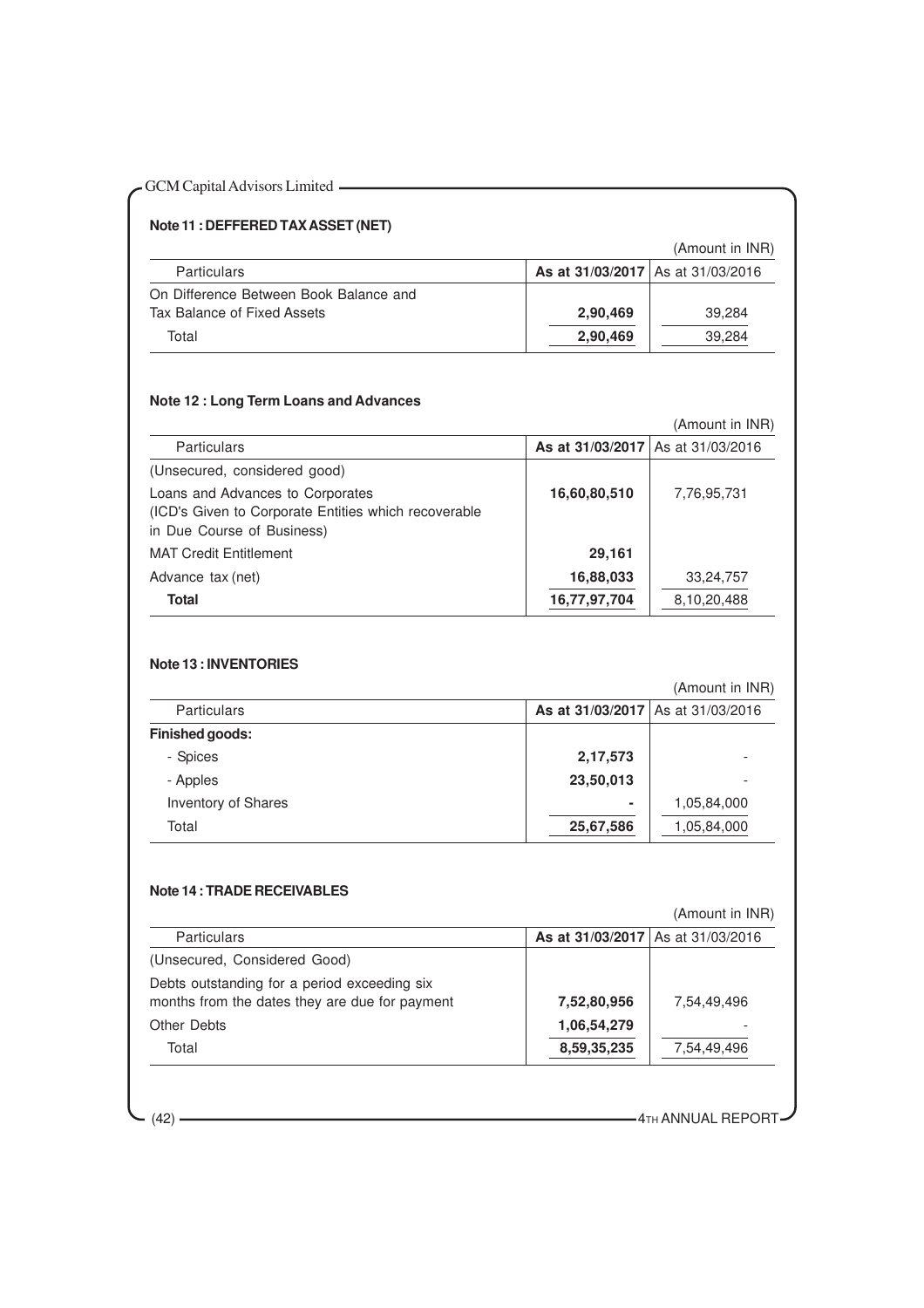### Note 11 : DEFFERED TAX ASSET (NET)

(Amount in INR)

| Particulars | As at 31/03/2017 | As at 31/03/2016 |
|---|---|---|
| On Difference Between Book Balance and Tax Balance of Fixed Assets | **2,90,469** | 39,284 |
| Total | **2,90,469** | 39,284 |

### Note 12 : Long Term Loans and Advances

(Amount in INR)

| Particulars | As at 31/03/2017 | As at 31/03/2016 |
|---|---|---|
| (Unsecured, considered good) | | |
| Loans and Advances to Corporates (ICD's Given to Corporate Entities which recoverable in Due Course of Business) | **16,60,80,510** | 7,76,95,731 |
| MAT Credit Entitlement | **29,161** | |
| Advance tax (net) | **16,88,033** | 33,24,757 |
| **Total** | **16,77,97,704** | 8,10,20,488 |

### Note 13 : INVENTORIES

(Amount in INR)

| Particulars | As at 31/03/2017 | As at 31/03/2016 |
|---|---|---|
| **Finished goods:** | | |
| - Spices | **2,17,573** | - |
| - Apples | **23,50,013** | - |
| Inventory of Shares | **-** | 1,05,84,000 |
| Total | **25,67,586** | 1,05,84,000 |

### Note 14 : TRADE RECEIVABLES

(Amount in INR)

| Particulars | As at 31/03/2017 | As at 31/03/2016 |
|---|---|---|
| (Unsecured, Considered Good) | | |
| Debts outstanding for a period exceeding six months from the dates they are due for payment | **7,52,80,956** | 7,54,49,496 |
| Other Debts | **1,06,54,279** | - |
| Total | **8,59,35,235** | 7,54,49,496 |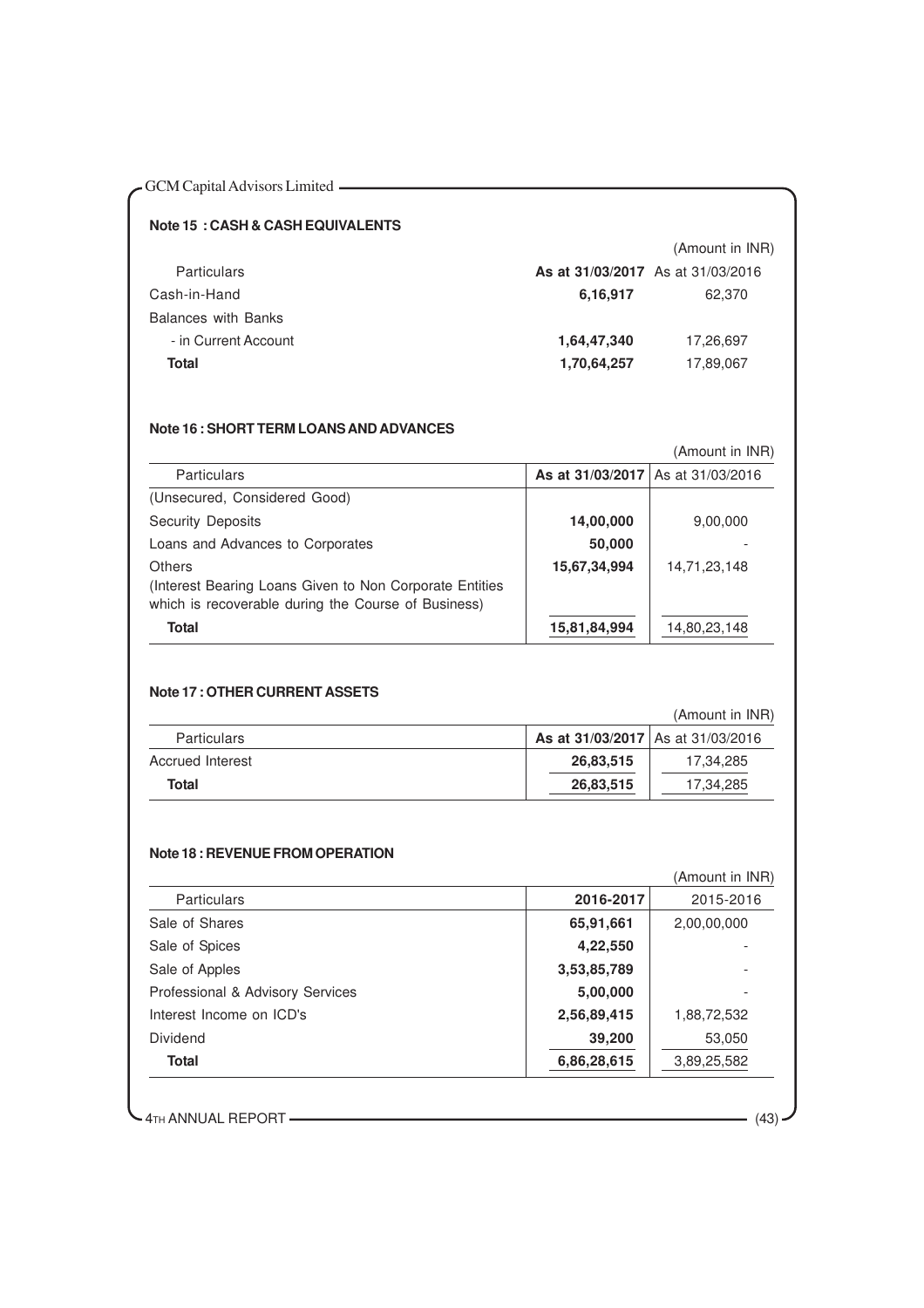### Note 15 : CASH & CASH EQUIVALENTS

(Amount in INR)

| Particulars | As at 31/03/2017 | As at 31/03/2016 |
|---|---|---|
| Cash-in-Hand | **6,16,917** | 62,370 |
| Balances with Banks | | |
| - in Current Account | **1,64,47,340** | 17,26,697 |
| **Total** | **1,70,64,257** | 17,89,067 |

### Note 16 : SHORT TERM LOANS AND ADVANCES

(Amount in INR)

| Particulars | As at 31/03/2017 | As at 31/03/2016 |
|---|---|---|
| (Unsecured, Considered Good) | | |
| Security Deposits | **14,00,000** | 9,00,000 |
| Loans and Advances to Corporates | **50,000** | - |
| Others<br>(Interest Bearing Loans Given to Non Corporate Entities which is recoverable during the Course of Business) | **15,67,34,994** | 14,71,23,148 |
| **Total** | **15,81,84,994** | 14,80,23,148 |

### Note 17 : OTHER CURRENT ASSETS

(Amount in INR)

| Particulars | As at 31/03/2017 | As at 31/03/2016 |
|---|---|---|
| Accrued Interest | **26,83,515** | 17,34,285 |
| **Total** | **26,83,515** | 17,34,285 |

### Note 18 : REVENUE FROM OPERATION

(Amount in INR)

| Particulars | 2016-2017 | 2015-2016 |
|---|---|---|
| Sale of Shares | **65,91,661** | 2,00,00,000 |
| Sale of Spices | **4,22,550** | - |
| Sale of Apples | **3,53,85,789** | - |
| Professional & Advisory Services | **5,00,000** | - |
| Interest Income on ICD's | **2,56,89,415** | 1,88,72,532 |
| Dividend | **39,200** | 53,050 |
| **Total** | **6,86,28,615** | 3,89,25,582 |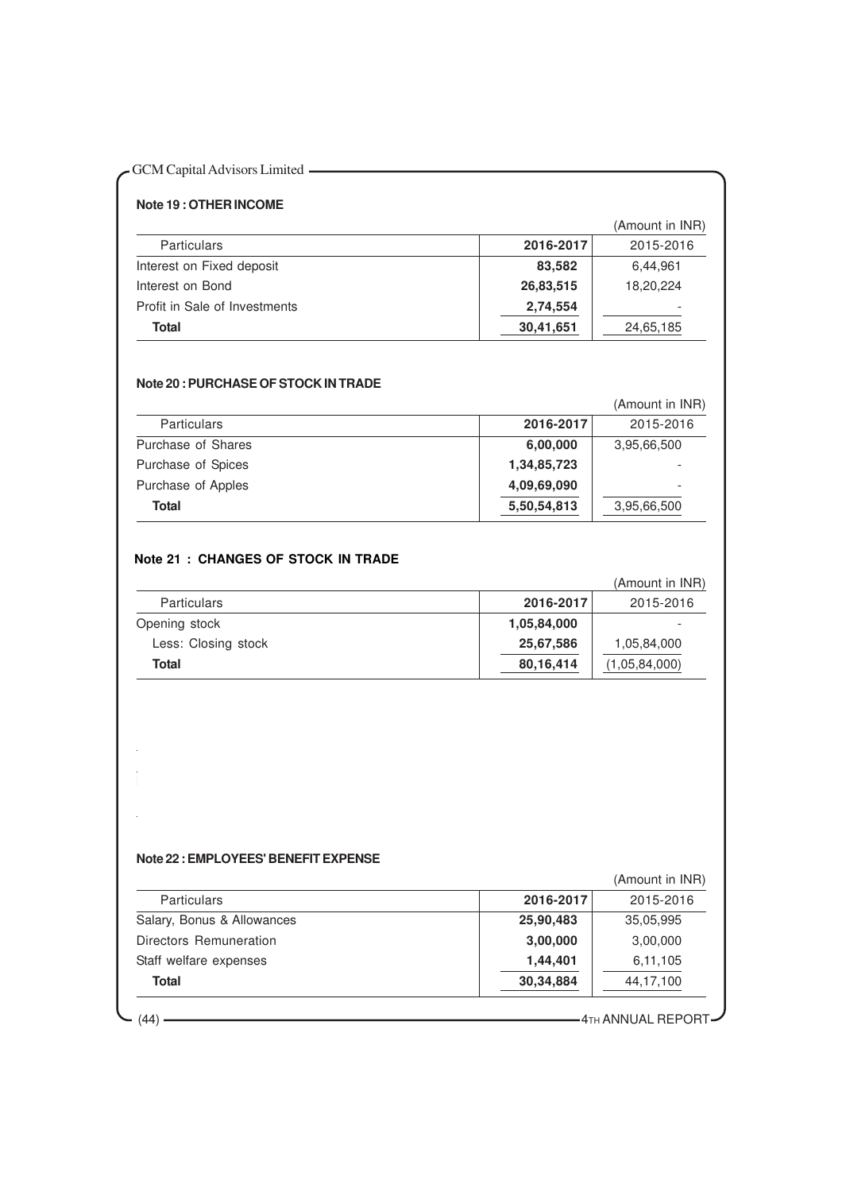### Note 19 : OTHER INCOME

(Amount in INR)

| Particulars | 2016-2017 | 2015-2016 |
|---|---|---|
| Interest on Fixed deposit | **83,582** | 6,44,961 |
| Interest on Bond | **26,83,515** | 18,20,224 |
| Profit in Sale of Investments | **2,74,554** | - |
| **Total** | **30,41,651** | 24,65,185 |

### Note 20 : PURCHASE OF STOCK IN TRADE

(Amount in INR)

| Particulars | 2016-2017 | 2015-2016 |
|---|---|---|
| Purchase of Shares | **6,00,000** | 3,95,66,500 |
| Purchase of Spices | **1,34,85,723** | - |
| Purchase of Apples | **4,09,69,090** | - |
| **Total** | **5,50,54,813** | 3,95,66,500 |

### Note 21 : CHANGES OF STOCK IN TRADE

(Amount in INR)

| Particulars | 2016-2017 | 2015-2016 |
|---|---|---|
| Opening stock | **1,05,84,000** | - |
| Less: Closing stock | **25,67,586** | 1,05,84,000 |
| **Total** | **80,16,414** | (1,05,84,000) |

### Note 22 : EMPLOYEES' BENEFIT EXPENSE

(Amount in INR)

| Particulars | 2016-2017 | 2015-2016 |
|---|---|---|
| Salary, Bonus & Allowances | **25,90,483** | 35,05,995 |
| Directors Remuneration | **3,00,000** | 3,00,000 |
| Staff welfare expenses | **1,44,401** | 6,11,105 |
| **Total** | **30,34,884** | 44,17,100 |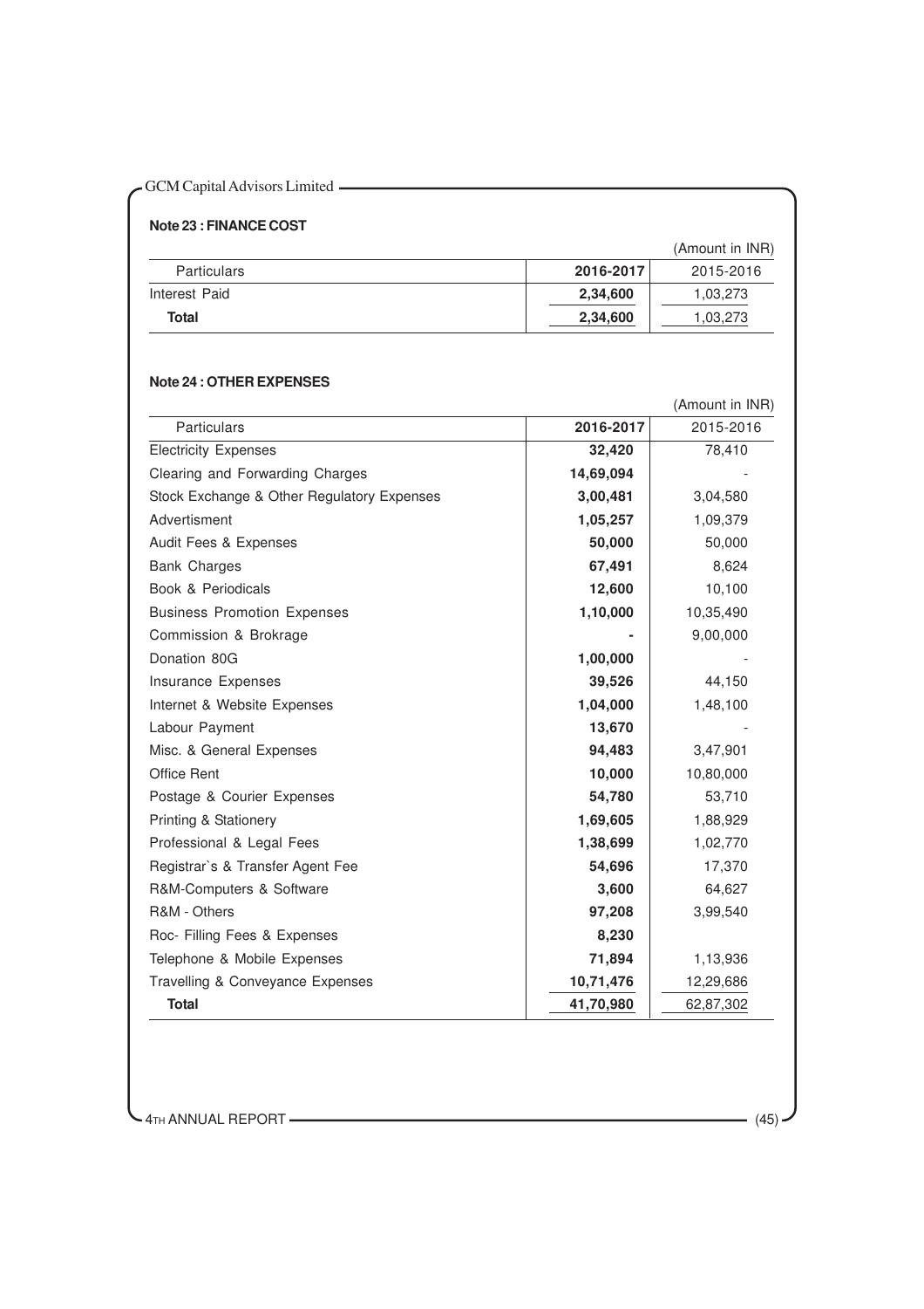**Note 23 : FINANCE COST**

(Amount in INR)

| Particulars | 2016-2017 | 2015-2016 |
|---|---|---|
| Interest Paid | **2,34,600** | 1,03,273 |
| **Total** | **2,34,600** | 1,03,273 |

**Note 24 : OTHER EXPENSES**

(Amount in INR)

| Particulars | 2016-2017 | 2015-2016 |
|---|---|---|
| Electricity Expenses | **32,420** | 78,410 |
| Clearing and Forwarding Charges | **14,69,094** | - |
| Stock Exchange & Other Regulatory Expenses | **3,00,481** | 3,04,580 |
| Advertisment | **1,05,257** | 1,09,379 |
| Audit Fees & Expenses | **50,000** | 50,000 |
| Bank Charges | **67,491** | 8,624 |
| Book & Periodicals | **12,600** | 10,100 |
| Business Promotion Expenses | **1,10,000** | 10,35,490 |
| Commission & Brokrage | **-** | 9,00,000 |
| Donation 80G | **1,00,000** | - |
| Insurance Expenses | **39,526** | 44,150 |
| Internet & Website Expenses | **1,04,000** | 1,48,100 |
| Labour Payment | **13,670** | - |
| Misc. & General Expenses | **94,483** | 3,47,901 |
| Office Rent | **10,000** | 10,80,000 |
| Postage & Courier Expenses | **54,780** | 53,710 |
| Printing & Stationery | **1,69,605** | 1,88,929 |
| Professional & Legal Fees | **1,38,699** | 1,02,770 |
| Registrar`s & Transfer Agent Fee | **54,696** | 17,370 |
| R&M-Computers & Software | **3,600** | 64,627 |
| R&M - Others | **97,208** | 3,99,540 |
| Roc- Filling Fees & Expenses | **8,230** | |
| Telephone & Mobile Expenses | **71,894** | 1,13,936 |
| Travelling & Conveyance Expenses | **10,71,476** | 12,29,686 |
| **Total** | **41,70,980** | 62,87,302 |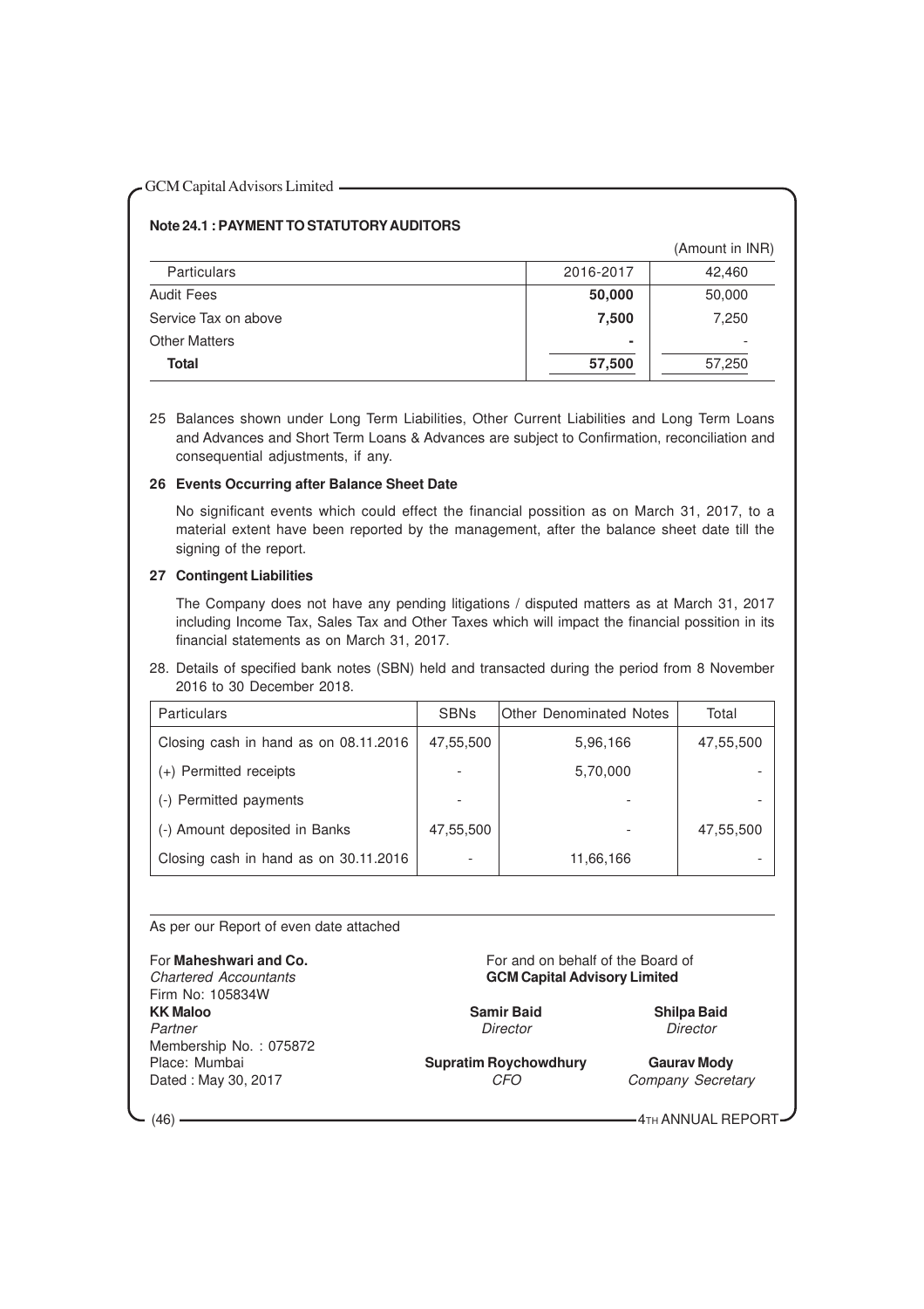### Note 24.1 : PAYMENT TO STATUTORY AUDITORS

(Amount in INR)

| Particulars | 2016-2017 | 42,460 |
|---|---|---|
| Audit Fees | **50,000** | 50,000 |
| Service Tax on above | **7,500** | 7,250 |
| Other Matters | **-** | - |
| **Total** | **57,500** | 57,250 |

25 Balances shown under Long Term Liabilities, Other Current Liabilities and Long Term Loans and Advances and Short Term Loans & Advances are subject to Confirmation, reconciliation and consequential adjustments, if any.

**26 Events Occurring after Balance Sheet Date**

No significant events which could effect the financial possition as on March 31, 2017, to a material extent have been reported by the management, after the balance sheet date till the signing of the report.

**27 Contingent Liabilities**

The Company does not have any pending litigations / disputed matters as at March 31, 2017 including Income Tax, Sales Tax and Other Taxes which will impact the financial possition in its financial statements as on March 31, 2017.

28. Details of specified bank notes (SBN) held and transacted during the period from 8 November 2016 to 30 December 2018.

| Particulars | SBNs | Other Denominated Notes | Total |
|---|---|---|---|
| Closing cash in hand as on 08.11.2016 | 47,55,500 | 5,96,166 | 47,55,500 |
| (+) Permitted receipts | - | 5,70,000 | - |
| (-) Permitted payments | - | - | - |
| (-) Amount deposited in Banks | 47,55,500 | - | 47,55,500 |
| Closing cash in hand as on 30.11.2016 | - | 11,66,166 | - |

As per our Report of even date attached

For **Maheshwari and Co.**
*Chartered Accountants*
Firm No: 105834W
**KK Maloo**
*Partner*
Membership No. : 075872
Place: Mumbai
Dated : May 30, 2017

For and on behalf of the Board of
**GCM Capital Advisory Limited**

**Samir Baid**
*Director*

**Shilpa Baid**
*Director*

**Supratim Roychowdhury**
*CFO*

**Gaurav Mody**
*Company Secretary*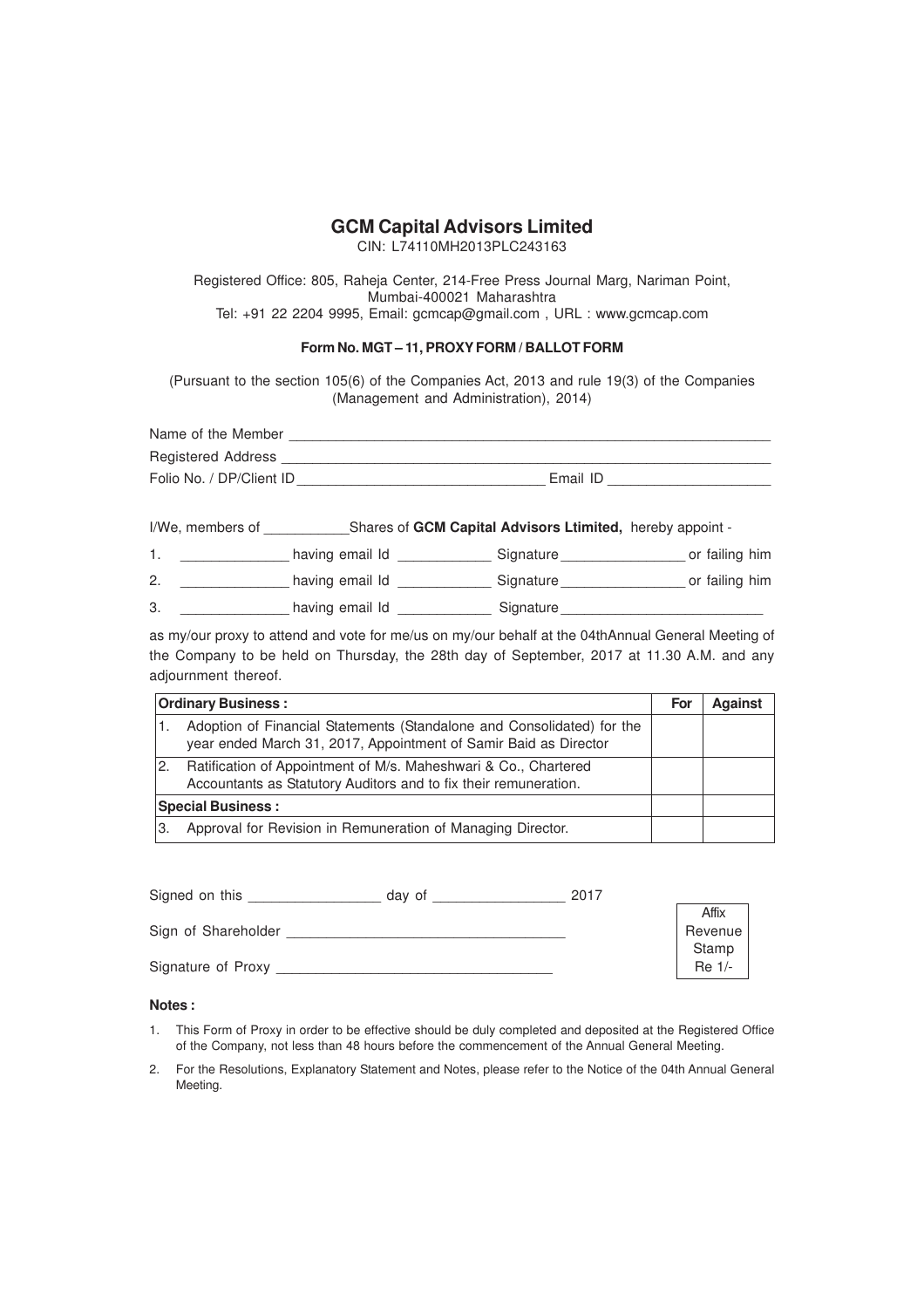# GCM Capital Advisors Limited

CIN: L74110MH2013PLC243163

Registered Office: 805, Raheja Center, 214-Free Press Journal Marg, Nariman Point, Mumbai-400021 Maharashtra
Tel: +91 22 2204 9995, Email: gcmcap@gmail.com , URL : www.gcmcap.com

**Form No. MGT – 11, PROXY FORM / BALLOT FORM**

(Pursuant to the section 105(6) of the Companies Act, 2013 and rule 19(3) of the Companies (Management and Administration), 2014)

Name of the Member ______________________________________________________________

Registered Address ______________________________________________________________

Folio No. / DP/Client ID ____________________________ Email ID ___________________

I/We, members of ___________Shares of **GCM Capital Advisors Ltimited,** hereby appoint -

1. _____________ having email Id ____________ Signature ________________ or failing him
2. _____________ having email Id ____________ Signature ________________ or failing him
3. _____________ having email Id ____________ Signature _________________________

as my/our proxy to attend and vote for me/us on my/our behalf at the 04thAnnual General Meeting of the Company to be held on Thursday, the 28th day of September, 2017 at 11.30 A.M. and any adjournment thereof.

| **Ordinary Business :** | **For** | **Against** |
|---|---|---|
| 1. Adoption of Financial Statements (Standalone and Consolidated) for the year ended March 31, 2017, Appointment of Samir Baid as Director | | |
| 2. Ratification of Appointment of M/s. Maheshwari & Co., Chartered Accountants as Statutory Auditors and to fix their remuneration. | | |
| **Special Business :** | | |
| 3. Approval for Revision in Remuneration of Managing Director. | | |

Signed on this ________________ day of ________________ 2017

Sign of Shareholder _________________________________

Signature of Proxy _________________________________

Affix Revenue Stamp Re 1/-

**Notes :**

1. This Form of Proxy in order to be effective should be duly completed and deposited at the Registered Office of the Company, not less than 48 hours before the commencement of the Annual General Meeting.
2. For the Resolutions, Explanatory Statement and Notes, please refer to the Notice of the 04th Annual General Meeting.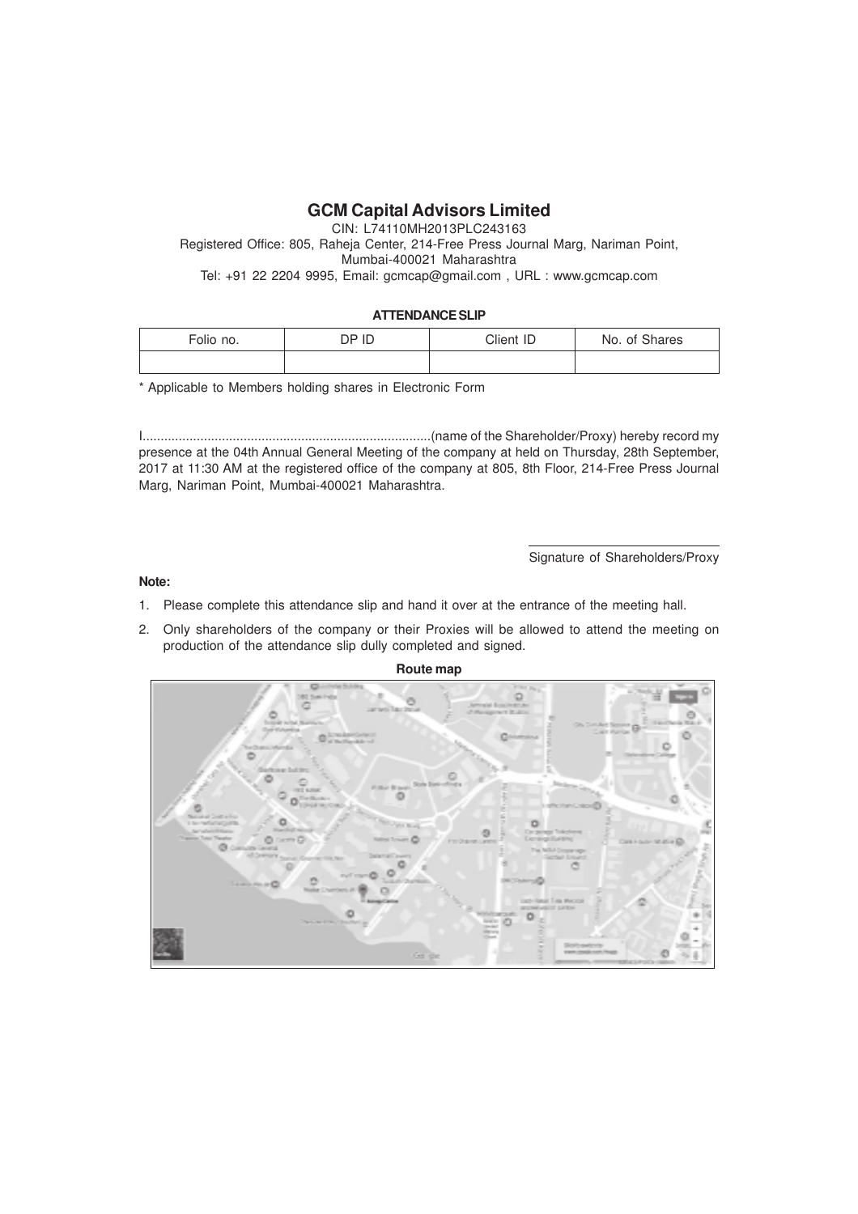# GCM Capital Advisors Limited

CIN: L74110MH2013PLC243163

Registered Office: 805, Raheja Center, 214-Free Press Journal Marg, Nariman Point, Mumbai-400021 Maharashtra

Tel: +91 22 2204 9995, Email: gcmcap@gmail.com , URL : www.gcmcap.com

**ATTENDANCE SLIP**

| Folio no. | DP ID | Client ID | No. of Shares |
|---|---|---|---|
| | | | |

* Applicable to Members holding shares in Electronic Form

I..............................................................................(name of the Shareholder/Proxy) hereby record my presence at the 04th Annual General Meeting of the company at held on Thursday, 28th September, 2017 at 11:30 AM at the registered office of the company at 805, 8th Floor, 214-Free Press Journal Marg, Nariman Point, Mumbai-400021 Maharashtra.

Signature of Shareholders/Proxy

**Note:**

1. Please complete this attendance slip and hand it over at the entrance of the meeting hall.
2. Only shareholders of the company or their Proxies will be allowed to attend the meeting on production of the attendance slip dully completed and signed.

**Route map**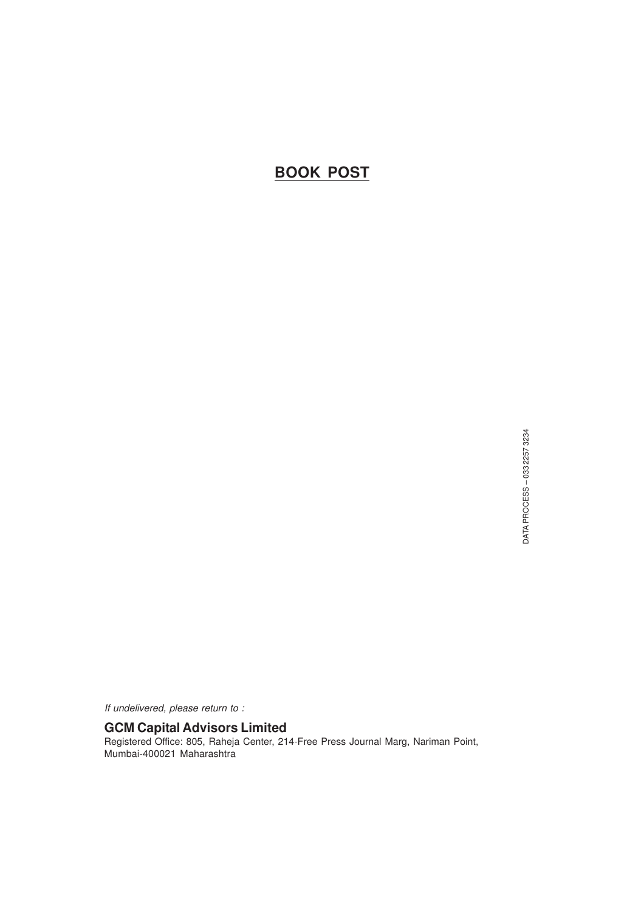**BOOK POST**

DATA PROCESS – 033 2257 3234

*If undelivered, please return to :*

**GCM Capital Advisors Limited**

Registered Office: 805, Raheja Center, 214-Free Press Journal Marg, Nariman Point, Mumbai-400021 Maharashtra